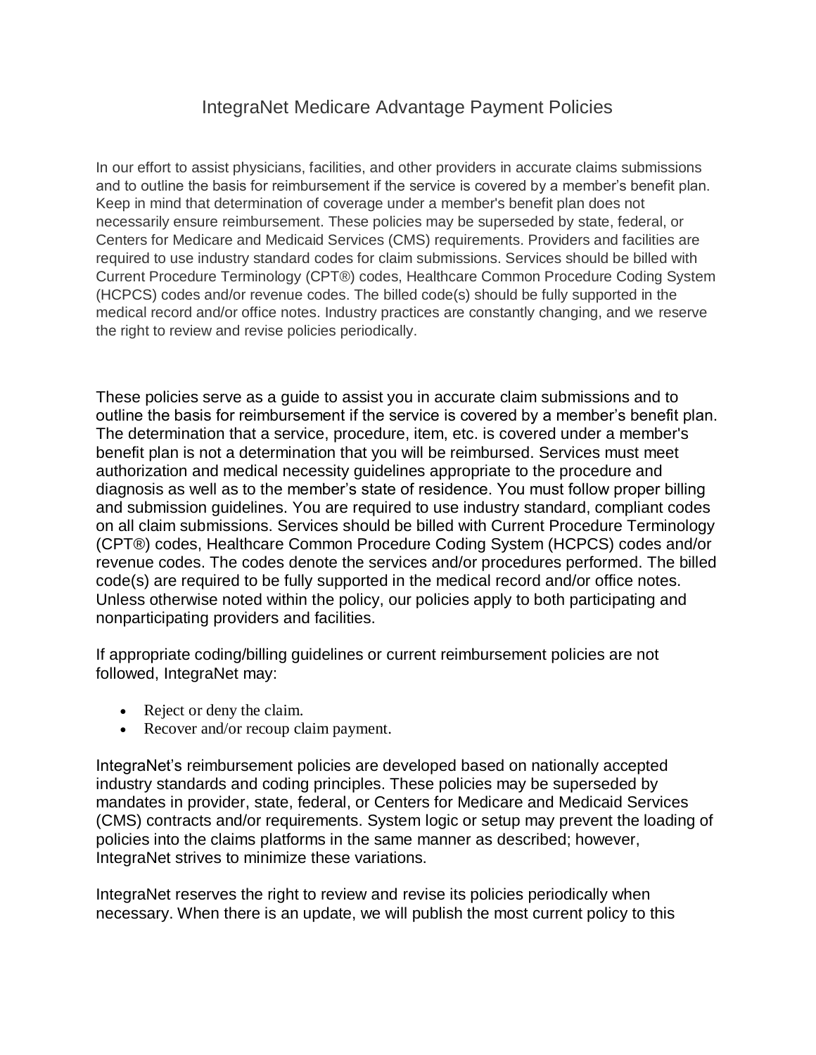# IntegraNet Medicare Advantage Payment Policies

In our effort to assist physicians, facilities, and other providers in accurate claims submissions and to outline the basis for reimbursement if the service is covered by a member's benefit plan. Keep in mind that determination of coverage under a member's benefit plan does not necessarily ensure reimbursement. These policies may be superseded by state, federal, or Centers for Medicare and Medicaid Services (CMS) requirements. Providers and facilities are required to use industry standard codes for claim submissions. Services should be billed with Current Procedure Terminology (CPT®) codes, Healthcare Common Procedure Coding System (HCPCS) codes and/or revenue codes. The billed code(s) should be fully supported in the medical record and/or office notes. Industry practices are constantly changing, and we reserve the right to review and revise policies periodically.

These policies serve as a guide to assist you in accurate claim submissions and to outline the basis for reimbursement if the service is covered by a member's benefit plan. The determination that a service, procedure, item, etc. is covered under a member's benefit plan is not a determination that you will be reimbursed. Services must meet authorization and medical necessity guidelines appropriate to the procedure and diagnosis as well as to the member's state of residence. You must follow proper billing and submission guidelines. You are required to use industry standard, compliant codes on all claim submissions. Services should be billed with Current Procedure Terminology (CPT®) codes, Healthcare Common Procedure Coding System (HCPCS) codes and/or revenue codes. The codes denote the services and/or procedures performed. The billed code(s) are required to be fully supported in the medical record and/or office notes. Unless otherwise noted within the policy, our policies apply to both participating and nonparticipating providers and facilities.

If appropriate coding/billing guidelines or current reimbursement policies are not followed, IntegraNet may:

- Reject or deny the claim.
- Recover and/or recoup claim payment.

IntegraNet's reimbursement policies are developed based on nationally accepted industry standards and coding principles. These policies may be superseded by mandates in provider, state, federal, or Centers for Medicare and Medicaid Services (CMS) contracts and/or requirements. System logic or setup may prevent the loading of policies into the claims platforms in the same manner as described; however, IntegraNet strives to minimize these variations.

IntegraNet reserves the right to review and revise its policies periodically when necessary. When there is an update, we will publish the most current policy to this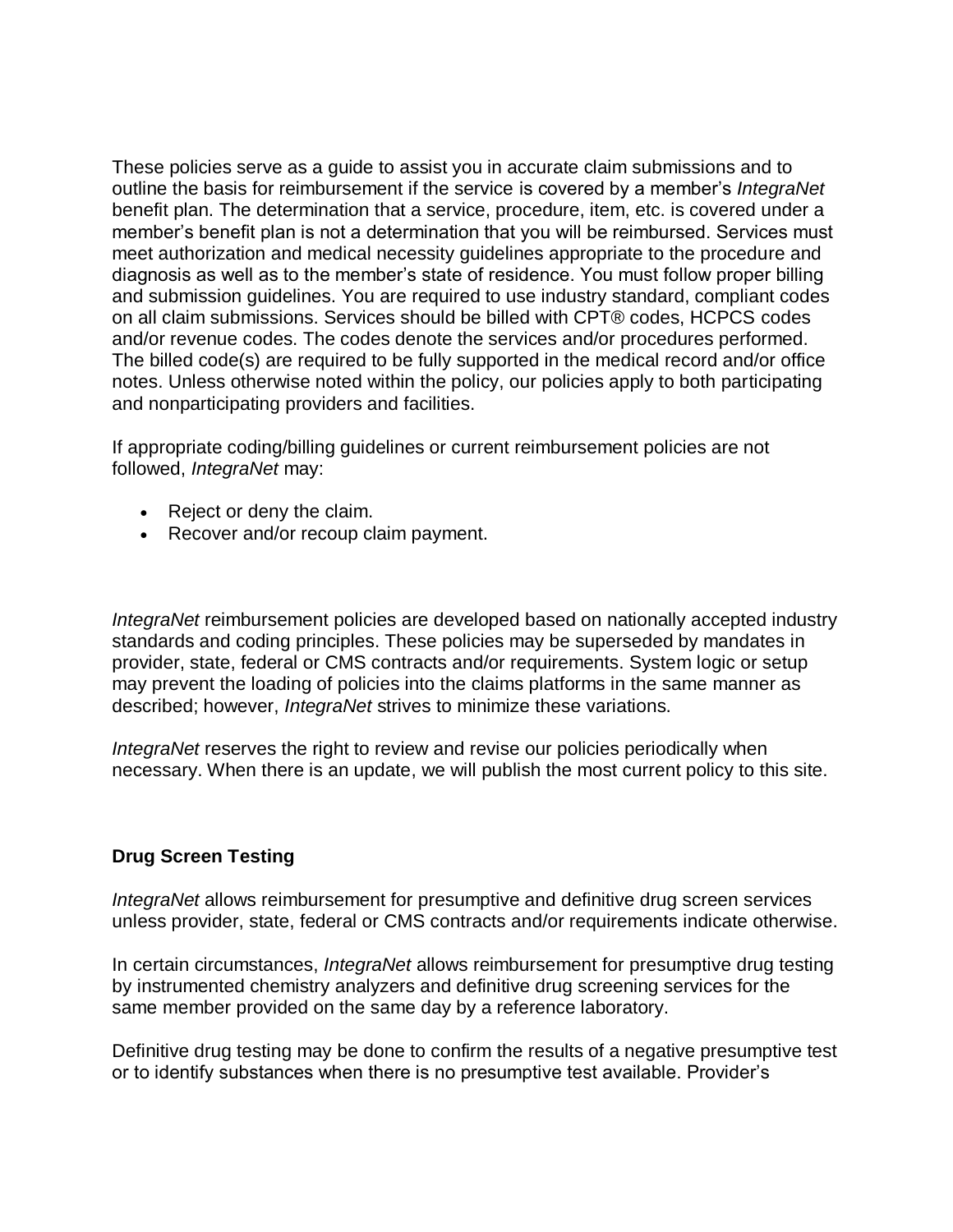These policies serve as a guide to assist you in accurate claim submissions and to outline the basis for reimbursement if the service is covered by a member's *IntegraNet* benefit plan. The determination that a service, procedure, item, etc. is covered under a member's benefit plan is not a determination that you will be reimbursed. Services must meet authorization and medical necessity guidelines appropriate to the procedure and diagnosis as well as to the member's state of residence. You must follow proper billing and submission guidelines. You are required to use industry standard, compliant codes on all claim submissions. Services should be billed with CPT® codes, HCPCS codes and/or revenue codes. The codes denote the services and/or procedures performed. The billed code(s) are required to be fully supported in the medical record and/or office notes. Unless otherwise noted within the policy, our policies apply to both participating and nonparticipating providers and facilities.

If appropriate coding/billing guidelines or current reimbursement policies are not followed, *IntegraNet* may:

- Reject or deny the claim.
- Recover and/or recoup claim payment.

*IntegraNet* reimbursement policies are developed based on nationally accepted industry standards and coding principles. These policies may be superseded by mandates in provider, state, federal or CMS contracts and/or requirements. System logic or setup may prevent the loading of policies into the claims platforms in the same manner as described; however, *IntegraNet* strives to minimize these variations.

*IntegraNet* reserves the right to review and revise our policies periodically when necessary. When there is an update, we will publish the most current policy to this site.

**Drug Screen Testing**

*IntegraNet* allows reimbursement for presumptive and definitive drug screen services unless provider, state, federal or CMS contracts and/or requirements indicate otherwise.

In certain circumstances, *IntegraNet* allows reimbursement for presumptive drug testing by instrumented chemistry analyzers and definitive drug screening services for the same member provided on the same day by a reference laboratory.

Definitive drug testing may be done to confirm the results of a negative presumptive test or to identify substances when there is no presumptive test available. Provider's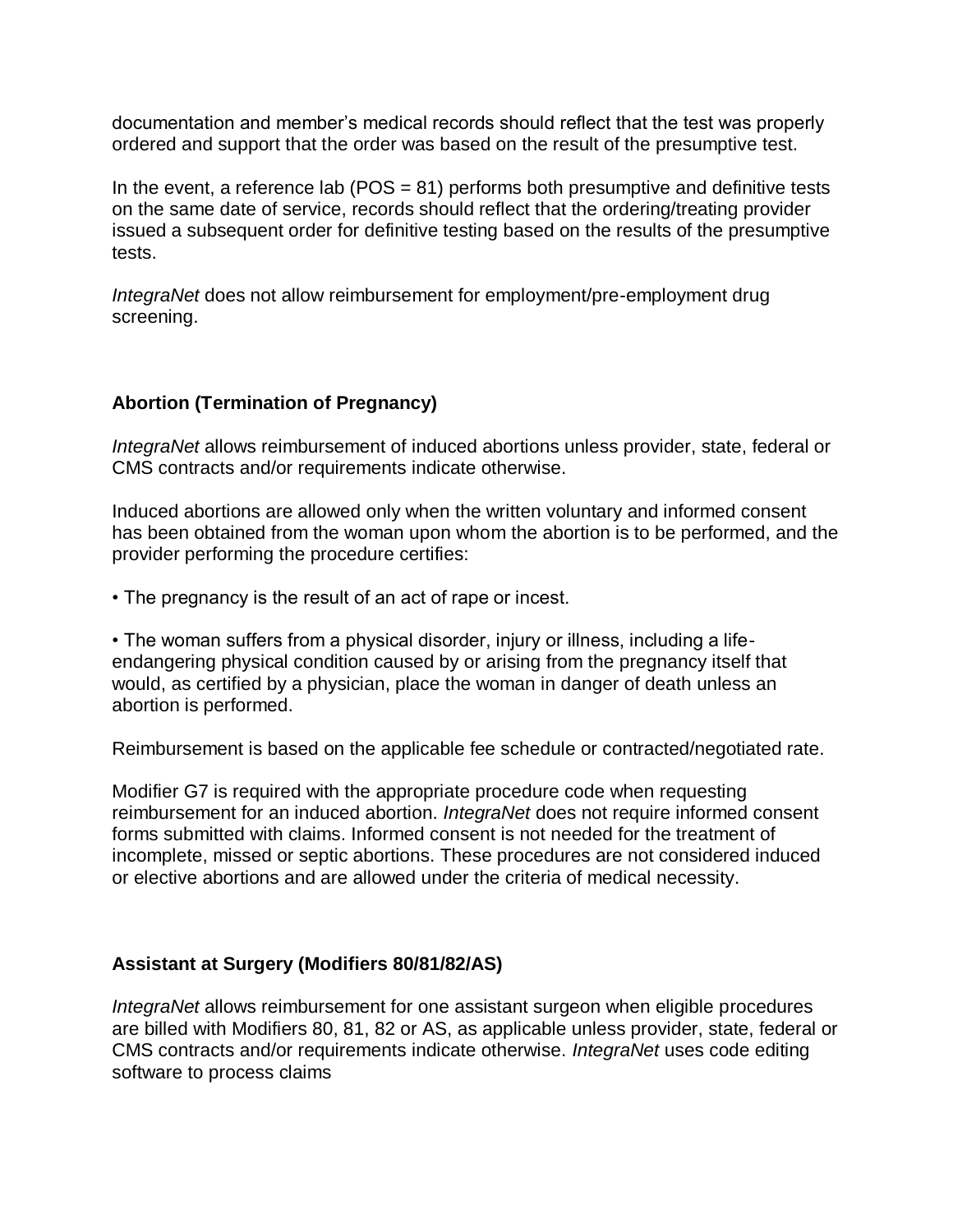documentation and member's medical records should reflect that the test was properly ordered and support that the order was based on the result of the presumptive test.

In the event, a reference lab (POS = 81) performs both presumptive and definitive tests on the same date of service, records should reflect that the ordering/treating provider issued a subsequent order for definitive testing based on the results of the presumptive tests.

*IntegraNet* does not allow reimbursement for employment/pre-employment drug screening.

**Abortion (Termination of Pregnancy)**

*IntegraNet* allows reimbursement of induced abortions unless provider, state, federal or CMS contracts and/or requirements indicate otherwise.

Induced abortions are allowed only when the written voluntary and informed consent has been obtained from the woman upon whom the abortion is to be performed, and the provider performing the procedure certifies:

- The pregnancy is the result of an act of rape or incest.

- The woman suffers from a physical disorder, injury or illness, including a life-endangering physical condition caused by or arising from the pregnancy itself that would, as certified by a physician, place the woman in danger of death unless an abortion is performed.

Reimbursement is based on the applicable fee schedule or contracted/negotiated rate.

Modifier G7 is required with the appropriate procedure code when requesting reimbursement for an induced abortion. *IntegraNet* does not require informed consent forms submitted with claims. Informed consent is not needed for the treatment of incomplete, missed or septic abortions. These procedures are not considered induced or elective abortions and are allowed under the criteria of medical necessity.

**Assistant at Surgery (Modifiers 80/81/82/AS)**

*IntegraNet* allows reimbursement for one assistant surgeon when eligible procedures are billed with Modifiers 80, 81, 82 or AS, as applicable unless provider, state, federal or CMS contracts and/or requirements indicate otherwise. *IntegraNet* uses code editing software to process claims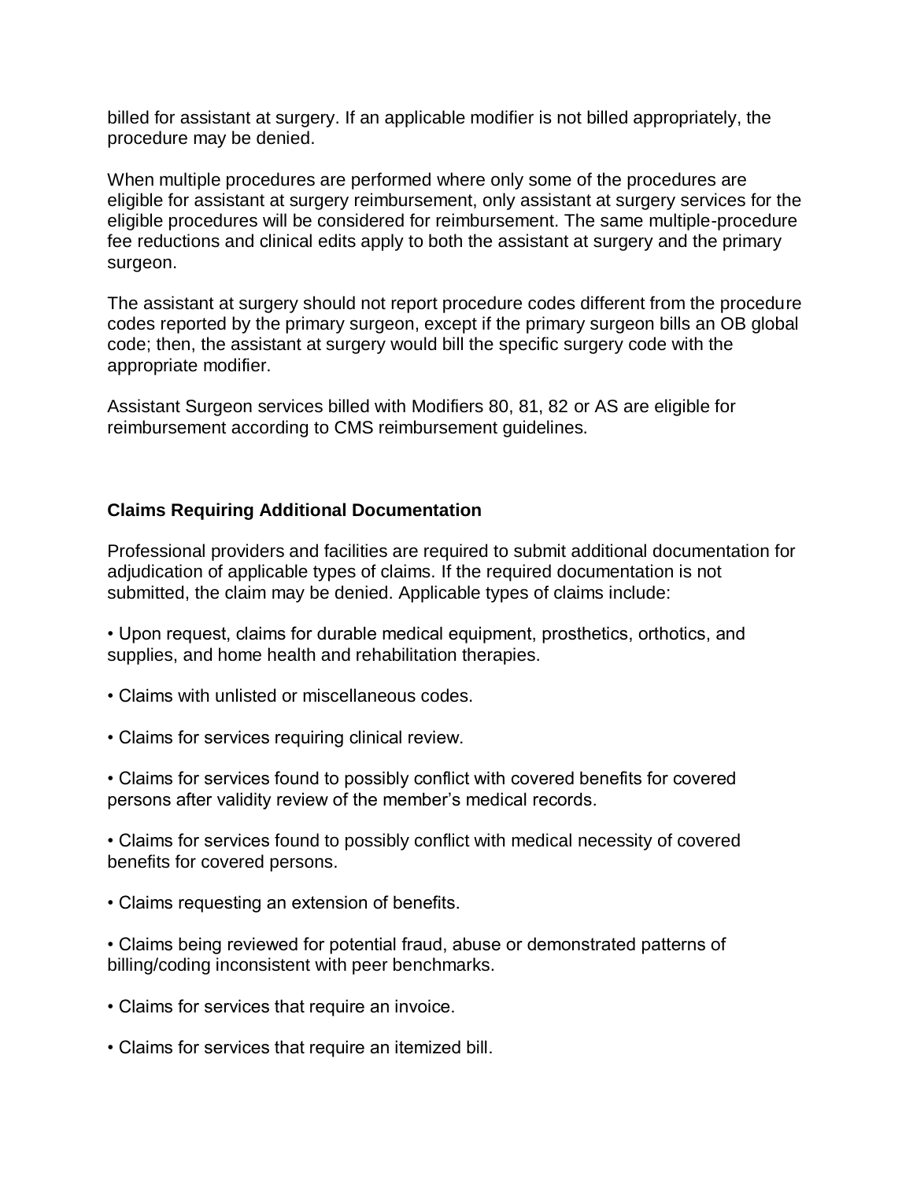billed for assistant at surgery. If an applicable modifier is not billed appropriately, the procedure may be denied.

When multiple procedures are performed where only some of the procedures are eligible for assistant at surgery reimbursement, only assistant at surgery services for the eligible procedures will be considered for reimbursement. The same multiple-procedure fee reductions and clinical edits apply to both the assistant at surgery and the primary surgeon.

The assistant at surgery should not report procedure codes different from the procedure codes reported by the primary surgeon, except if the primary surgeon bills an OB global code; then, the assistant at surgery would bill the specific surgery code with the appropriate modifier.

Assistant Surgeon services billed with Modifiers 80, 81, 82 or AS are eligible for reimbursement according to CMS reimbursement guidelines.

**Claims Requiring Additional Documentation**

Professional providers and facilities are required to submit additional documentation for adjudication of applicable types of claims. If the required documentation is not submitted, the claim may be denied. Applicable types of claims include:

- Upon request, claims for durable medical equipment, prosthetics, orthotics, and supplies, and home health and rehabilitation therapies.
- Claims with unlisted or miscellaneous codes.
- Claims for services requiring clinical review.
- Claims for services found to possibly conflict with covered benefits for covered persons after validity review of the member's medical records.
- Claims for services found to possibly conflict with medical necessity of covered benefits for covered persons.
- Claims requesting an extension of benefits.
- Claims being reviewed for potential fraud, abuse or demonstrated patterns of billing/coding inconsistent with peer benchmarks.
- Claims for services that require an invoice.
- Claims for services that require an itemized bill.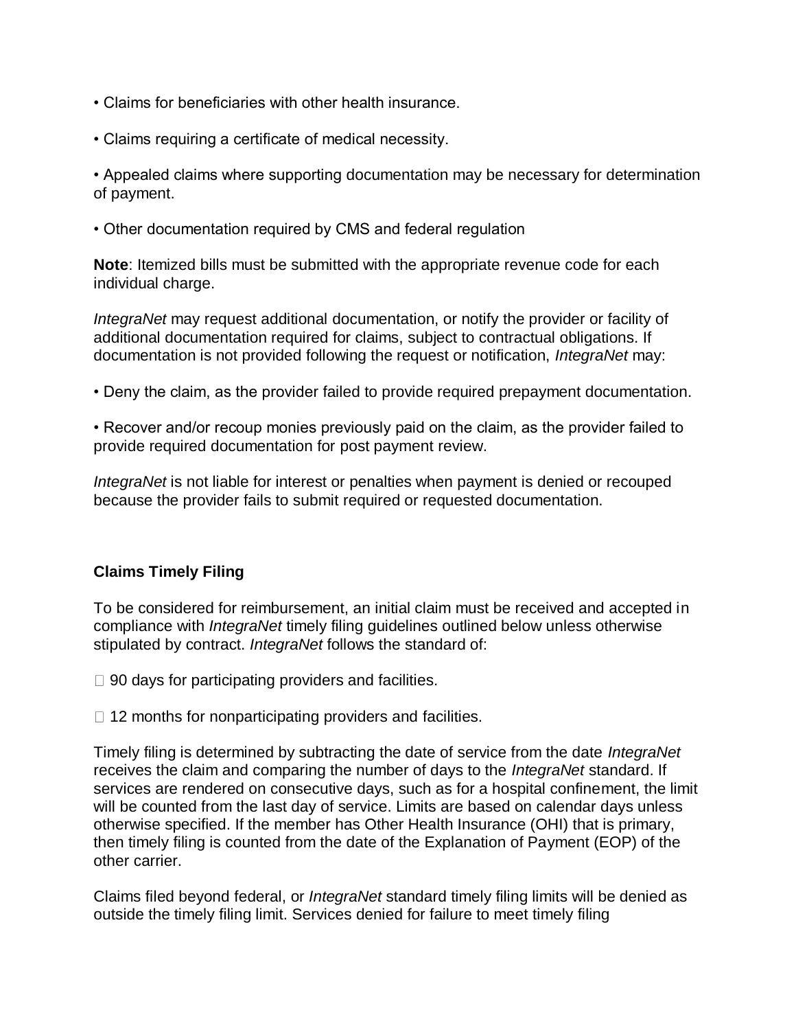- Claims for beneficiaries with other health insurance.
- Claims requiring a certificate of medical necessity.
- Appealed claims where supporting documentation may be necessary for determination of payment.
- Other documentation required by CMS and federal regulation

**Note**: Itemized bills must be submitted with the appropriate revenue code for each individual charge.

*IntegraNet* may request additional documentation, or notify the provider or facility of additional documentation required for claims, subject to contractual obligations. If documentation is not provided following the request or notification, *IntegraNet* may:

- Deny the claim, as the provider failed to provide required prepayment documentation.
- Recover and/or recoup monies previously paid on the claim, as the provider failed to provide required documentation for post payment review.

*IntegraNet* is not liable for interest or penalties when payment is denied or recouped because the provider fails to submit required or requested documentation.

**Claims Timely Filing**

To be considered for reimbursement, an initial claim must be received and accepted in compliance with *IntegraNet* timely filing guidelines outlined below unless otherwise stipulated by contract. *IntegraNet* follows the standard of:

- 90 days for participating providers and facilities.
- 12 months for nonparticipating providers and facilities.

Timely filing is determined by subtracting the date of service from the date *IntegraNet* receives the claim and comparing the number of days to the *IntegraNet* standard. If services are rendered on consecutive days, such as for a hospital confinement, the limit will be counted from the last day of service. Limits are based on calendar days unless otherwise specified. If the member has Other Health Insurance (OHI) that is primary, then timely filing is counted from the date of the Explanation of Payment (EOP) of the other carrier.

Claims filed beyond federal, or *IntegraNet* standard timely filing limits will be denied as outside the timely filing limit. Services denied for failure to meet timely filing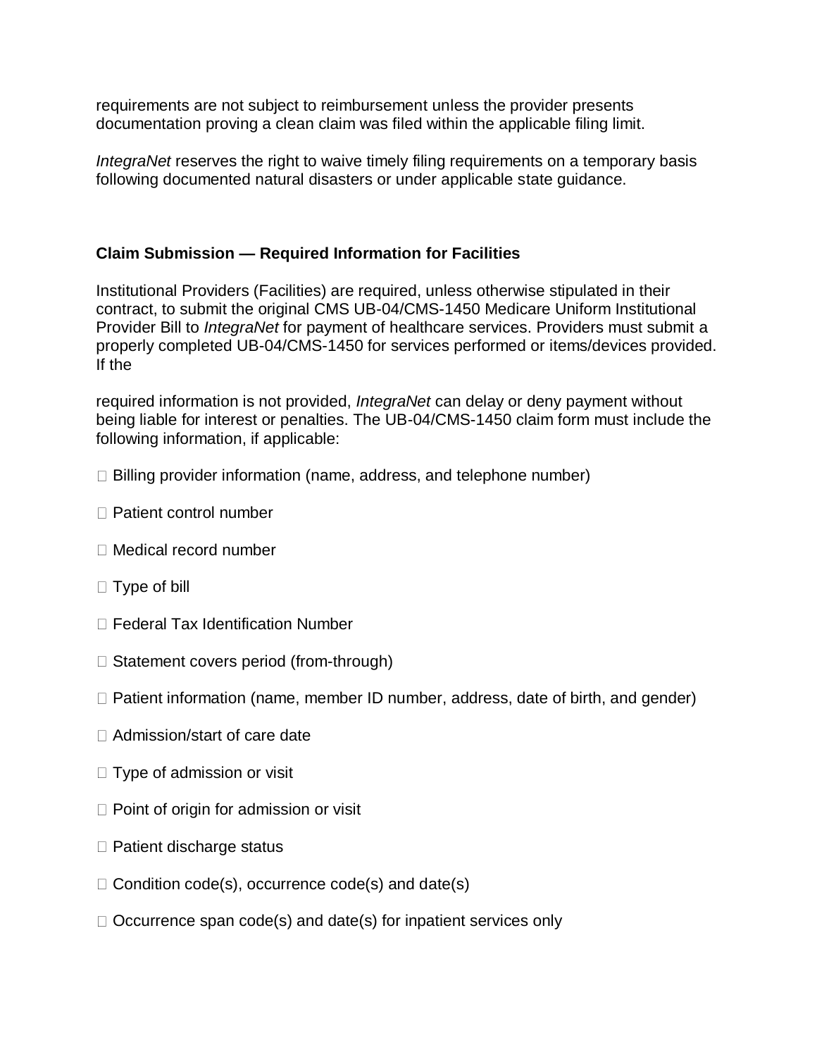requirements are not subject to reimbursement unless the provider presents documentation proving a clean claim was filed within the applicable filing limit.

*IntegraNet* reserves the right to waive timely filing requirements on a temporary basis following documented natural disasters or under applicable state guidance.

**Claim Submission — Required Information for Facilities**

Institutional Providers (Facilities) are required, unless otherwise stipulated in their contract, to submit the original CMS UB-04/CMS-1450 Medicare Uniform Institutional Provider Bill to *IntegraNet* for payment of healthcare services. Providers must submit a properly completed UB-04/CMS-1450 for services performed or items/devices provided. If the

required information is not provided, *IntegraNet* can delay or deny payment without being liable for interest or penalties. The UB-04/CMS-1450 claim form must include the following information, if applicable:

- Billing provider information (name, address, and telephone number)
- Patient control number
- Medical record number
- Type of bill
- Federal Tax Identification Number
- Statement covers period (from-through)
- Patient information (name, member ID number, address, date of birth, and gender)
- Admission/start of care date
- Type of admission or visit
- Point of origin for admission or visit
- Patient discharge status
- Condition code(s), occurrence code(s) and date(s)
- Occurrence span code(s) and date(s) for inpatient services only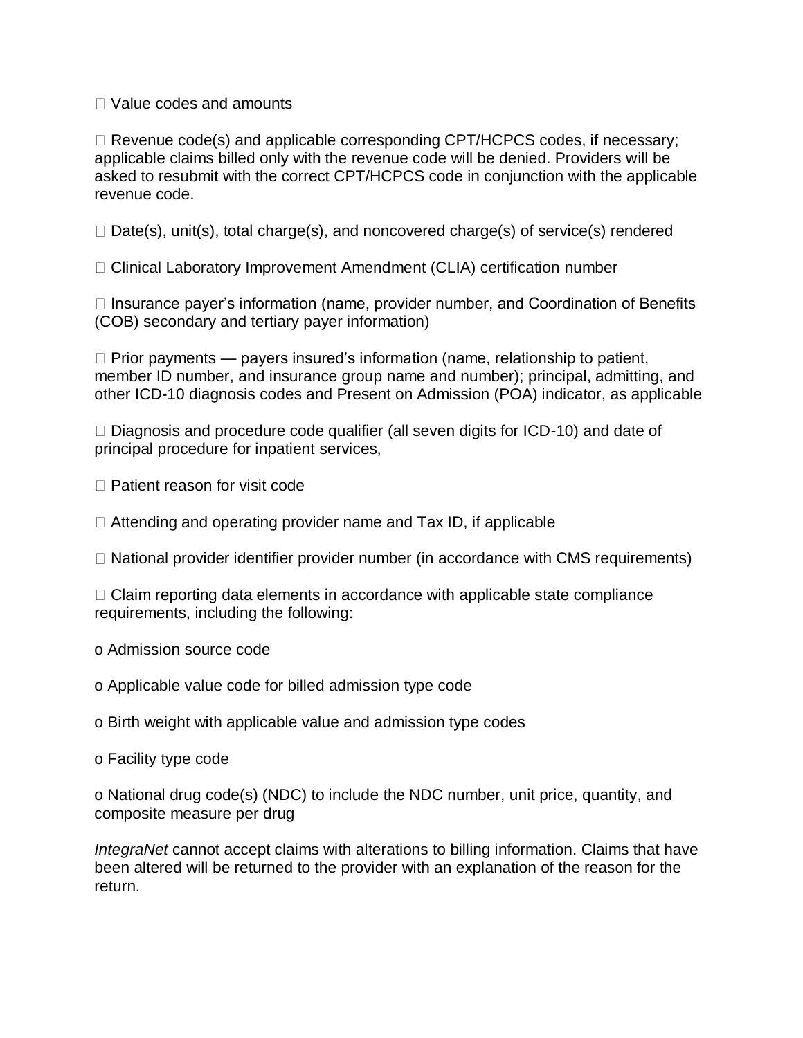- Value codes and amounts
- Revenue code(s) and applicable corresponding CPT/HCPCS codes, if necessary; applicable claims billed only with the revenue code will be denied. Providers will be asked to resubmit with the correct CPT/HCPCS code in conjunction with the applicable revenue code.
- Date(s), unit(s), total charge(s), and noncovered charge(s) of service(s) rendered
- Clinical Laboratory Improvement Amendment (CLIA) certification number
- Insurance payer's information (name, provider number, and Coordination of Benefits (COB) secondary and tertiary payer information)
- Prior payments — payers insured's information (name, relationship to patient, member ID number, and insurance group name and number); principal, admitting, and other ICD-10 diagnosis codes and Present on Admission (POA) indicator, as applicable
- Diagnosis and procedure code qualifier (all seven digits for ICD-10) and date of principal procedure for inpatient services,
- Patient reason for visit code
- Attending and operating provider name and Tax ID, if applicable
- National provider identifier provider number (in accordance with CMS requirements)
- Claim reporting data elements in accordance with applicable state compliance requirements, including the following:
  - Admission source code
  - Applicable value code for billed admission type code
  - Birth weight with applicable value and admission type codes
  - Facility type code
  - National drug code(s) (NDC) to include the NDC number, unit price, quantity, and composite measure per drug

*IntegraNet* cannot accept claims with alterations to billing information. Claims that have been altered will be returned to the provider with an explanation of the reason for the return.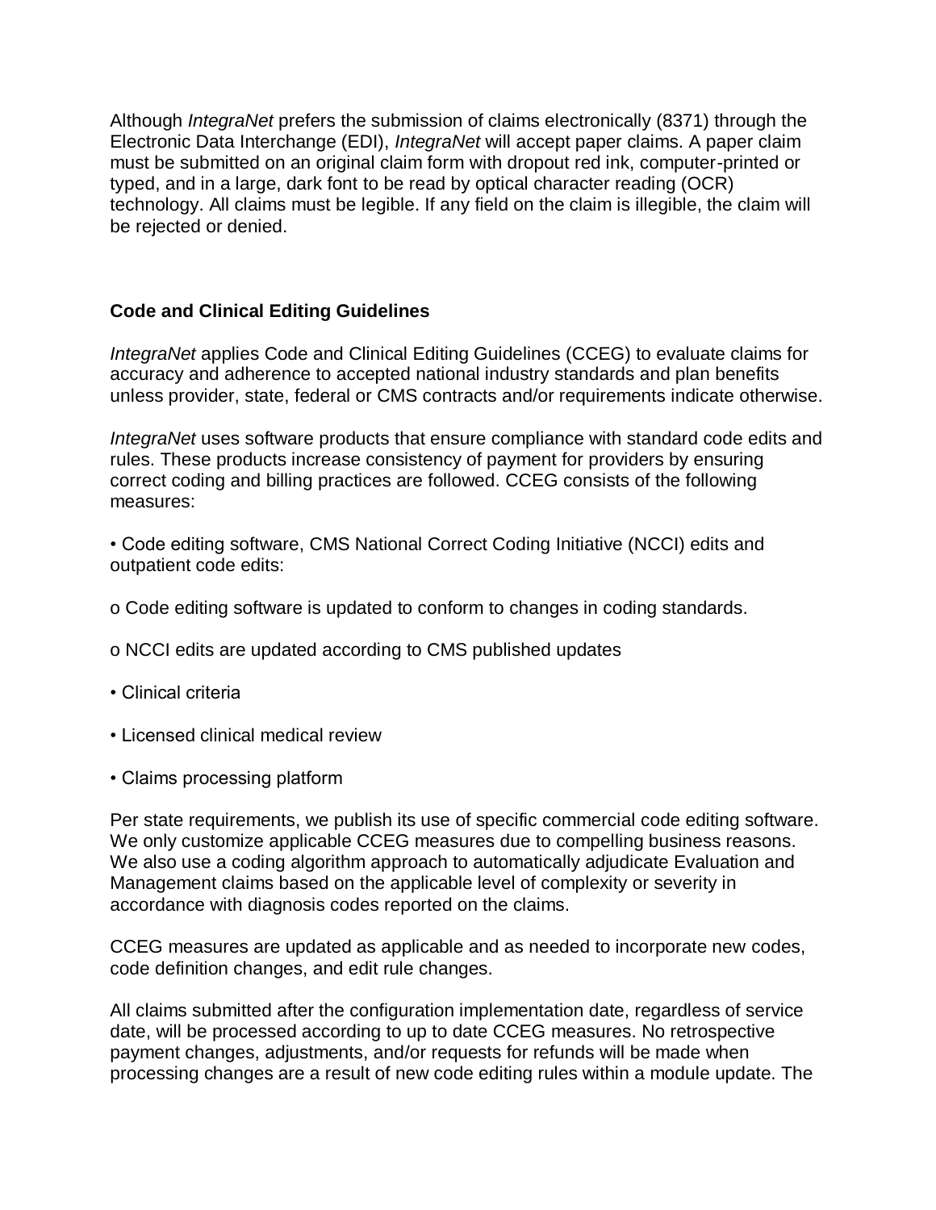Although *IntegraNet* prefers the submission of claims electronically (8371) through the Electronic Data Interchange (EDI), *IntegraNet* will accept paper claims. A paper claim must be submitted on an original claim form with dropout red ink, computer-printed or typed, and in a large, dark font to be read by optical character reading (OCR) technology. All claims must be legible. If any field on the claim is illegible, the claim will be rejected or denied.

**Code and Clinical Editing Guidelines**

*IntegraNet* applies Code and Clinical Editing Guidelines (CCEG) to evaluate claims for accuracy and adherence to accepted national industry standards and plan benefits unless provider, state, federal or CMS contracts and/or requirements indicate otherwise.

*IntegraNet* uses software products that ensure compliance with standard code edits and rules. These products increase consistency of payment for providers by ensuring correct coding and billing practices are followed. CCEG consists of the following measures:

- Code editing software, CMS National Correct Coding Initiative (NCCI) edits and outpatient code edits:
  - Code editing software is updated to conform to changes in coding standards.
  - NCCI edits are updated according to CMS published updates
- Clinical criteria
- Licensed clinical medical review
- Claims processing platform

Per state requirements, we publish its use of specific commercial code editing software. We only customize applicable CCEG measures due to compelling business reasons. We also use a coding algorithm approach to automatically adjudicate Evaluation and Management claims based on the applicable level of complexity or severity in accordance with diagnosis codes reported on the claims.

CCEG measures are updated as applicable and as needed to incorporate new codes, code definition changes, and edit rule changes.

All claims submitted after the configuration implementation date, regardless of service date, will be processed according to up to date CCEG measures. No retrospective payment changes, adjustments, and/or requests for refunds will be made when processing changes are a result of new code editing rules within a module update. The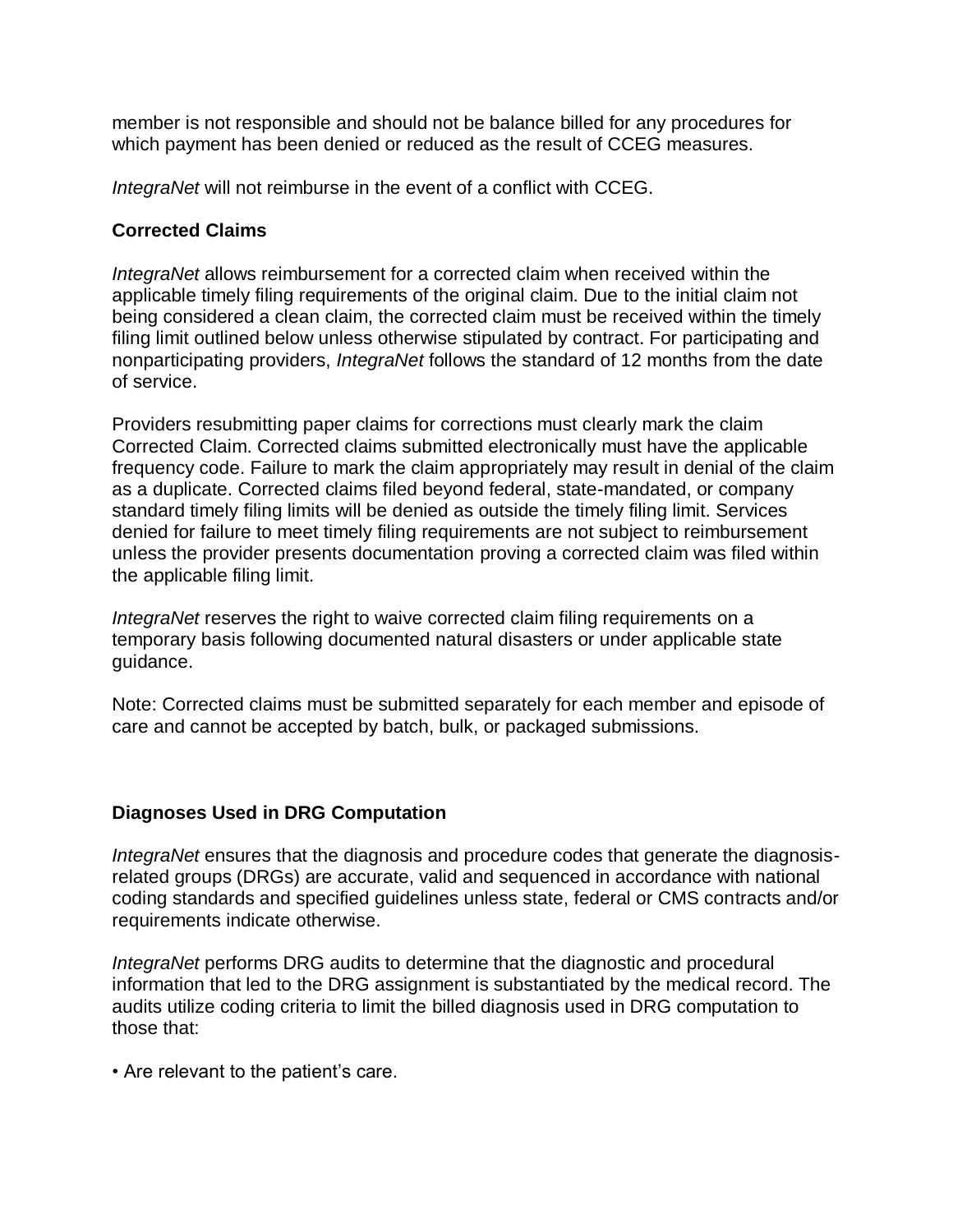member is not responsible and should not be balance billed for any procedures for which payment has been denied or reduced as the result of CCEG measures.

*IntegraNet* will not reimburse in the event of a conflict with CCEG.

**Corrected Claims**

*IntegraNet* allows reimbursement for a corrected claim when received within the applicable timely filing requirements of the original claim. Due to the initial claim not being considered a clean claim, the corrected claim must be received within the timely filing limit outlined below unless otherwise stipulated by contract. For participating and nonparticipating providers, *IntegraNet* follows the standard of 12 months from the date of service.

Providers resubmitting paper claims for corrections must clearly mark the claim Corrected Claim. Corrected claims submitted electronically must have the applicable frequency code. Failure to mark the claim appropriately may result in denial of the claim as a duplicate. Corrected claims filed beyond federal, state-mandated, or company standard timely filing limits will be denied as outside the timely filing limit. Services denied for failure to meet timely filing requirements are not subject to reimbursement unless the provider presents documentation proving a corrected claim was filed within the applicable filing limit.

*IntegraNet* reserves the right to waive corrected claim filing requirements on a temporary basis following documented natural disasters or under applicable state guidance.

Note: Corrected claims must be submitted separately for each member and episode of care and cannot be accepted by batch, bulk, or packaged submissions.

**Diagnoses Used in DRG Computation**

*IntegraNet* ensures that the diagnosis and procedure codes that generate the diagnosis-related groups (DRGs) are accurate, valid and sequenced in accordance with national coding standards and specified guidelines unless state, federal or CMS contracts and/or requirements indicate otherwise.

*IntegraNet* performs DRG audits to determine that the diagnostic and procedural information that led to the DRG assignment is substantiated by the medical record. The audits utilize coding criteria to limit the billed diagnosis used in DRG computation to those that:

• Are relevant to the patient's care.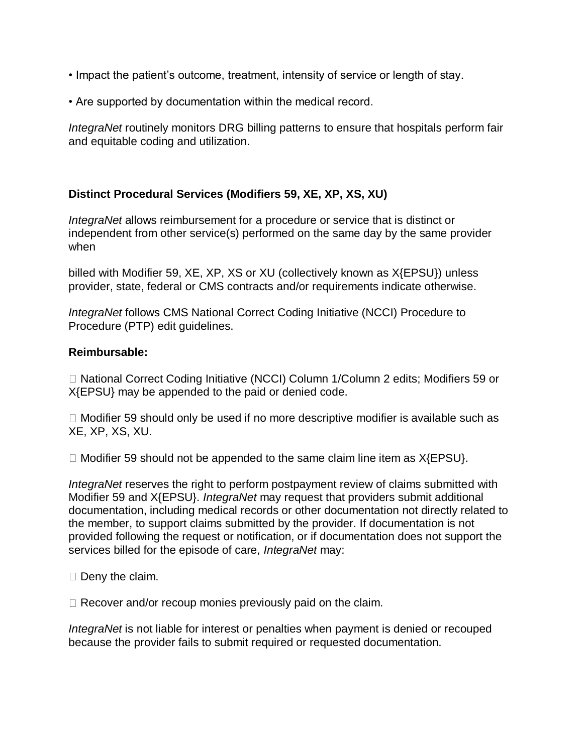- Impact the patient's outcome, treatment, intensity of service or length of stay.
- Are supported by documentation within the medical record.

*IntegraNet* routinely monitors DRG billing patterns to ensure that hospitals perform fair and equitable coding and utilization.

**Distinct Procedural Services (Modifiers 59, XE, XP, XS, XU)**

*IntegraNet* allows reimbursement for a procedure or service that is distinct or independent from other service(s) performed on the same day by the same provider when

billed with Modifier 59, XE, XP, XS or XU (collectively known as X{EPSU}) unless provider, state, federal or CMS contracts and/or requirements indicate otherwise.

*IntegraNet* follows CMS National Correct Coding Initiative (NCCI) Procedure to Procedure (PTP) edit guidelines.

**Reimbursable:**

- National Correct Coding Initiative (NCCI) Column 1/Column 2 edits; Modifiers 59 or X{EPSU} may be appended to the paid or denied code.
- Modifier 59 should only be used if no more descriptive modifier is available such as XE, XP, XS, XU.
- Modifier 59 should not be appended to the same claim line item as X{EPSU}.

*IntegraNet* reserves the right to perform postpayment review of claims submitted with Modifier 59 and X{EPSU}. *IntegraNet* may request that providers submit additional documentation, including medical records or other documentation not directly related to the member, to support claims submitted by the provider. If documentation is not provided following the request or notification, or if documentation does not support the services billed for the episode of care, *IntegraNet* may:

- Deny the claim.
- Recover and/or recoup monies previously paid on the claim.

*IntegraNet* is not liable for interest or penalties when payment is denied or recouped because the provider fails to submit required or requested documentation.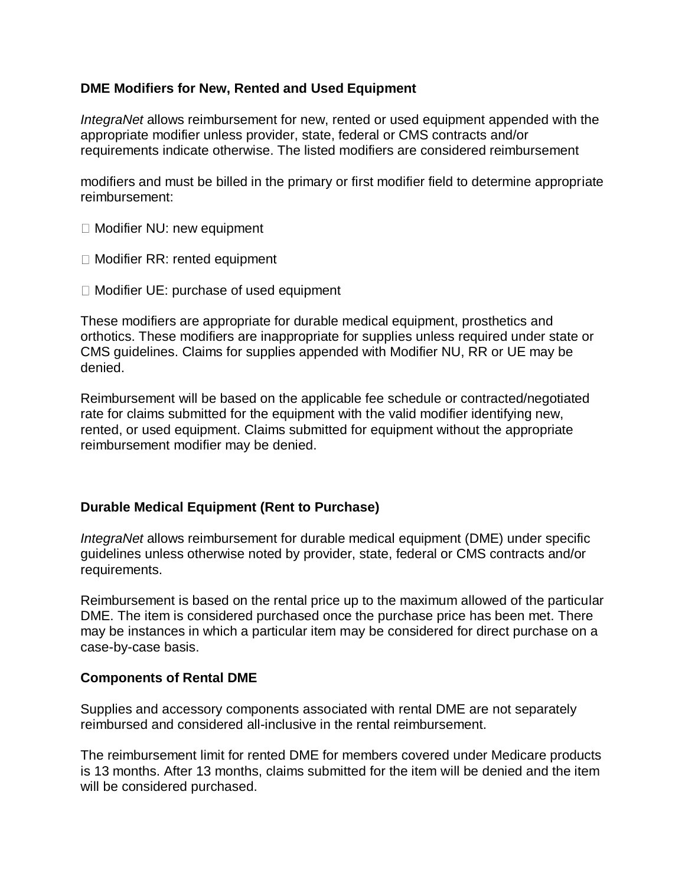**DME Modifiers for New, Rented and Used Equipment**

*IntegraNet* allows reimbursement for new, rented or used equipment appended with the appropriate modifier unless provider, state, federal or CMS contracts and/or requirements indicate otherwise. The listed modifiers are considered reimbursement

modifiers and must be billed in the primary or first modifier field to determine appropriate reimbursement:

- Modifier NU: new equipment
- Modifier RR: rented equipment
- Modifier UE: purchase of used equipment

These modifiers are appropriate for durable medical equipment, prosthetics and orthotics. These modifiers are inappropriate for supplies unless required under state or CMS guidelines. Claims for supplies appended with Modifier NU, RR or UE may be denied.

Reimbursement will be based on the applicable fee schedule or contracted/negotiated rate for claims submitted for the equipment with the valid modifier identifying new, rented, or used equipment. Claims submitted for equipment without the appropriate reimbursement modifier may be denied.

**Durable Medical Equipment (Rent to Purchase)**

*IntegraNet* allows reimbursement for durable medical equipment (DME) under specific guidelines unless otherwise noted by provider, state, federal or CMS contracts and/or requirements.

Reimbursement is based on the rental price up to the maximum allowed of the particular DME. The item is considered purchased once the purchase price has been met. There may be instances in which a particular item may be considered for direct purchase on a case-by-case basis.

**Components of Rental DME**

Supplies and accessory components associated with rental DME are not separately reimbursed and considered all-inclusive in the rental reimbursement.

The reimbursement limit for rented DME for members covered under Medicare products is 13 months. After 13 months, claims submitted for the item will be denied and the item will be considered purchased.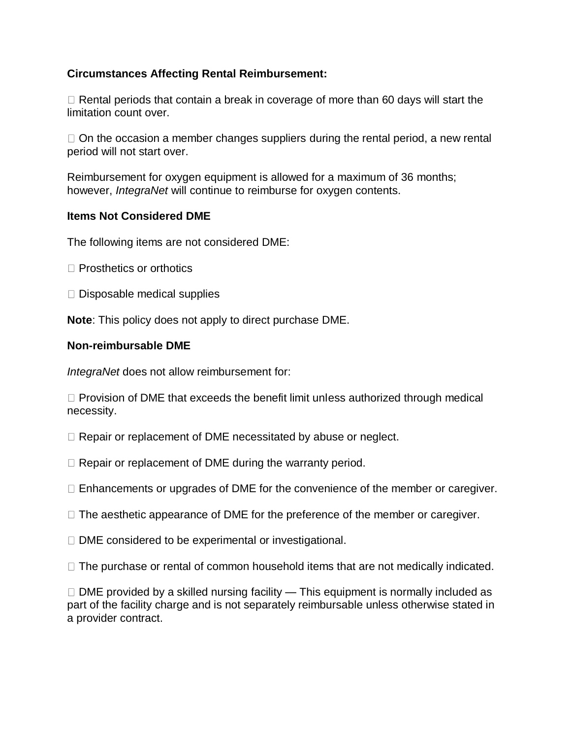**Circumstances Affecting Rental Reimbursement:**

- Rental periods that contain a break in coverage of more than 60 days will start the limitation count over.

- On the occasion a member changes suppliers during the rental period, a new rental period will not start over.

Reimbursement for oxygen equipment is allowed for a maximum of 36 months; however, *IntegraNet* will continue to reimburse for oxygen contents.

**Items Not Considered DME**

The following items are not considered DME:

- Prosthetics or orthotics

- Disposable medical supplies

**Note**: This policy does not apply to direct purchase DME.

**Non-reimbursable DME**

*IntegraNet* does not allow reimbursement for:

- Provision of DME that exceeds the benefit limit unless authorized through medical necessity.

- Repair or replacement of DME necessitated by abuse or neglect.

- Repair or replacement of DME during the warranty period.

- Enhancements or upgrades of DME for the convenience of the member or caregiver.

- The aesthetic appearance of DME for the preference of the member or caregiver.

- DME considered to be experimental or investigational.

- The purchase or rental of common household items that are not medically indicated.

- DME provided by a skilled nursing facility — This equipment is normally included as part of the facility charge and is not separately reimbursable unless otherwise stated in a provider contract.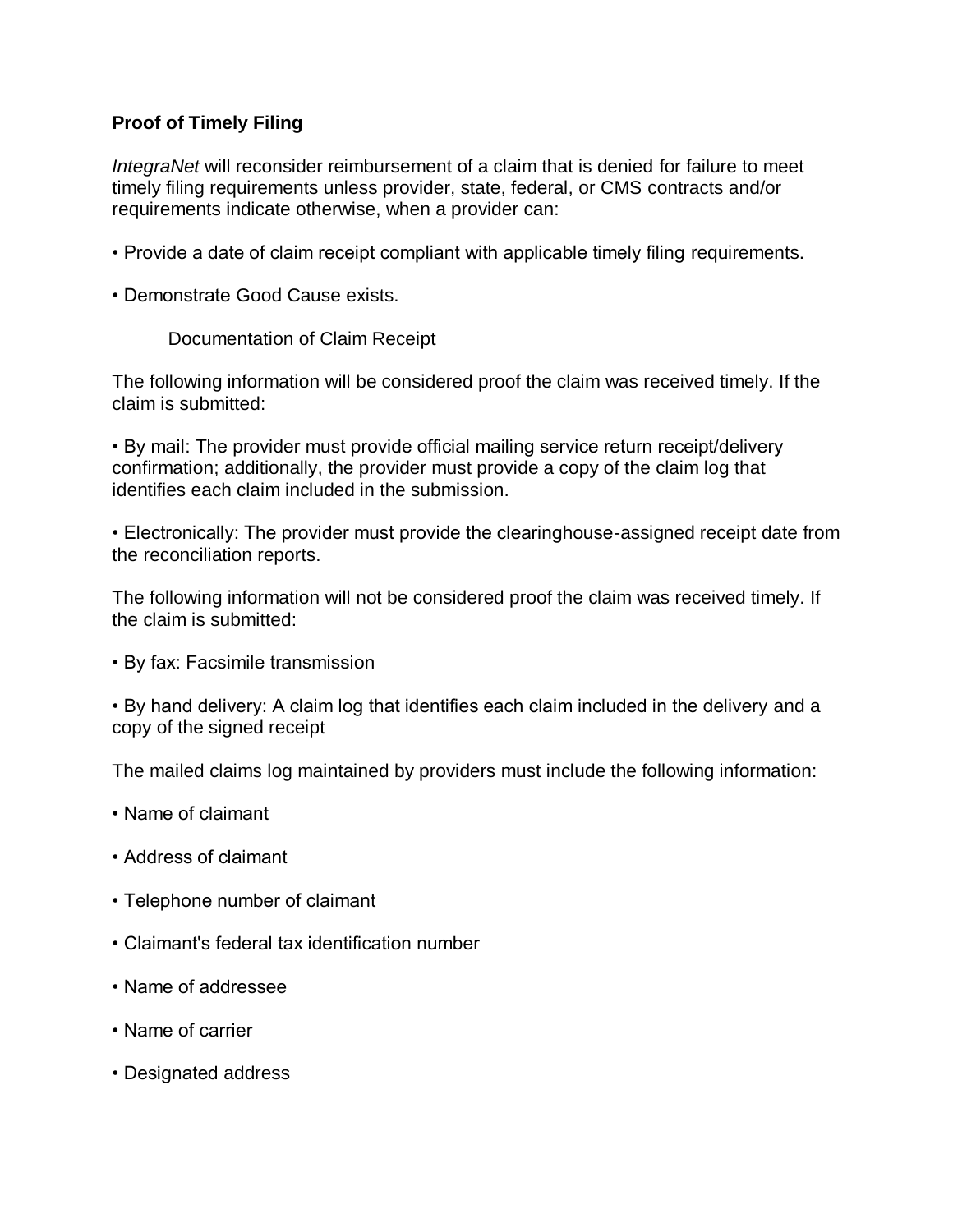**Proof of Timely Filing**

*IntegraNet* will reconsider reimbursement of a claim that is denied for failure to meet timely filing requirements unless provider, state, federal, or CMS contracts and/or requirements indicate otherwise, when a provider can:

- Provide a date of claim receipt compliant with applicable timely filing requirements.
- Demonstrate Good Cause exists.

Documentation of Claim Receipt

The following information will be considered proof the claim was received timely. If the claim is submitted:

- By mail: The provider must provide official mailing service return receipt/delivery confirmation; additionally, the provider must provide a copy of the claim log that identifies each claim included in the submission.
- Electronically: The provider must provide the clearinghouse-assigned receipt date from the reconciliation reports.

The following information will not be considered proof the claim was received timely. If the claim is submitted:

- By fax: Facsimile transmission
- By hand delivery: A claim log that identifies each claim included in the delivery and a copy of the signed receipt

The mailed claims log maintained by providers must include the following information:

- Name of claimant
- Address of claimant
- Telephone number of claimant
- Claimant's federal tax identification number
- Name of addressee
- Name of carrier
- Designated address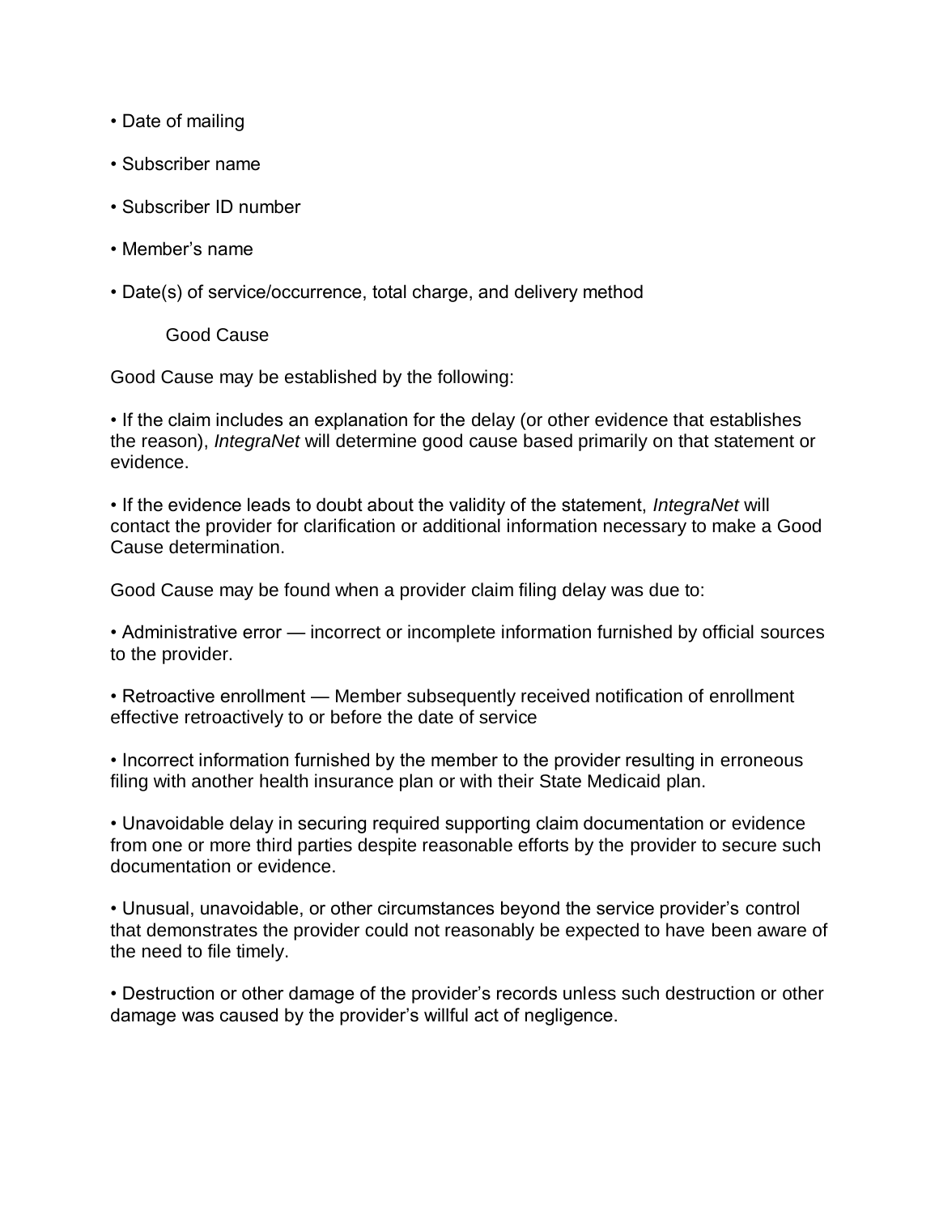- Date of mailing
- Subscriber name
- Subscriber ID number
- Member's name
- Date(s) of service/occurrence, total charge, and delivery method

### Good Cause

Good Cause may be established by the following:

- If the claim includes an explanation for the delay (or other evidence that establishes the reason), *IntegraNet* will determine good cause based primarily on that statement or evidence.
- If the evidence leads to doubt about the validity of the statement, *IntegraNet* will contact the provider for clarification or additional information necessary to make a Good Cause determination.

Good Cause may be found when a provider claim filing delay was due to:

- Administrative error — incorrect or incomplete information furnished by official sources to the provider.
- Retroactive enrollment — Member subsequently received notification of enrollment effective retroactively to or before the date of service
- Incorrect information furnished by the member to the provider resulting in erroneous filing with another health insurance plan or with their State Medicaid plan.
- Unavoidable delay in securing required supporting claim documentation or evidence from one or more third parties despite reasonable efforts by the provider to secure such documentation or evidence.
- Unusual, unavoidable, or other circumstances beyond the service provider's control that demonstrates the provider could not reasonably be expected to have been aware of the need to file timely.
- Destruction or other damage of the provider's records unless such destruction or other damage was caused by the provider's willful act of negligence.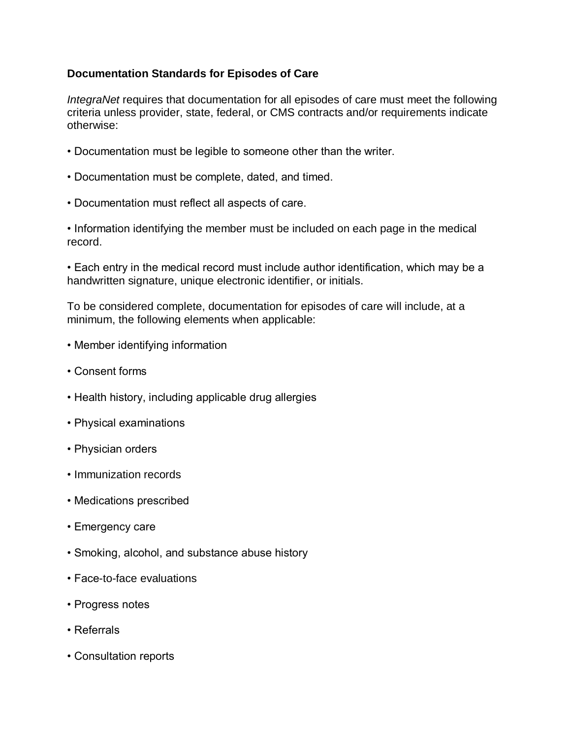## Documentation Standards for Episodes of Care

*IntegraNet* requires that documentation for all episodes of care must meet the following criteria unless provider, state, federal, or CMS contracts and/or requirements indicate otherwise:

- Documentation must be legible to someone other than the writer.
- Documentation must be complete, dated, and timed.
- Documentation must reflect all aspects of care.
- Information identifying the member must be included on each page in the medical record.
- Each entry in the medical record must include author identification, which may be a handwritten signature, unique electronic identifier, or initials.

To be considered complete, documentation for episodes of care will include, at a minimum, the following elements when applicable:

- Member identifying information
- Consent forms
- Health history, including applicable drug allergies
- Physical examinations
- Physician orders
- Immunization records
- Medications prescribed
- Emergency care
- Smoking, alcohol, and substance abuse history
- Face-to-face evaluations
- Progress notes
- Referrals
- Consultation reports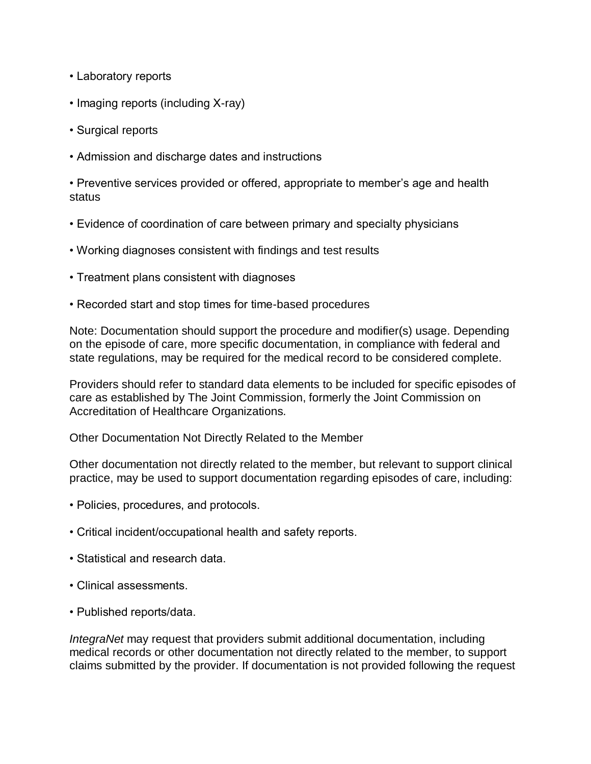- Laboratory reports
- Imaging reports (including X-ray)
- Surgical reports
- Admission and discharge dates and instructions
- Preventive services provided or offered, appropriate to member's age and health status
- Evidence of coordination of care between primary and specialty physicians
- Working diagnoses consistent with findings and test results
- Treatment plans consistent with diagnoses
- Recorded start and stop times for time-based procedures

Note: Documentation should support the procedure and modifier(s) usage. Depending on the episode of care, more specific documentation, in compliance with federal and state regulations, may be required for the medical record to be considered complete.

Providers should refer to standard data elements to be included for specific episodes of care as established by The Joint Commission, formerly the Joint Commission on Accreditation of Healthcare Organizations.

Other Documentation Not Directly Related to the Member

Other documentation not directly related to the member, but relevant to support clinical practice, may be used to support documentation regarding episodes of care, including:

- Policies, procedures, and protocols.
- Critical incident/occupational health and safety reports.
- Statistical and research data.
- Clinical assessments.
- Published reports/data.

*IntegraNet* may request that providers submit additional documentation, including medical records or other documentation not directly related to the member, to support claims submitted by the provider. If documentation is not provided following the request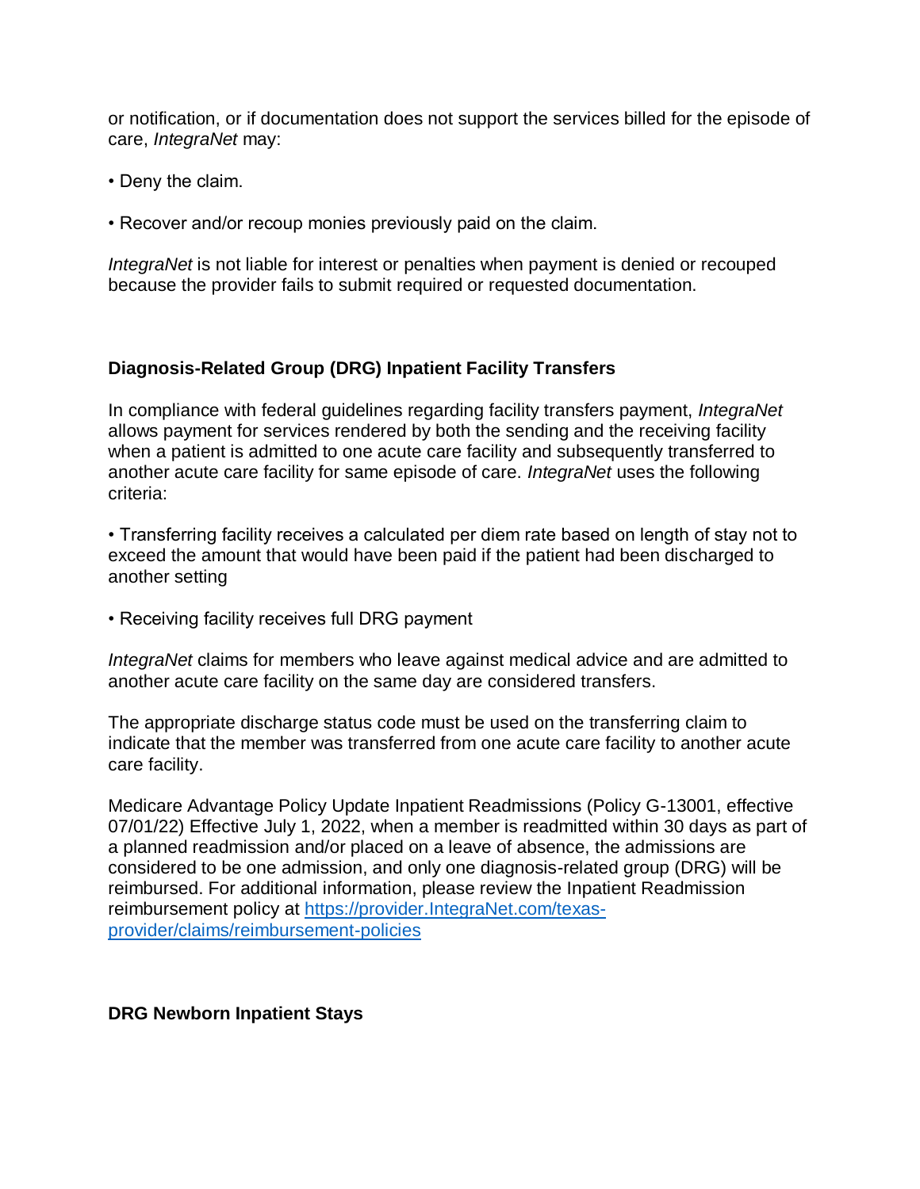or notification, or if documentation does not support the services billed for the episode of care, *IntegraNet* may:

- Deny the claim.
- Recover and/or recoup monies previously paid on the claim.

*IntegraNet* is not liable for interest or penalties when payment is denied or recouped because the provider fails to submit required or requested documentation.

**Diagnosis-Related Group (DRG) Inpatient Facility Transfers**

In compliance with federal guidelines regarding facility transfers payment, *IntegraNet* allows payment for services rendered by both the sending and the receiving facility when a patient is admitted to one acute care facility and subsequently transferred to another acute care facility for same episode of care. *IntegraNet* uses the following criteria:

- Transferring facility receives a calculated per diem rate based on length of stay not to exceed the amount that would have been paid if the patient had been discharged to another setting
- Receiving facility receives full DRG payment

*IntegraNet* claims for members who leave against medical advice and are admitted to another acute care facility on the same day are considered transfers.

The appropriate discharge status code must be used on the transferring claim to indicate that the member was transferred from one acute care facility to another acute care facility.

Medicare Advantage Policy Update Inpatient Readmissions (Policy G-13001, effective 07/01/22) Effective July 1, 2022, when a member is readmitted within 30 days as part of a planned readmission and/or placed on a leave of absence, the admissions are considered to be one admission, and only one diagnosis-related group (DRG) will be reimbursed. For additional information, please review the Inpatient Readmission reimbursement policy at [https://provider.IntegraNet.com/texas-provider/claims/reimbursement-policies](https://provider.IntegraNet.com/texas-provider/claims/reimbursement-policies)

**DRG Newborn Inpatient Stays**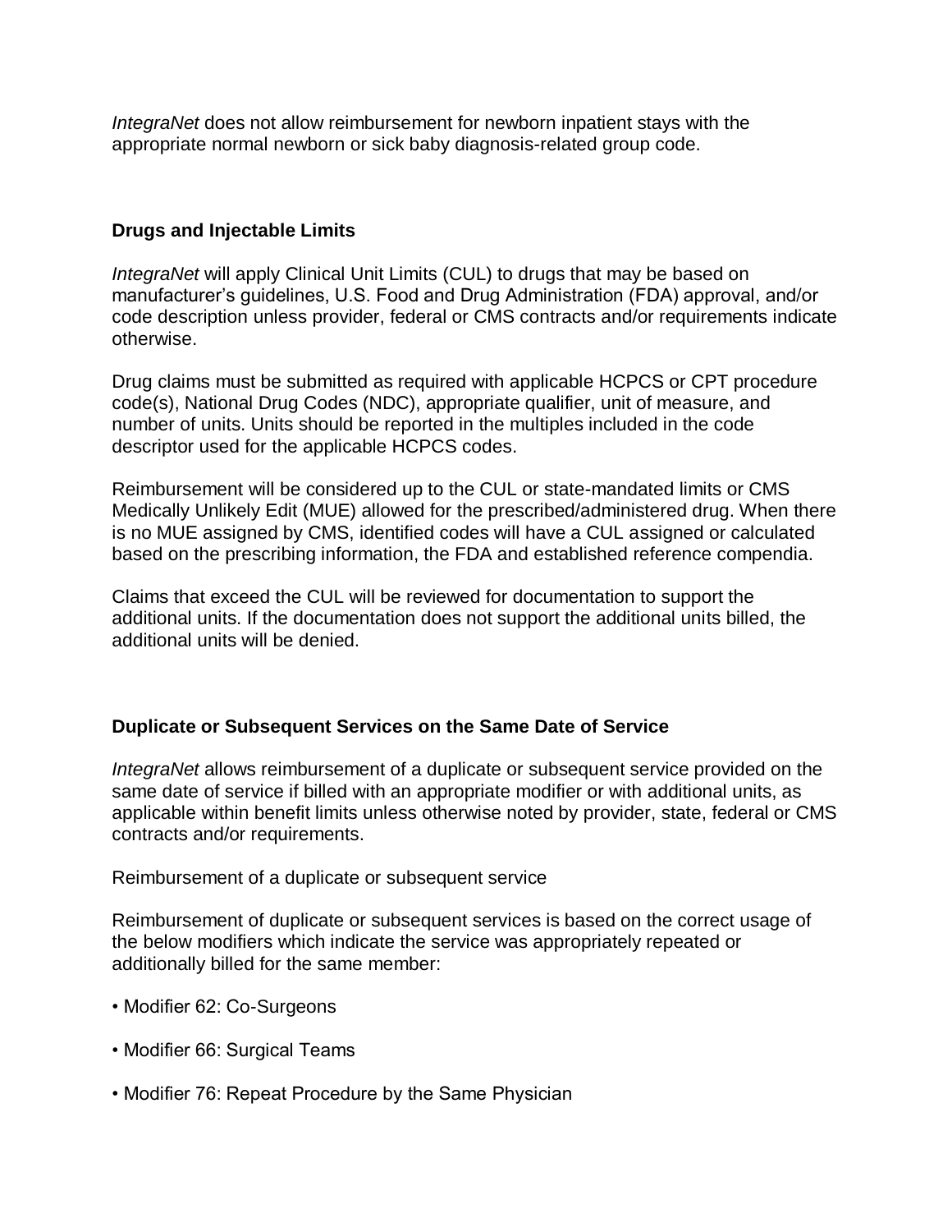*IntegraNet* does not allow reimbursement for newborn inpatient stays with the appropriate normal newborn or sick baby diagnosis-related group code.

**Drugs and Injectable Limits**

*IntegraNet* will apply Clinical Unit Limits (CUL) to drugs that may be based on manufacturer's guidelines, U.S. Food and Drug Administration (FDA) approval, and/or code description unless provider, federal or CMS contracts and/or requirements indicate otherwise.

Drug claims must be submitted as required with applicable HCPCS or CPT procedure code(s), National Drug Codes (NDC), appropriate qualifier, unit of measure, and number of units. Units should be reported in the multiples included in the code descriptor used for the applicable HCPCS codes.

Reimbursement will be considered up to the CUL or state-mandated limits or CMS Medically Unlikely Edit (MUE) allowed for the prescribed/administered drug. When there is no MUE assigned by CMS, identified codes will have a CUL assigned or calculated based on the prescribing information, the FDA and established reference compendia.

Claims that exceed the CUL will be reviewed for documentation to support the additional units. If the documentation does not support the additional units billed, the additional units will be denied.

**Duplicate or Subsequent Services on the Same Date of Service**

*IntegraNet* allows reimbursement of a duplicate or subsequent service provided on the same date of service if billed with an appropriate modifier or with additional units, as applicable within benefit limits unless otherwise noted by provider, state, federal or CMS contracts and/or requirements.

Reimbursement of a duplicate or subsequent service

Reimbursement of duplicate or subsequent services is based on the correct usage of the below modifiers which indicate the service was appropriately repeated or additionally billed for the same member:

- Modifier 62: Co-Surgeons
- Modifier 66: Surgical Teams
- Modifier 76: Repeat Procedure by the Same Physician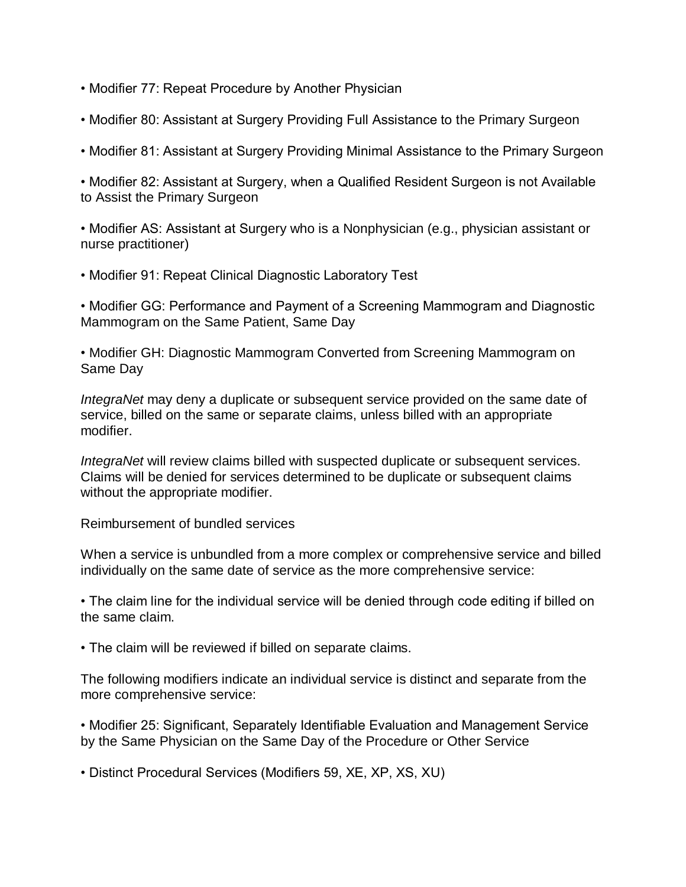- Modifier 77: Repeat Procedure by Another Physician
- Modifier 80: Assistant at Surgery Providing Full Assistance to the Primary Surgeon
- Modifier 81: Assistant at Surgery Providing Minimal Assistance to the Primary Surgeon
- Modifier 82: Assistant at Surgery, when a Qualified Resident Surgeon is not Available to Assist the Primary Surgeon
- Modifier AS: Assistant at Surgery who is a Nonphysician (e.g., physician assistant or nurse practitioner)
- Modifier 91: Repeat Clinical Diagnostic Laboratory Test
- Modifier GG: Performance and Payment of a Screening Mammogram and Diagnostic Mammogram on the Same Patient, Same Day
- Modifier GH: Diagnostic Mammogram Converted from Screening Mammogram on Same Day

*IntegraNet* may deny a duplicate or subsequent service provided on the same date of service, billed on the same or separate claims, unless billed with an appropriate modifier.

*IntegraNet* will review claims billed with suspected duplicate or subsequent services. Claims will be denied for services determined to be duplicate or subsequent claims without the appropriate modifier.

Reimbursement of bundled services

When a service is unbundled from a more complex or comprehensive service and billed individually on the same date of service as the more comprehensive service:

- The claim line for the individual service will be denied through code editing if billed on the same claim.
- The claim will be reviewed if billed on separate claims.

The following modifiers indicate an individual service is distinct and separate from the more comprehensive service:

- Modifier 25: Significant, Separately Identifiable Evaluation and Management Service by the Same Physician on the Same Day of the Procedure or Other Service
- Distinct Procedural Services (Modifiers 59, XE, XP, XS, XU)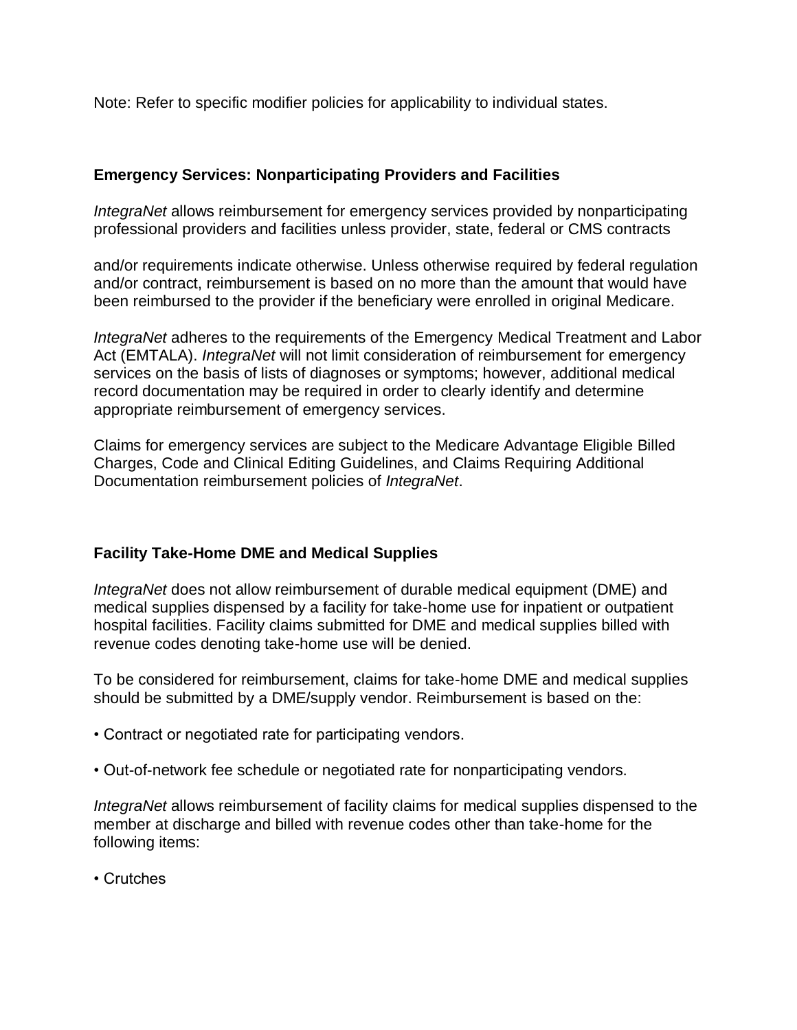Note: Refer to specific modifier policies for applicability to individual states.

**Emergency Services: Nonparticipating Providers and Facilities**

*IntegraNet* allows reimbursement for emergency services provided by nonparticipating professional providers and facilities unless provider, state, federal or CMS contracts and/or requirements indicate otherwise. Unless otherwise required by federal regulation and/or contract, reimbursement is based on no more than the amount that would have been reimbursed to the provider if the beneficiary were enrolled in original Medicare.

*IntegraNet* adheres to the requirements of the Emergency Medical Treatment and Labor Act (EMTALA). *IntegraNet* will not limit consideration of reimbursement for emergency services on the basis of lists of diagnoses or symptoms; however, additional medical record documentation may be required in order to clearly identify and determine appropriate reimbursement of emergency services.

Claims for emergency services are subject to the Medicare Advantage Eligible Billed Charges, Code and Clinical Editing Guidelines, and Claims Requiring Additional Documentation reimbursement policies of *IntegraNet*.

**Facility Take-Home DME and Medical Supplies**

*IntegraNet* does not allow reimbursement of durable medical equipment (DME) and medical supplies dispensed by a facility for take-home use for inpatient or outpatient hospital facilities. Facility claims submitted for DME and medical supplies billed with revenue codes denoting take-home use will be denied.

To be considered for reimbursement, claims for take-home DME and medical supplies should be submitted by a DME/supply vendor. Reimbursement is based on the:

- Contract or negotiated rate for participating vendors.
- Out-of-network fee schedule or negotiated rate for nonparticipating vendors.

*IntegraNet* allows reimbursement of facility claims for medical supplies dispensed to the member at discharge and billed with revenue codes other than take-home for the following items:

- Crutches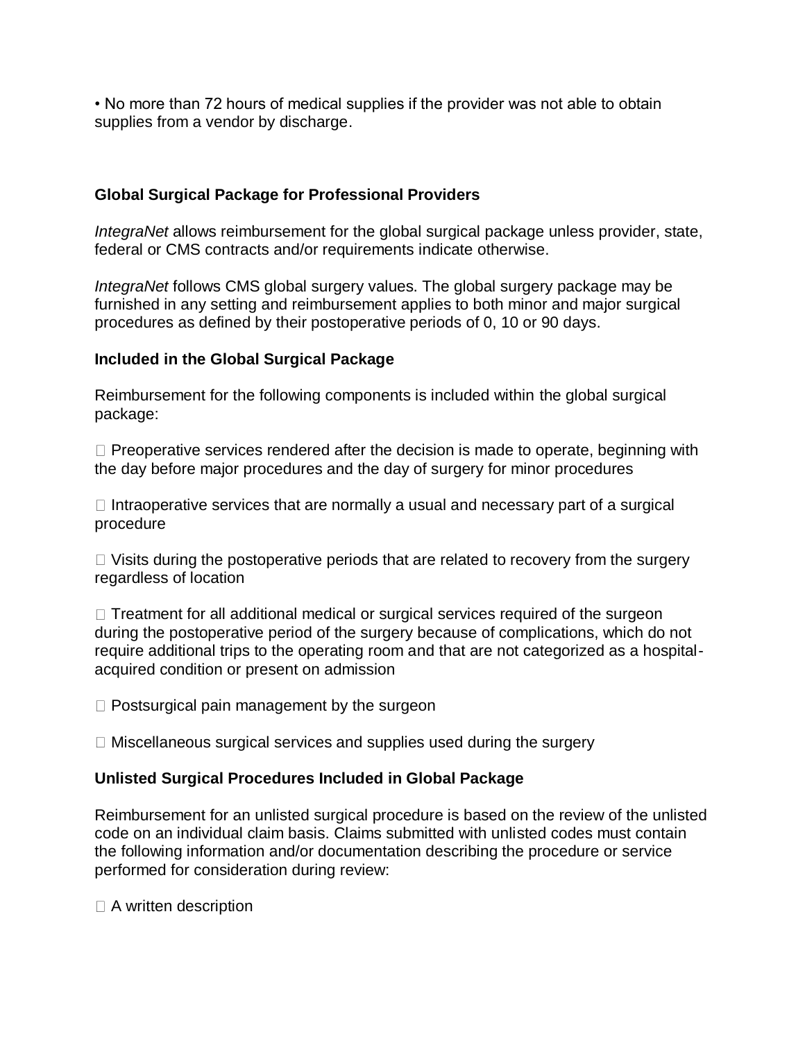- No more than 72 hours of medical supplies if the provider was not able to obtain supplies from a vendor by discharge.

### Global Surgical Package for Professional Providers

*IntegraNet* allows reimbursement for the global surgical package unless provider, state, federal or CMS contracts and/or requirements indicate otherwise.

*IntegraNet* follows CMS global surgery values. The global surgery package may be furnished in any setting and reimbursement applies to both minor and major surgical procedures as defined by their postoperative periods of 0, 10 or 90 days.

### Included in the Global Surgical Package

Reimbursement for the following components is included within the global surgical package:

- Preoperative services rendered after the decision is made to operate, beginning with the day before major procedures and the day of surgery for minor procedures
- Intraoperative services that are normally a usual and necessary part of a surgical procedure
- Visits during the postoperative periods that are related to recovery from the surgery regardless of location
- Treatment for all additional medical or surgical services required of the surgeon during the postoperative period of the surgery because of complications, which do not require additional trips to the operating room and that are not categorized as a hospital-acquired condition or present on admission
- Postsurgical pain management by the surgeon
- Miscellaneous surgical services and supplies used during the surgery

### Unlisted Surgical Procedures Included in Global Package

Reimbursement for an unlisted surgical procedure is based on the review of the unlisted code on an individual claim basis. Claims submitted with unlisted codes must contain the following information and/or documentation describing the procedure or service performed for consideration during review:

- A written description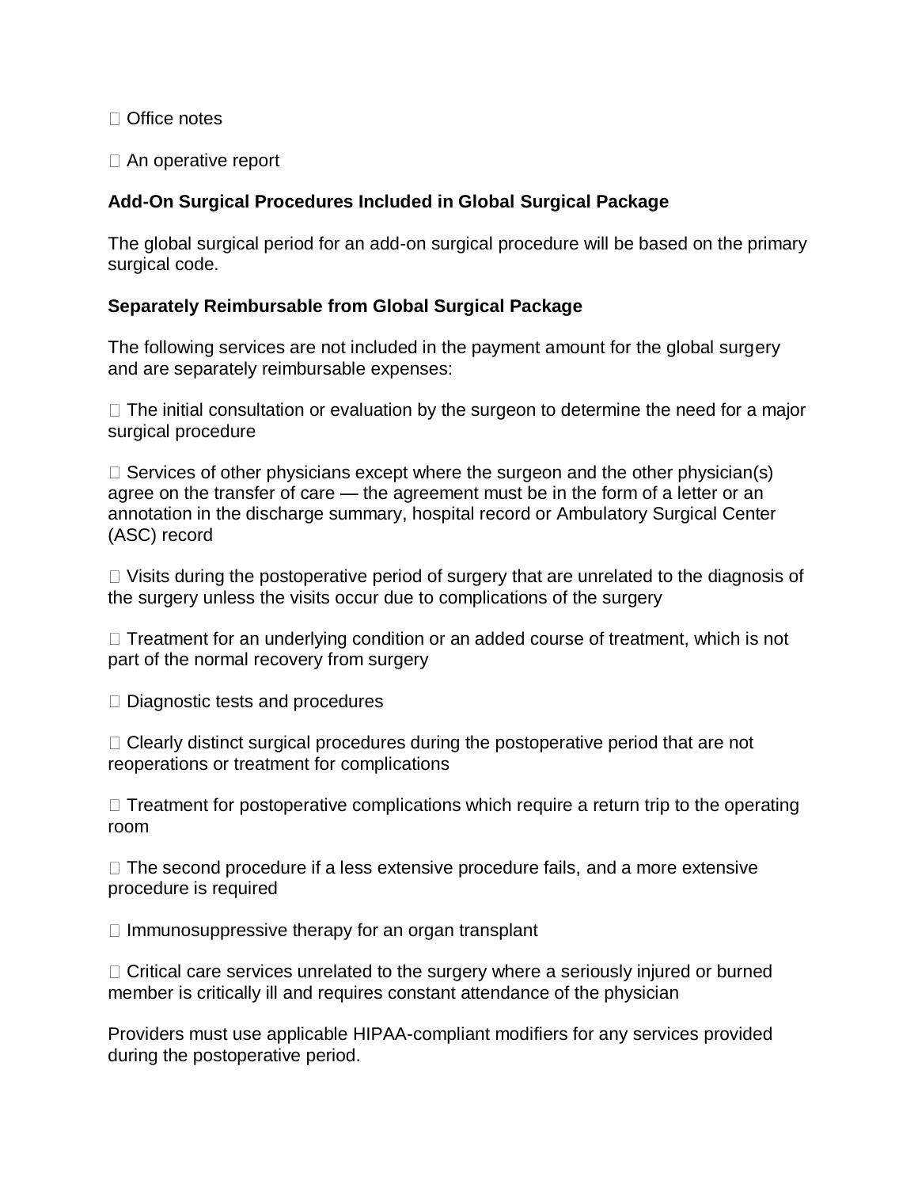- Office notes
- An operative report

**Add-On Surgical Procedures Included in Global Surgical Package**

The global surgical period for an add-on surgical procedure will be based on the primary surgical code.

**Separately Reimbursable from Global Surgical Package**

The following services are not included in the payment amount for the global surgery and are separately reimbursable expenses:

- The initial consultation or evaluation by the surgeon to determine the need for a major surgical procedure
- Services of other physicians except where the surgeon and the other physician(s) agree on the transfer of care — the agreement must be in the form of a letter or an annotation in the discharge summary, hospital record or Ambulatory Surgical Center (ASC) record
- Visits during the postoperative period of surgery that are unrelated to the diagnosis of the surgery unless the visits occur due to complications of the surgery
- Treatment for an underlying condition or an added course of treatment, which is not part of the normal recovery from surgery
- Diagnostic tests and procedures
- Clearly distinct surgical procedures during the postoperative period that are not reoperations or treatment for complications
- Treatment for postoperative complications which require a return trip to the operating room
- The second procedure if a less extensive procedure fails, and a more extensive procedure is required
- Immunosuppressive therapy for an organ transplant
- Critical care services unrelated to the surgery where a seriously injured or burned member is critically ill and requires constant attendance of the physician

Providers must use applicable HIPAA-compliant modifiers for any services provided during the postoperative period.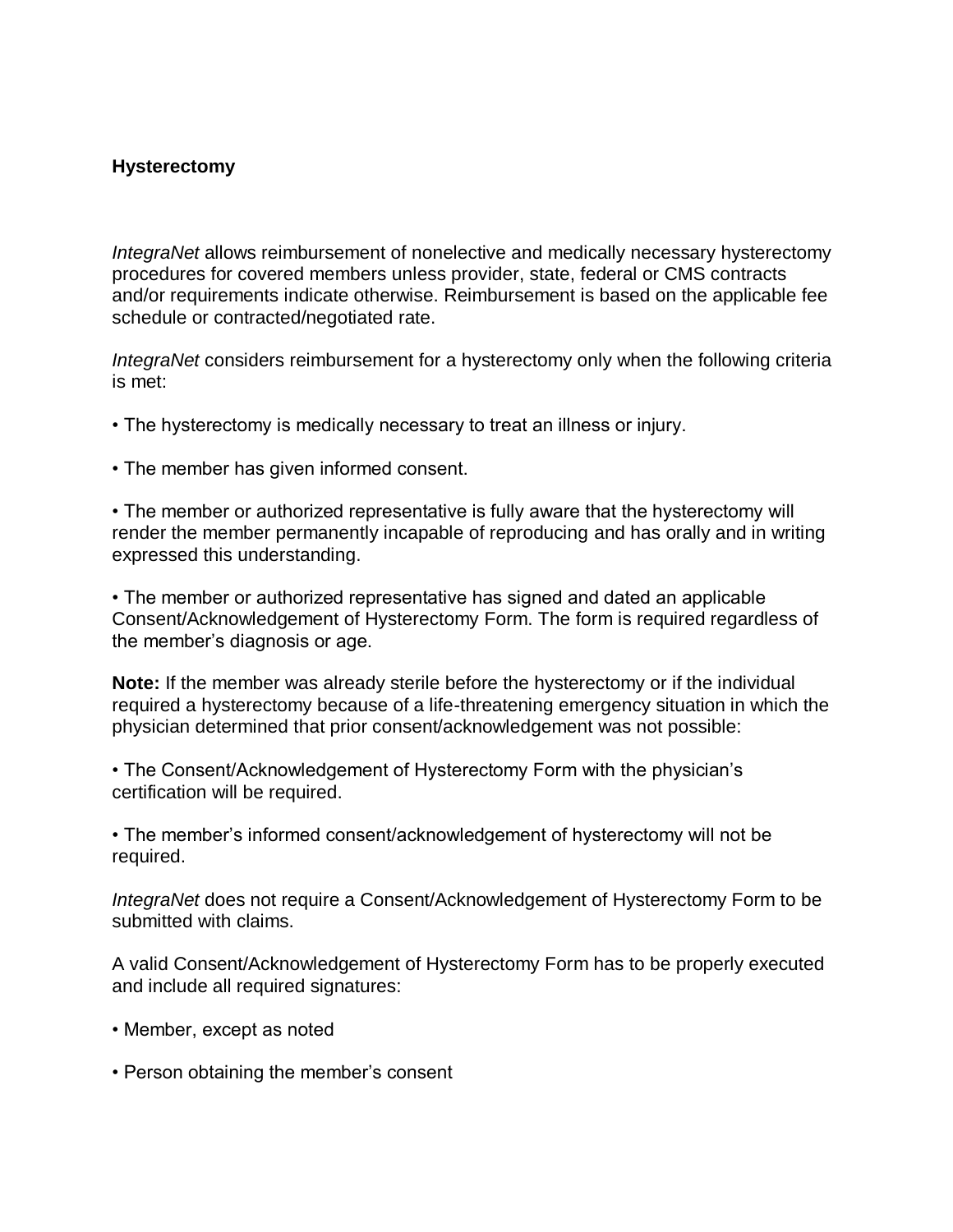## Hysterectomy

*IntegraNet* allows reimbursement of nonelective and medically necessary hysterectomy procedures for covered members unless provider, state, federal or CMS contracts and/or requirements indicate otherwise. Reimbursement is based on the applicable fee schedule or contracted/negotiated rate.

*IntegraNet* considers reimbursement for a hysterectomy only when the following criteria is met:

- The hysterectomy is medically necessary to treat an illness or injury.
- The member has given informed consent.
- The member or authorized representative is fully aware that the hysterectomy will render the member permanently incapable of reproducing and has orally and in writing expressed this understanding.
- The member or authorized representative has signed and dated an applicable Consent/Acknowledgement of Hysterectomy Form. The form is required regardless of the member's diagnosis or age.

**Note:** If the member was already sterile before the hysterectomy or if the individual required a hysterectomy because of a life-threatening emergency situation in which the physician determined that prior consent/acknowledgement was not possible:

- The Consent/Acknowledgement of Hysterectomy Form with the physician's certification will be required.
- The member's informed consent/acknowledgement of hysterectomy will not be required.

*IntegraNet* does not require a Consent/Acknowledgement of Hysterectomy Form to be submitted with claims.

A valid Consent/Acknowledgement of Hysterectomy Form has to be properly executed and include all required signatures:

- Member, except as noted
- Person obtaining the member's consent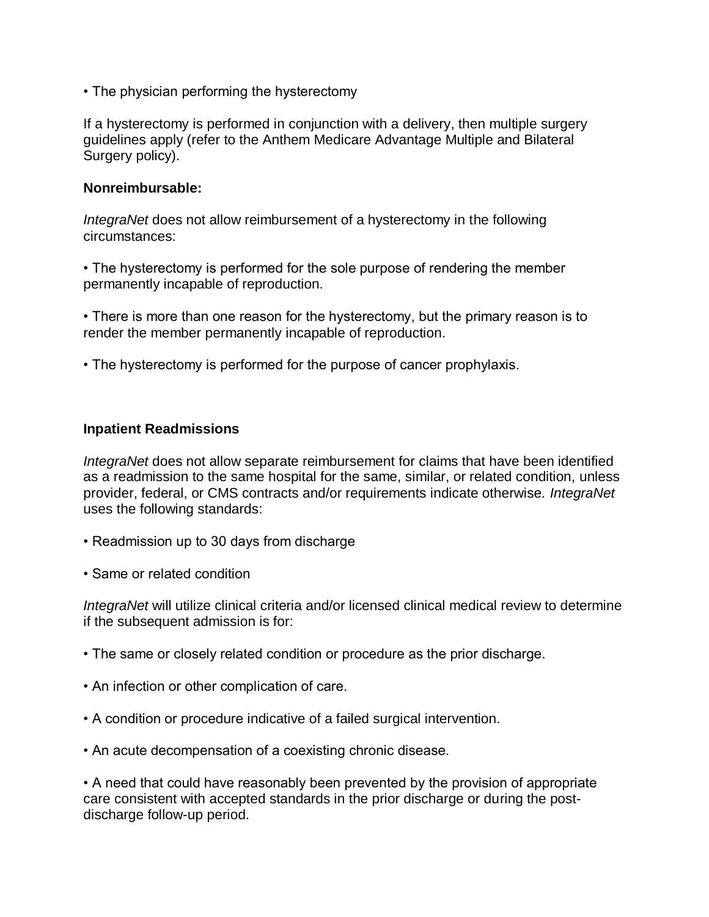- The physician performing the hysterectomy

If a hysterectomy is performed in conjunction with a delivery, then multiple surgery guidelines apply (refer to the Anthem Medicare Advantage Multiple and Bilateral Surgery policy).

**Nonreimbursable:**

*IntegraNet* does not allow reimbursement of a hysterectomy in the following circumstances:

- The hysterectomy is performed for the sole purpose of rendering the member permanently incapable of reproduction.

- There is more than one reason for the hysterectomy, but the primary reason is to render the member permanently incapable of reproduction.

- The hysterectomy is performed for the purpose of cancer prophylaxis.

**Inpatient Readmissions**

*IntegraNet* does not allow separate reimbursement for claims that have been identified as a readmission to the same hospital for the same, similar, or related condition, unless provider, federal, or CMS contracts and/or requirements indicate otherwise. *IntegraNet* uses the following standards:

- Readmission up to 30 days from discharge

- Same or related condition

*IntegraNet* will utilize clinical criteria and/or licensed clinical medical review to determine if the subsequent admission is for:

- The same or closely related condition or procedure as the prior discharge.

- An infection or other complication of care.

- A condition or procedure indicative of a failed surgical intervention.

- An acute decompensation of a coexisting chronic disease.

- A need that could have reasonably been prevented by the provision of appropriate care consistent with accepted standards in the prior discharge or during the post-discharge follow-up period.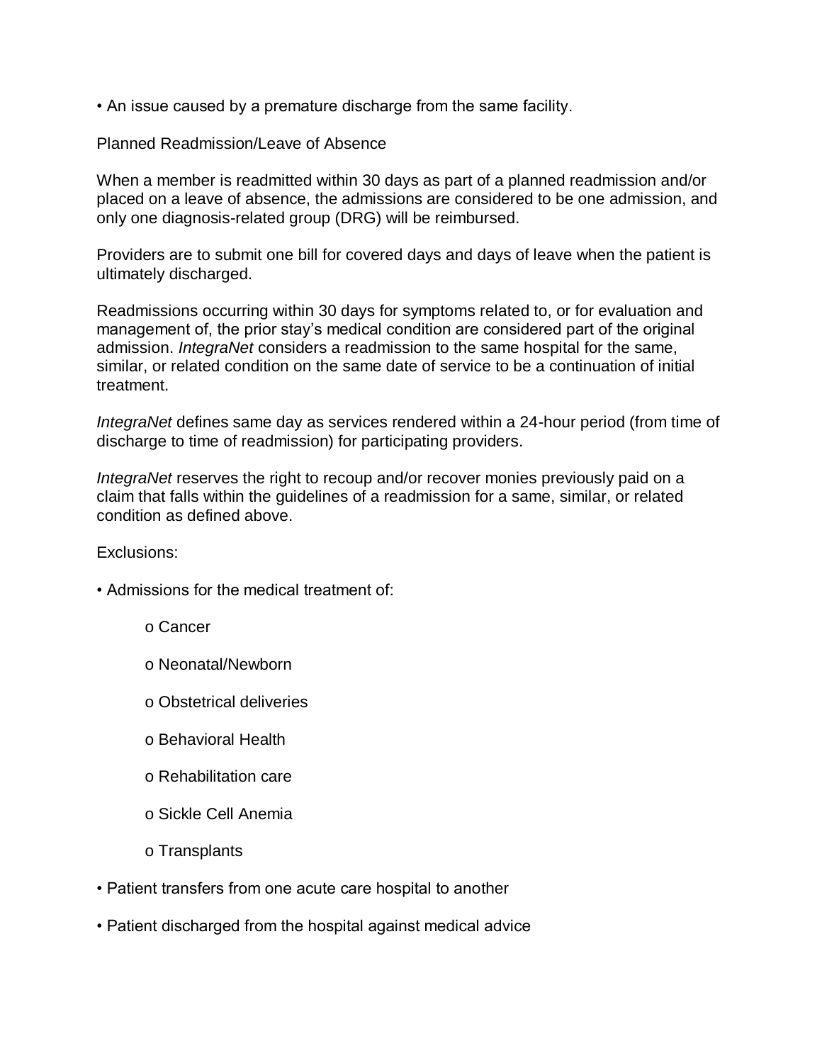- An issue caused by a premature discharge from the same facility.

Planned Readmission/Leave of Absence

When a member is readmitted within 30 days as part of a planned readmission and/or placed on a leave of absence, the admissions are considered to be one admission, and only one diagnosis-related group (DRG) will be reimbursed.

Providers are to submit one bill for covered days and days of leave when the patient is ultimately discharged.

Readmissions occurring within 30 days for symptoms related to, or for evaluation and management of, the prior stay's medical condition are considered part of the original admission. *IntegraNet* considers a readmission to the same hospital for the same, similar, or related condition on the same date of service to be a continuation of initial treatment.

*IntegraNet* defines same day as services rendered within a 24-hour period (from time of discharge to time of readmission) for participating providers.

*IntegraNet* reserves the right to recoup and/or recover monies previously paid on a claim that falls within the guidelines of a readmission for a same, similar, or related condition as defined above.

Exclusions:

- Admissions for the medical treatment of:
  - Cancer
  - Neonatal/Newborn
  - Obstetrical deliveries
  - Behavioral Health
  - Rehabilitation care
  - Sickle Cell Anemia
  - Transplants
- Patient transfers from one acute care hospital to another
- Patient discharged from the hospital against medical advice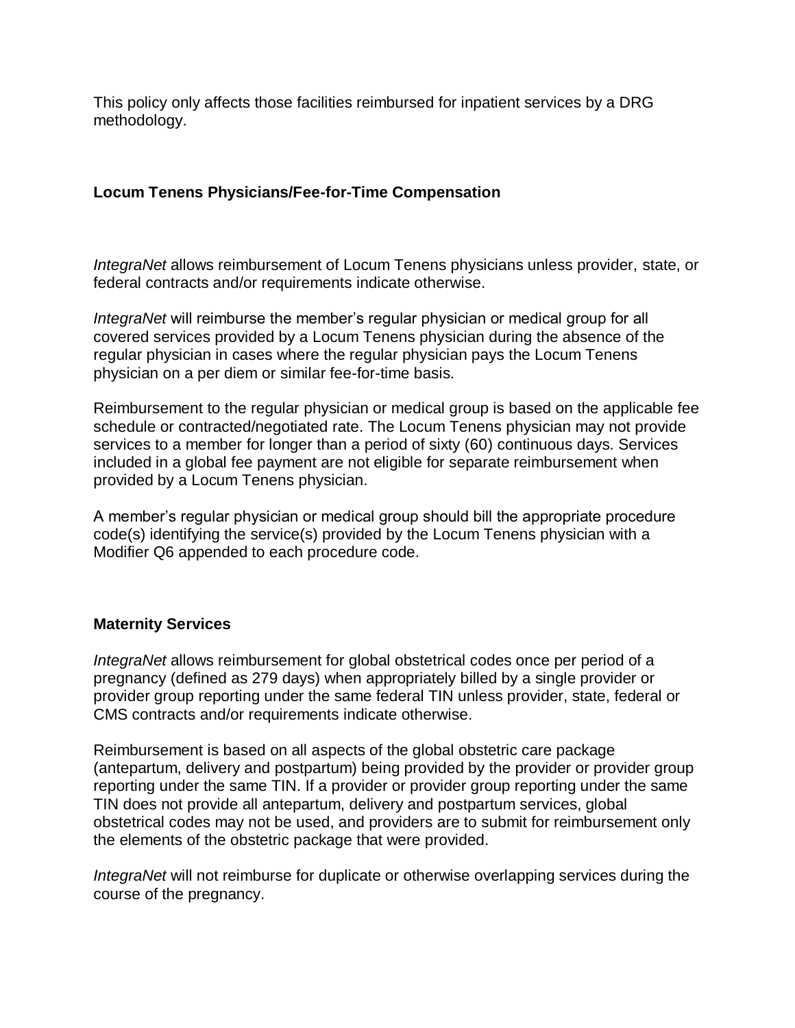This policy only affects those facilities reimbursed for inpatient services by a DRG methodology.

### Locum Tenens Physicians/Fee-for-Time Compensation

*IntegraNet* allows reimbursement of Locum Tenens physicians unless provider, state, or federal contracts and/or requirements indicate otherwise.

*IntegraNet* will reimburse the member's regular physician or medical group for all covered services provided by a Locum Tenens physician during the absence of the regular physician in cases where the regular physician pays the Locum Tenens physician on a per diem or similar fee-for-time basis.

Reimbursement to the regular physician or medical group is based on the applicable fee schedule or contracted/negotiated rate. The Locum Tenens physician may not provide services to a member for longer than a period of sixty (60) continuous days. Services included in a global fee payment are not eligible for separate reimbursement when provided by a Locum Tenens physician.

A member's regular physician or medical group should bill the appropriate procedure code(s) identifying the service(s) provided by the Locum Tenens physician with a Modifier Q6 appended to each procedure code.

### Maternity Services

*IntegraNet* allows reimbursement for global obstetrical codes once per period of a pregnancy (defined as 279 days) when appropriately billed by a single provider or provider group reporting under the same federal TIN unless provider, state, federal or CMS contracts and/or requirements indicate otherwise.

Reimbursement is based on all aspects of the global obstetric care package (antepartum, delivery and postpartum) being provided by the provider or provider group reporting under the same TIN. If a provider or provider group reporting under the same TIN does not provide all antepartum, delivery and postpartum services, global obstetrical codes may not be used, and providers are to submit for reimbursement only the elements of the obstetric package that were provided.

*IntegraNet* will not reimburse for duplicate or otherwise overlapping services during the course of the pregnancy.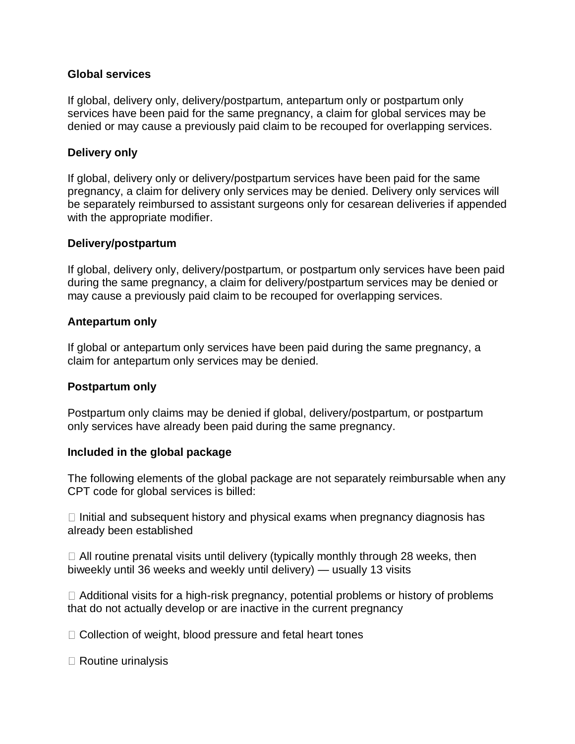**Global services**

If global, delivery only, delivery/postpartum, antepartum only or postpartum only services have been paid for the same pregnancy, a claim for global services may be denied or may cause a previously paid claim to be recouped for overlapping services.

**Delivery only**

If global, delivery only or delivery/postpartum services have been paid for the same pregnancy, a claim for delivery only services may be denied. Delivery only services will be separately reimbursed to assistant surgeons only for cesarean deliveries if appended with the appropriate modifier.

**Delivery/postpartum**

If global, delivery only, delivery/postpartum, or postpartum only services have been paid during the same pregnancy, a claim for delivery/postpartum services may be denied or may cause a previously paid claim to be recouped for overlapping services.

**Antepartum only**

If global or antepartum only services have been paid during the same pregnancy, a claim for antepartum only services may be denied.

**Postpartum only**

Postpartum only claims may be denied if global, delivery/postpartum, or postpartum only services have already been paid during the same pregnancy.

**Included in the global package**

The following elements of the global package are not separately reimbursable when any CPT code for global services is billed:

- Initial and subsequent history and physical exams when pregnancy diagnosis has already been established
- All routine prenatal visits until delivery (typically monthly through 28 weeks, then biweekly until 36 weeks and weekly until delivery) — usually 13 visits
- Additional visits for a high-risk pregnancy, potential problems or history of problems that do not actually develop or are inactive in the current pregnancy
- Collection of weight, blood pressure and fetal heart tones
- Routine urinalysis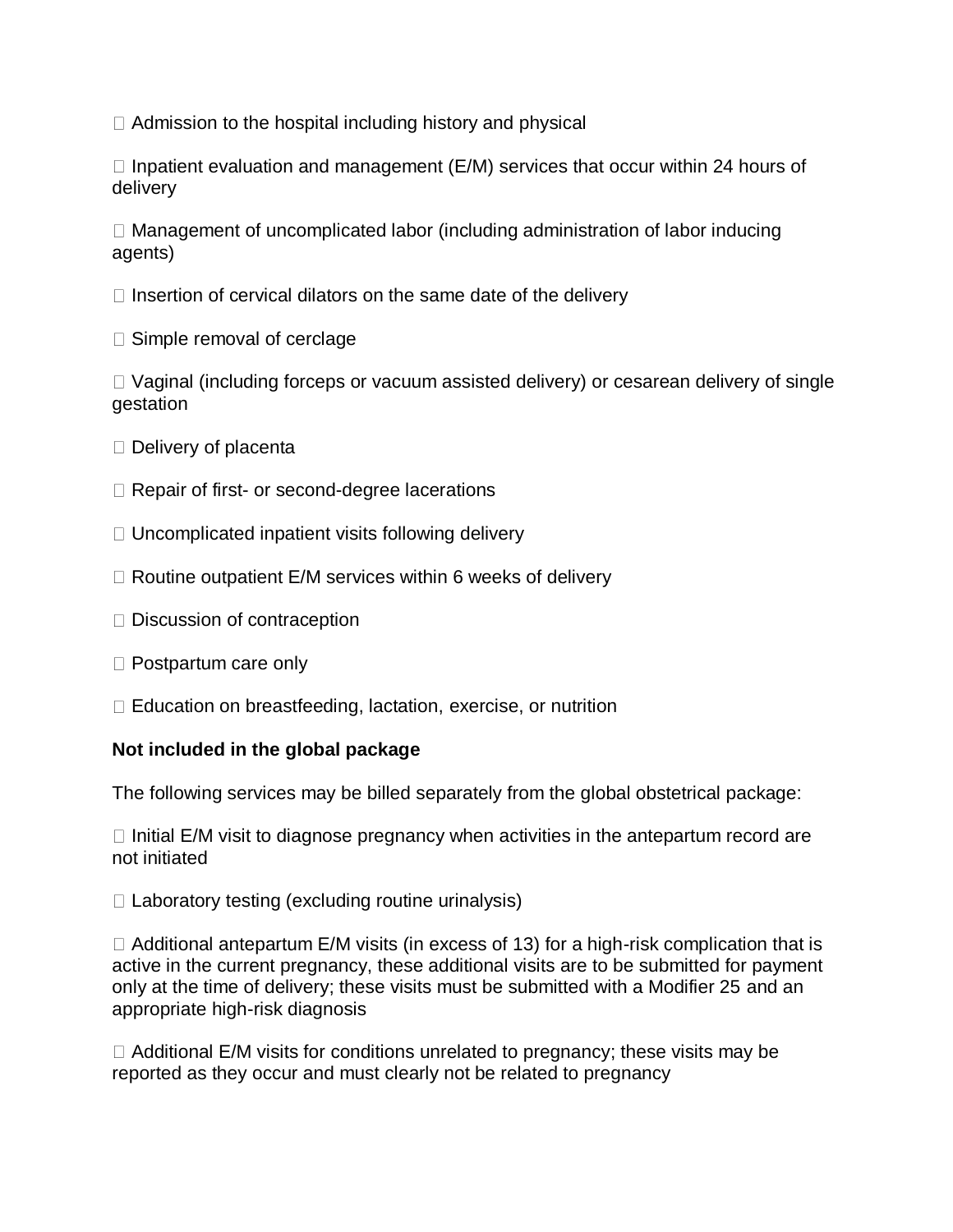- Admission to the hospital including history and physical
- Inpatient evaluation and management (E/M) services that occur within 24 hours of delivery
- Management of uncomplicated labor (including administration of labor inducing agents)
- Insertion of cervical dilators on the same date of the delivery
- Simple removal of cerclage
- Vaginal (including forceps or vacuum assisted delivery) or cesarean delivery of single gestation
- Delivery of placenta
- Repair of first- or second-degree lacerations
- Uncomplicated inpatient visits following delivery
- Routine outpatient E/M services within 6 weeks of delivery
- Discussion of contraception
- Postpartum care only
- Education on breastfeeding, lactation, exercise, or nutrition

**Not included in the global package**

The following services may be billed separately from the global obstetrical package:

- Initial E/M visit to diagnose pregnancy when activities in the antepartum record are not initiated
- Laboratory testing (excluding routine urinalysis)
- Additional antepartum E/M visits (in excess of 13) for a high-risk complication that is active in the current pregnancy, these additional visits are to be submitted for payment only at the time of delivery; these visits must be submitted with a Modifier 25 and an appropriate high-risk diagnosis
- Additional E/M visits for conditions unrelated to pregnancy; these visits may be reported as they occur and must clearly not be related to pregnancy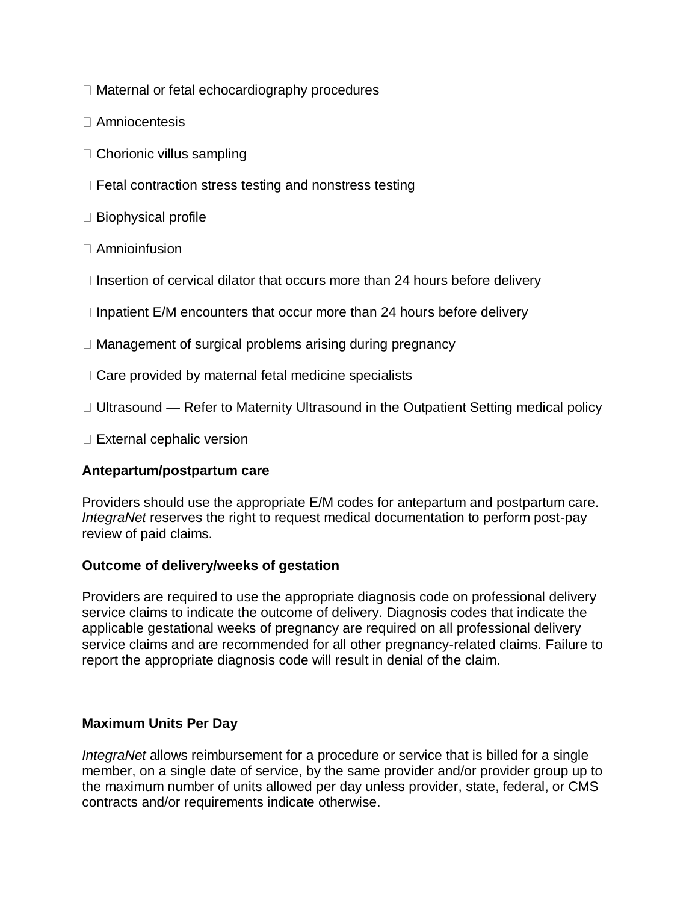- Maternal or fetal echocardiography procedures
- Amniocentesis
- Chorionic villus sampling
- Fetal contraction stress testing and nonstress testing
- Biophysical profile
- Amnioinfusion
- Insertion of cervical dilator that occurs more than 24 hours before delivery
- Inpatient E/M encounters that occur more than 24 hours before delivery
- Management of surgical problems arising during pregnancy
- Care provided by maternal fetal medicine specialists
- Ultrasound — Refer to Maternity Ultrasound in the Outpatient Setting medical policy
- External cephalic version

**Antepartum/postpartum care**

Providers should use the appropriate E/M codes for antepartum and postpartum care. *IntegraNet* reserves the right to request medical documentation to perform post-pay review of paid claims.

**Outcome of delivery/weeks of gestation**

Providers are required to use the appropriate diagnosis code on professional delivery service claims to indicate the outcome of delivery. Diagnosis codes that indicate the applicable gestational weeks of pregnancy are required on all professional delivery service claims and are recommended for all other pregnancy-related claims. Failure to report the appropriate diagnosis code will result in denial of the claim.

**Maximum Units Per Day**

*IntegraNet* allows reimbursement for a procedure or service that is billed for a single member, on a single date of service, by the same provider and/or provider group up to the maximum number of units allowed per day unless provider, state, federal, or CMS contracts and/or requirements indicate otherwise.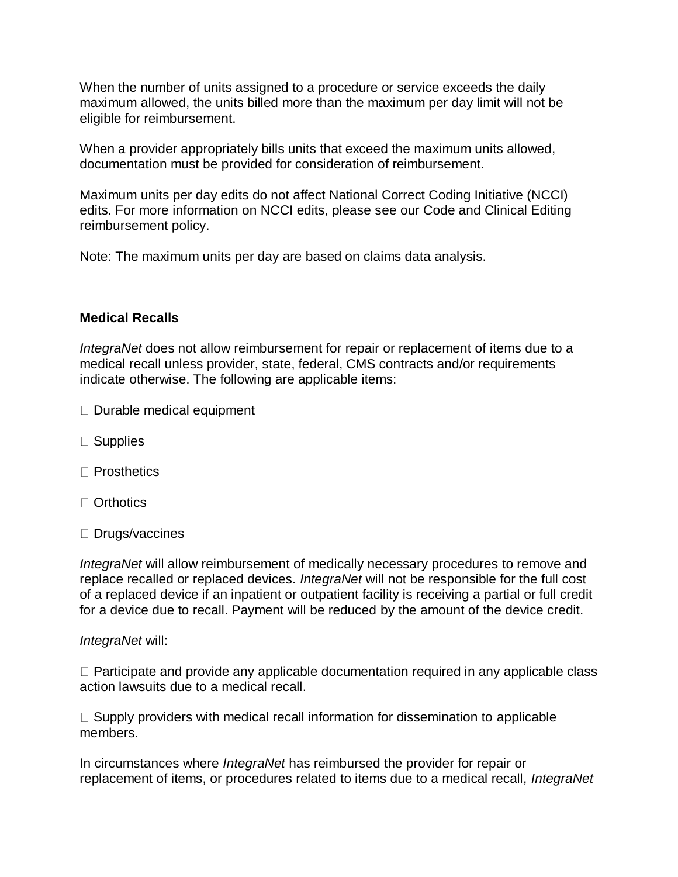When the number of units assigned to a procedure or service exceeds the daily maximum allowed, the units billed more than the maximum per day limit will not be eligible for reimbursement.

When a provider appropriately bills units that exceed the maximum units allowed, documentation must be provided for consideration of reimbursement.

Maximum units per day edits do not affect National Correct Coding Initiative (NCCI) edits. For more information on NCCI edits, please see our Code and Clinical Editing reimbursement policy.

Note: The maximum units per day are based on claims data analysis.

**Medical Recalls**

*IntegraNet* does not allow reimbursement for repair or replacement of items due to a medical recall unless provider, state, federal, CMS contracts and/or requirements indicate otherwise. The following are applicable items:

- Durable medical equipment
- Supplies
- Prosthetics
- Orthotics
- Drugs/vaccines

*IntegraNet* will allow reimbursement of medically necessary procedures to remove and replace recalled or replaced devices. *IntegraNet* will not be responsible for the full cost of a replaced device if an inpatient or outpatient facility is receiving a partial or full credit for a device due to recall. Payment will be reduced by the amount of the device credit.

*IntegraNet* will:

- Participate and provide any applicable documentation required in any applicable class action lawsuits due to a medical recall.
- Supply providers with medical recall information for dissemination to applicable members.

In circumstances where *IntegraNet* has reimbursed the provider for repair or replacement of items, or procedures related to items due to a medical recall, *IntegraNet*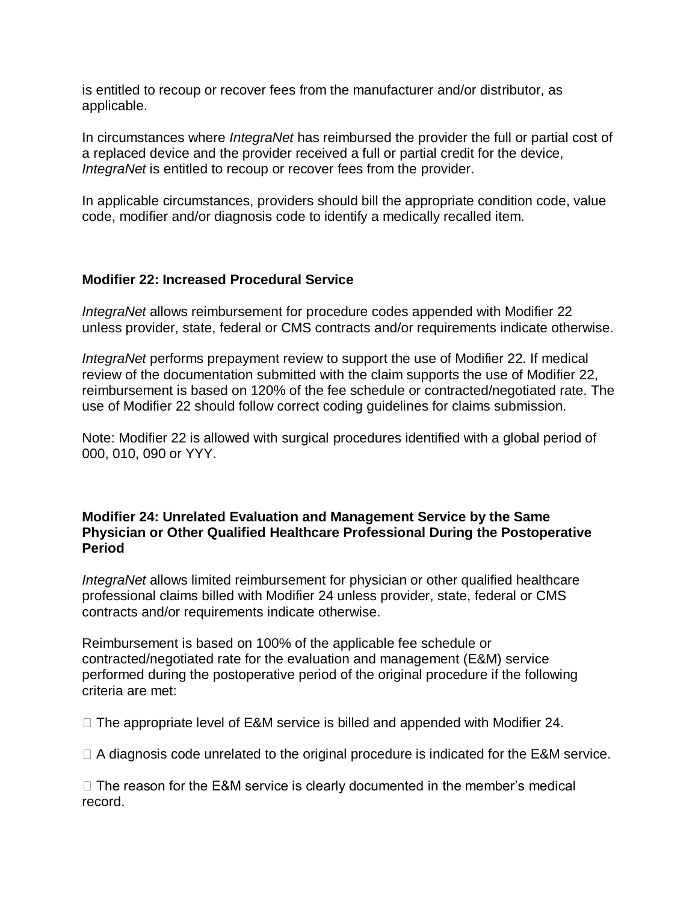is entitled to recoup or recover fees from the manufacturer and/or distributor, as applicable.

In circumstances where *IntegraNet* has reimbursed the provider the full or partial cost of a replaced device and the provider received a full or partial credit for the device, *IntegraNet* is entitled to recoup or recover fees from the provider.

In applicable circumstances, providers should bill the appropriate condition code, value code, modifier and/or diagnosis code to identify a medically recalled item.

**Modifier 22: Increased Procedural Service**

*IntegraNet* allows reimbursement for procedure codes appended with Modifier 22 unless provider, state, federal or CMS contracts and/or requirements indicate otherwise.

*IntegraNet* performs prepayment review to support the use of Modifier 22. If medical review of the documentation submitted with the claim supports the use of Modifier 22, reimbursement is based on 120% of the fee schedule or contracted/negotiated rate. The use of Modifier 22 should follow correct coding guidelines for claims submission.

Note: Modifier 22 is allowed with surgical procedures identified with a global period of 000, 010, 090 or YYY.

**Modifier 24: Unrelated Evaluation and Management Service by the Same Physician or Other Qualified Healthcare Professional During the Postoperative Period**

*IntegraNet* allows limited reimbursement for physician or other qualified healthcare professional claims billed with Modifier 24 unless provider, state, federal or CMS contracts and/or requirements indicate otherwise.

Reimbursement is based on 100% of the applicable fee schedule or contracted/negotiated rate for the evaluation and management (E&M) service performed during the postoperative period of the original procedure if the following criteria are met:

- The appropriate level of E&M service is billed and appended with Modifier 24.
- A diagnosis code unrelated to the original procedure is indicated for the E&M service.
- The reason for the E&M service is clearly documented in the member's medical record.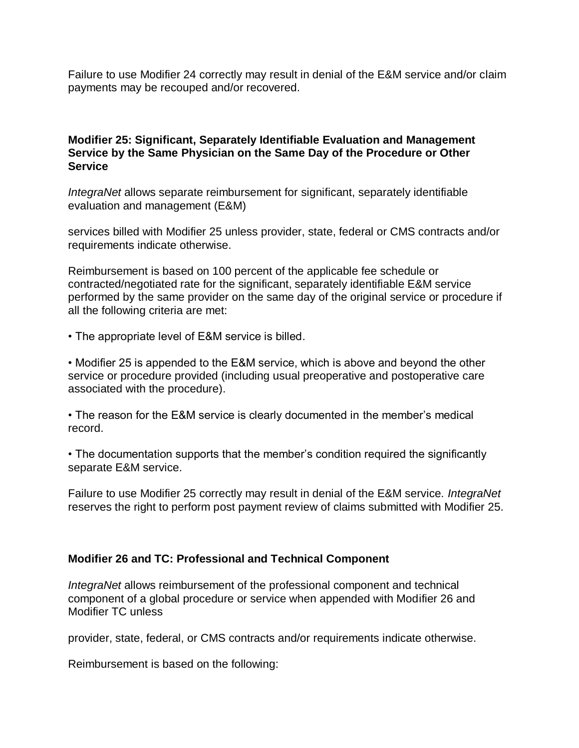Failure to use Modifier 24 correctly may result in denial of the E&M service and/or claim payments may be recouped and/or recovered.

**Modifier 25: Significant, Separately Identifiable Evaluation and Management Service by the Same Physician on the Same Day of the Procedure or Other Service**

*IntegraNet* allows separate reimbursement for significant, separately identifiable evaluation and management (E&M)

services billed with Modifier 25 unless provider, state, federal or CMS contracts and/or requirements indicate otherwise.

Reimbursement is based on 100 percent of the applicable fee schedule or contracted/negotiated rate for the significant, separately identifiable E&M service performed by the same provider on the same day of the original service or procedure if all the following criteria are met:

- The appropriate level of E&M service is billed.
- Modifier 25 is appended to the E&M service, which is above and beyond the other service or procedure provided (including usual preoperative and postoperative care associated with the procedure).
- The reason for the E&M service is clearly documented in the member's medical record.
- The documentation supports that the member's condition required the significantly separate E&M service.

Failure to use Modifier 25 correctly may result in denial of the E&M service. *IntegraNet* reserves the right to perform post payment review of claims submitted with Modifier 25.

**Modifier 26 and TC: Professional and Technical Component**

*IntegraNet* allows reimbursement of the professional component and technical component of a global procedure or service when appended with Modifier 26 and Modifier TC unless

provider, state, federal, or CMS contracts and/or requirements indicate otherwise.

Reimbursement is based on the following: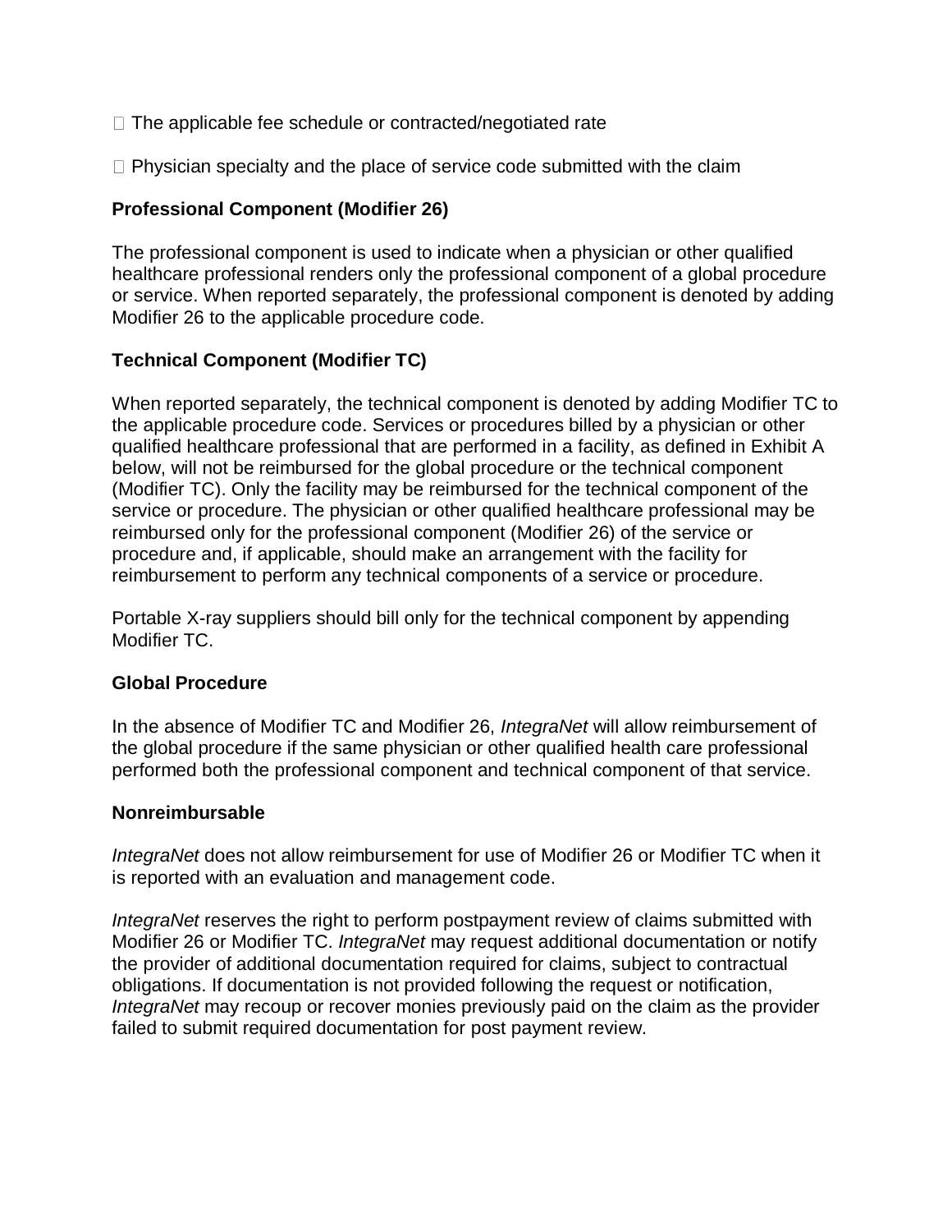- The applicable fee schedule or contracted/negotiated rate
- Physician specialty and the place of service code submitted with the claim

**Professional Component (Modifier 26)**

The professional component is used to indicate when a physician or other qualified healthcare professional renders only the professional component of a global procedure or service. When reported separately, the professional component is denoted by adding Modifier 26 to the applicable procedure code.

**Technical Component (Modifier TC)**

When reported separately, the technical component is denoted by adding Modifier TC to the applicable procedure code. Services or procedures billed by a physician or other qualified healthcare professional that are performed in a facility, as defined in Exhibit A below, will not be reimbursed for the global procedure or the technical component (Modifier TC). Only the facility may be reimbursed for the technical component of the service or procedure. The physician or other qualified healthcare professional may be reimbursed only for the professional component (Modifier 26) of the service or procedure and, if applicable, should make an arrangement with the facility for reimbursement to perform any technical components of a service or procedure.

Portable X-ray suppliers should bill only for the technical component by appending Modifier TC.

**Global Procedure**

In the absence of Modifier TC and Modifier 26, *IntegraNet* will allow reimbursement of the global procedure if the same physician or other qualified health care professional performed both the professional component and technical component of that service.

**Nonreimbursable**

*IntegraNet* does not allow reimbursement for use of Modifier 26 or Modifier TC when it is reported with an evaluation and management code.

*IntegraNet* reserves the right to perform postpayment review of claims submitted with Modifier 26 or Modifier TC. *IntegraNet* may request additional documentation or notify the provider of additional documentation required for claims, subject to contractual obligations. If documentation is not provided following the request or notification, *IntegraNet* may recoup or recover monies previously paid on the claim as the provider failed to submit required documentation for post payment review.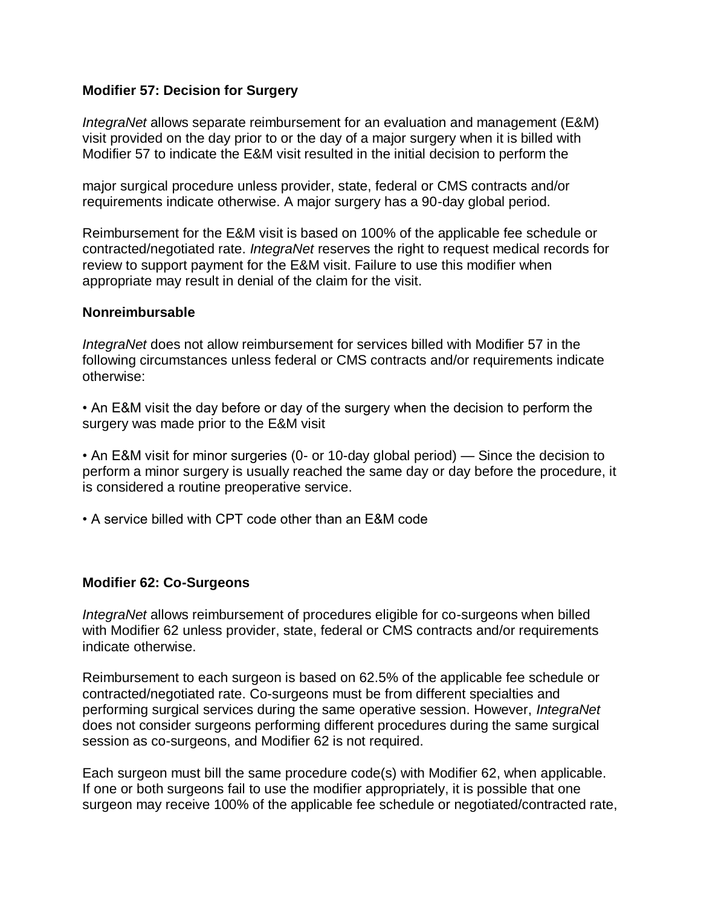**Modifier 57: Decision for Surgery**

*IntegraNet* allows separate reimbursement for an evaluation and management (E&M) visit provided on the day prior to or the day of a major surgery when it is billed with Modifier 57 to indicate the E&M visit resulted in the initial decision to perform the

major surgical procedure unless provider, state, federal or CMS contracts and/or requirements indicate otherwise. A major surgery has a 90-day global period.

Reimbursement for the E&M visit is based on 100% of the applicable fee schedule or contracted/negotiated rate. *IntegraNet* reserves the right to request medical records for review to support payment for the E&M visit. Failure to use this modifier when appropriate may result in denial of the claim for the visit.

**Nonreimbursable**

*IntegraNet* does not allow reimbursement for services billed with Modifier 57 in the following circumstances unless federal or CMS contracts and/or requirements indicate otherwise:

- An E&M visit the day before or day of the surgery when the decision to perform the surgery was made prior to the E&M visit
- An E&M visit for minor surgeries (0- or 10-day global period) — Since the decision to perform a minor surgery is usually reached the same day or day before the procedure, it is considered a routine preoperative service.
- A service billed with CPT code other than an E&M code

**Modifier 62: Co-Surgeons**

*IntegraNet* allows reimbursement of procedures eligible for co-surgeons when billed with Modifier 62 unless provider, state, federal or CMS contracts and/or requirements indicate otherwise.

Reimbursement to each surgeon is based on 62.5% of the applicable fee schedule or contracted/negotiated rate. Co-surgeons must be from different specialties and performing surgical services during the same operative session. However, *IntegraNet* does not consider surgeons performing different procedures during the same surgical session as co-surgeons, and Modifier 62 is not required.

Each surgeon must bill the same procedure code(s) with Modifier 62, when applicable. If one or both surgeons fail to use the modifier appropriately, it is possible that one surgeon may receive 100% of the applicable fee schedule or negotiated/contracted rate,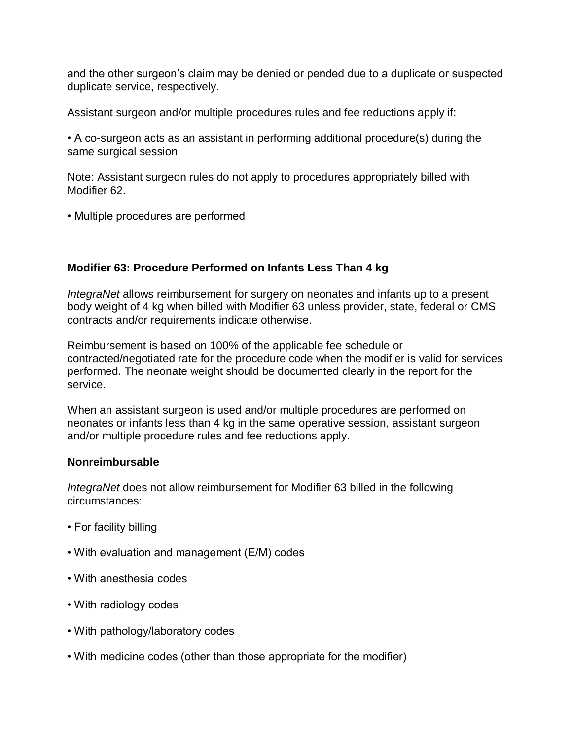and the other surgeon’s claim may be denied or pended due to a duplicate or suspected duplicate service, respectively.

Assistant surgeon and/or multiple procedures rules and fee reductions apply if:

• A co-surgeon acts as an assistant in performing additional procedure(s) during the same surgical session

Note: Assistant surgeon rules do not apply to procedures appropriately billed with Modifier 62.

• Multiple procedures are performed

**Modifier 63: Procedure Performed on Infants Less Than 4 kg**

*IntegraNet* allows reimbursement for surgery on neonates and infants up to a present body weight of 4 kg when billed with Modifier 63 unless provider, state, federal or CMS contracts and/or requirements indicate otherwise.

Reimbursement is based on 100% of the applicable fee schedule or contracted/negotiated rate for the procedure code when the modifier is valid for services performed. The neonate weight should be documented clearly in the report for the service.

When an assistant surgeon is used and/or multiple procedures are performed on neonates or infants less than 4 kg in the same operative session, assistant surgeon and/or multiple procedure rules and fee reductions apply.

**Nonreimbursable**

*IntegraNet* does not allow reimbursement for Modifier 63 billed in the following circumstances:

• For facility billing

• With evaluation and management (E/M) codes

• With anesthesia codes

• With radiology codes

• With pathology/laboratory codes

• With medicine codes (other than those appropriate for the modifier)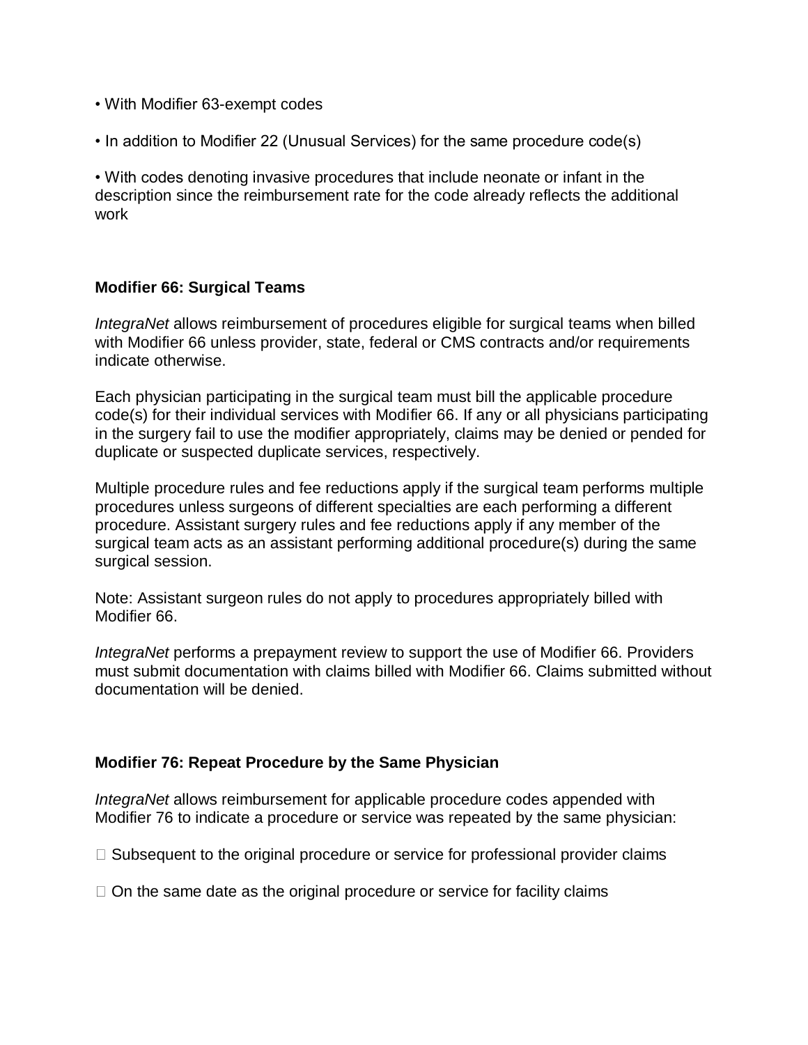- With Modifier 63-exempt codes
- In addition to Modifier 22 (Unusual Services) for the same procedure code(s)
- With codes denoting invasive procedures that include neonate or infant in the description since the reimbursement rate for the code already reflects the additional work

**Modifier 66: Surgical Teams**

*IntegraNet* allows reimbursement of procedures eligible for surgical teams when billed with Modifier 66 unless provider, state, federal or CMS contracts and/or requirements indicate otherwise.

Each physician participating in the surgical team must bill the applicable procedure code(s) for their individual services with Modifier 66. If any or all physicians participating in the surgery fail to use the modifier appropriately, claims may be denied or pended for duplicate or suspected duplicate services, respectively.

Multiple procedure rules and fee reductions apply if the surgical team performs multiple procedures unless surgeons of different specialties are each performing a different procedure. Assistant surgery rules and fee reductions apply if any member of the surgical team acts as an assistant performing additional procedure(s) during the same surgical session.

Note: Assistant surgeon rules do not apply to procedures appropriately billed with Modifier 66.

*IntegraNet* performs a prepayment review to support the use of Modifier 66. Providers must submit documentation with claims billed with Modifier 66. Claims submitted without documentation will be denied.

**Modifier 76: Repeat Procedure by the Same Physician**

*IntegraNet* allows reimbursement for applicable procedure codes appended with Modifier 76 to indicate a procedure or service was repeated by the same physician:

- Subsequent to the original procedure or service for professional provider claims
- On the same date as the original procedure or service for facility claims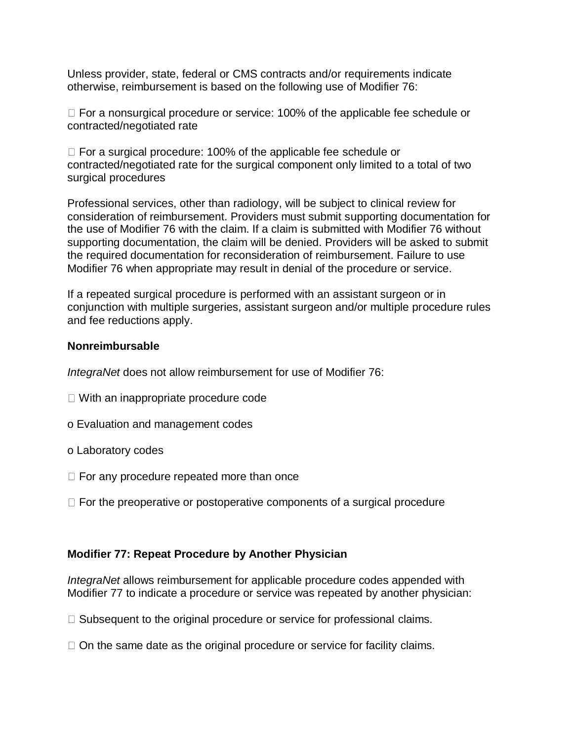Unless provider, state, federal or CMS contracts and/or requirements indicate otherwise, reimbursement is based on the following use of Modifier 76:

- For a nonsurgical procedure or service: 100% of the applicable fee schedule or contracted/negotiated rate

- For a surgical procedure: 100% of the applicable fee schedule or contracted/negotiated rate for the surgical component only limited to a total of two surgical procedures

Professional services, other than radiology, will be subject to clinical review for consideration of reimbursement. Providers must submit supporting documentation for the use of Modifier 76 with the claim. If a claim is submitted with Modifier 76 without supporting documentation, the claim will be denied. Providers will be asked to submit the required documentation for reconsideration of reimbursement. Failure to use Modifier 76 when appropriate may result in denial of the procedure or service.

If a repeated surgical procedure is performed with an assistant surgeon or in conjunction with multiple surgeries, assistant surgeon and/or multiple procedure rules and fee reductions apply.

**Nonreimbursable**

*IntegraNet* does not allow reimbursement for use of Modifier 76:

- With an inappropriate procedure code
  - Evaluation and management codes
  - Laboratory codes
- For any procedure repeated more than once
- For the preoperative or postoperative components of a surgical procedure

**Modifier 77: Repeat Procedure by Another Physician**

*IntegraNet* allows reimbursement for applicable procedure codes appended with Modifier 77 to indicate a procedure or service was repeated by another physician:

- Subsequent to the original procedure or service for professional claims.

- On the same date as the original procedure or service for facility claims.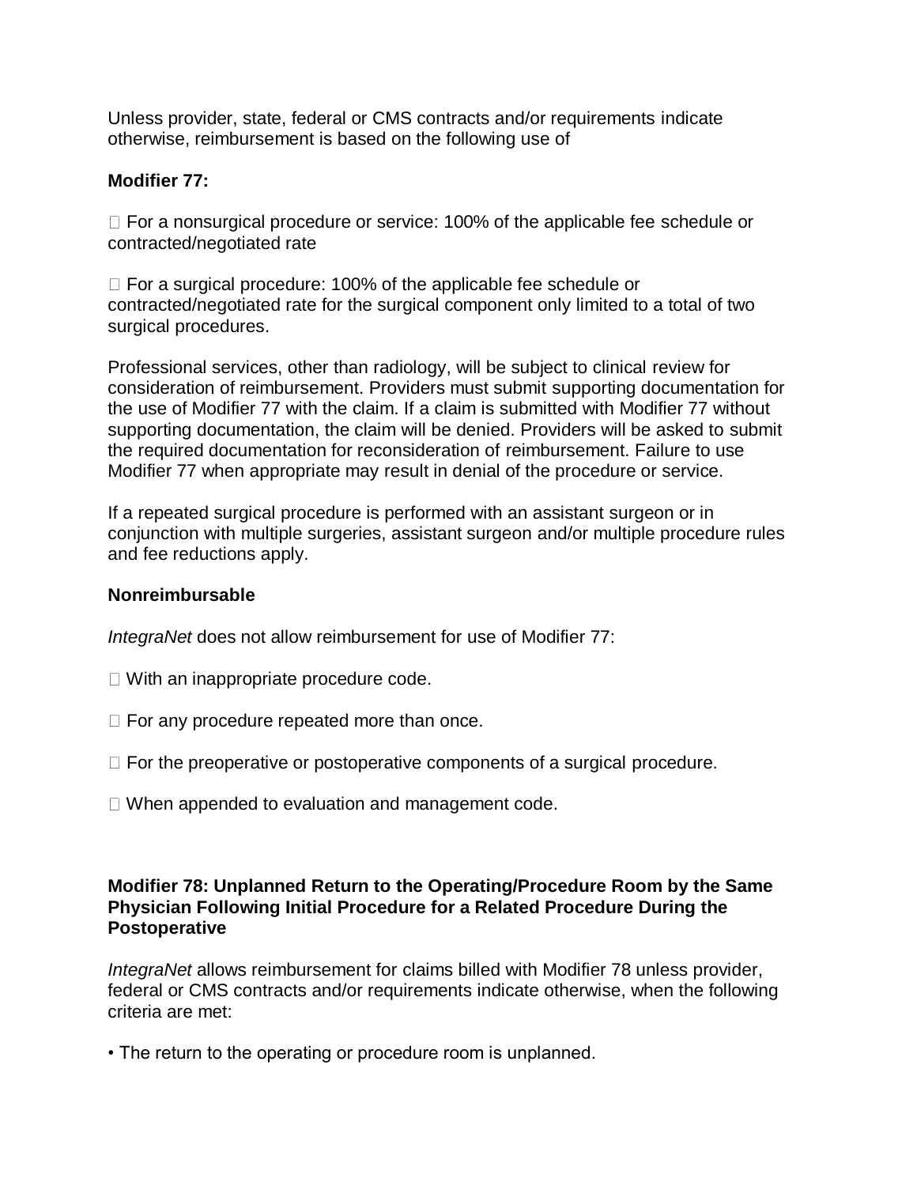Unless provider, state, federal or CMS contracts and/or requirements indicate otherwise, reimbursement is based on the following use of

**Modifier 77:**

- For a nonsurgical procedure or service: 100% of the applicable fee schedule or contracted/negotiated rate
- For a surgical procedure: 100% of the applicable fee schedule or contracted/negotiated rate for the surgical component only limited to a total of two surgical procedures.

Professional services, other than radiology, will be subject to clinical review for consideration of reimbursement. Providers must submit supporting documentation for the use of Modifier 77 with the claim. If a claim is submitted with Modifier 77 without supporting documentation, the claim will be denied. Providers will be asked to submit the required documentation for reconsideration of reimbursement. Failure to use Modifier 77 when appropriate may result in denial of the procedure or service.

If a repeated surgical procedure is performed with an assistant surgeon or in conjunction with multiple surgeries, assistant surgeon and/or multiple procedure rules and fee reductions apply.

**Nonreimbursable**

*IntegraNet* does not allow reimbursement for use of Modifier 77:

- With an inappropriate procedure code.
- For any procedure repeated more than once.
- For the preoperative or postoperative components of a surgical procedure.
- When appended to evaluation and management code.

**Modifier 78: Unplanned Return to the Operating/Procedure Room by the Same Physician Following Initial Procedure for a Related Procedure During the Postoperative**

*IntegraNet* allows reimbursement for claims billed with Modifier 78 unless provider, federal or CMS contracts and/or requirements indicate otherwise, when the following criteria are met:

- The return to the operating or procedure room is unplanned.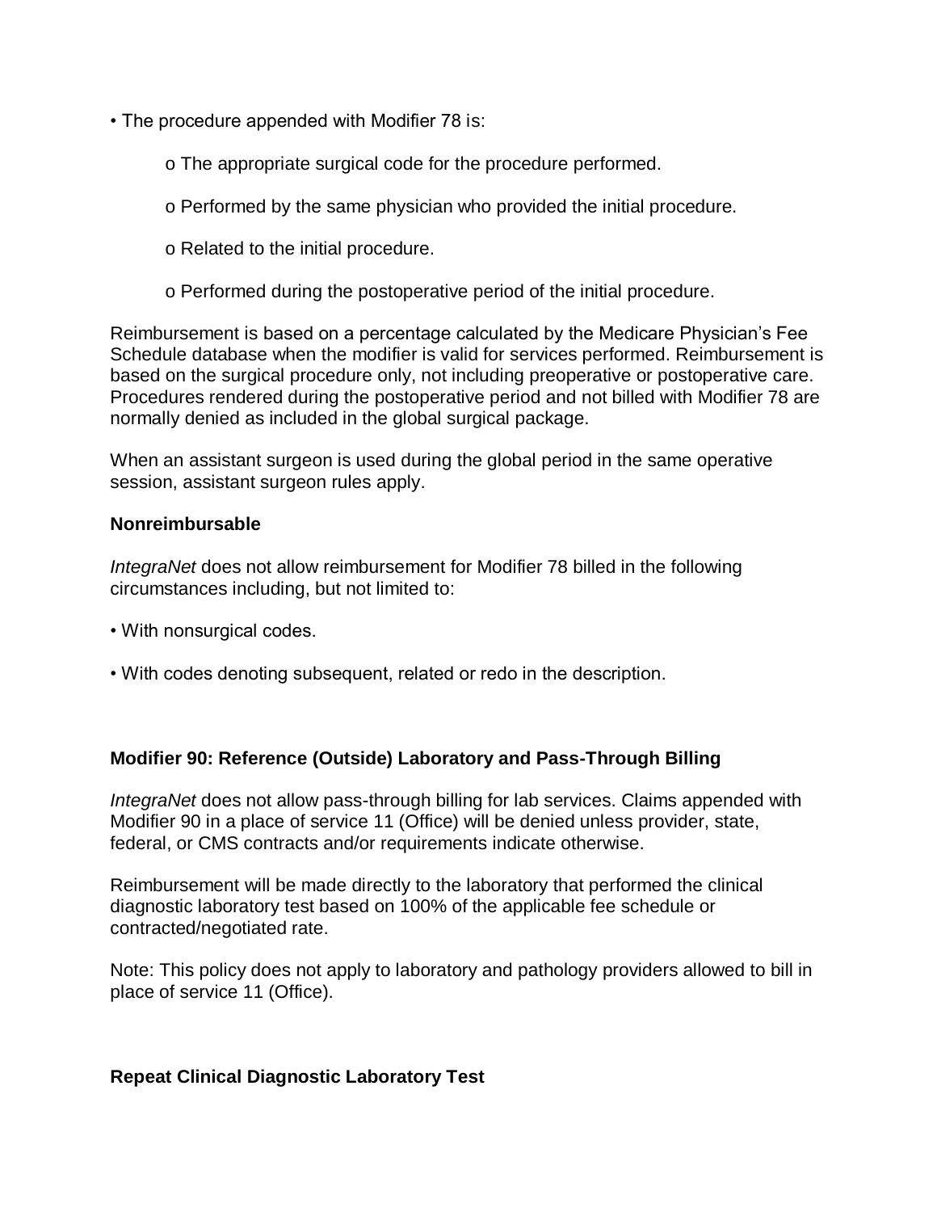- The procedure appended with Modifier 78 is:
  - The appropriate surgical code for the procedure performed.
  - Performed by the same physician who provided the initial procedure.
  - Related to the initial procedure.
  - Performed during the postoperative period of the initial procedure.

Reimbursement is based on a percentage calculated by the Medicare Physician's Fee Schedule database when the modifier is valid for services performed. Reimbursement is based on the surgical procedure only, not including preoperative or postoperative care. Procedures rendered during the postoperative period and not billed with Modifier 78 are normally denied as included in the global surgical package.

When an assistant surgeon is used during the global period in the same operative session, assistant surgeon rules apply.

**Nonreimbursable**

*IntegraNet* does not allow reimbursement for Modifier 78 billed in the following circumstances including, but not limited to:

- With nonsurgical codes.
- With codes denoting subsequent, related or redo in the description.

**Modifier 90: Reference (Outside) Laboratory and Pass-Through Billing**

*IntegraNet* does not allow pass-through billing for lab services. Claims appended with Modifier 90 in a place of service 11 (Office) will be denied unless provider, state, federal, or CMS contracts and/or requirements indicate otherwise.

Reimbursement will be made directly to the laboratory that performed the clinical diagnostic laboratory test based on 100% of the applicable fee schedule or contracted/negotiated rate.

Note: This policy does not apply to laboratory and pathology providers allowed to bill in place of service 11 (Office).

**Repeat Clinical Diagnostic Laboratory Test**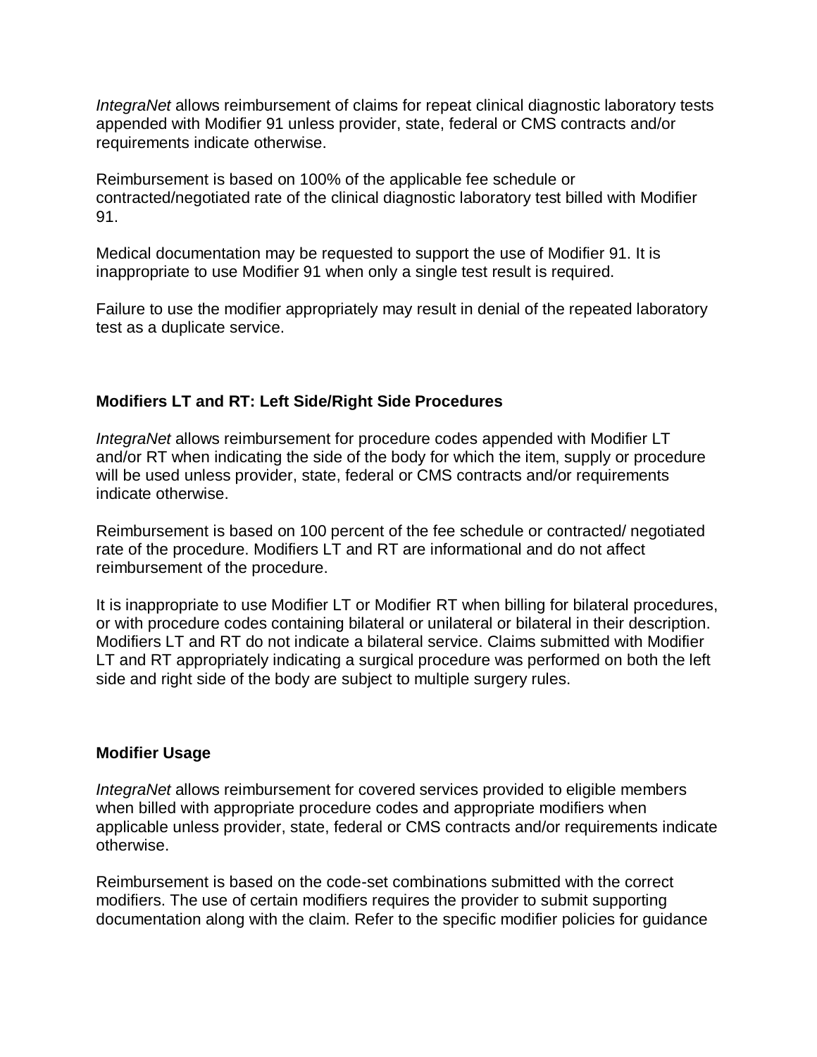*IntegraNet* allows reimbursement of claims for repeat clinical diagnostic laboratory tests appended with Modifier 91 unless provider, state, federal or CMS contracts and/or requirements indicate otherwise.

Reimbursement is based on 100% of the applicable fee schedule or contracted/negotiated rate of the clinical diagnostic laboratory test billed with Modifier 91.

Medical documentation may be requested to support the use of Modifier 91. It is inappropriate to use Modifier 91 when only a single test result is required.

Failure to use the modifier appropriately may result in denial of the repeated laboratory test as a duplicate service.

**Modifiers LT and RT: Left Side/Right Side Procedures**

*IntegraNet* allows reimbursement for procedure codes appended with Modifier LT and/or RT when indicating the side of the body for which the item, supply or procedure will be used unless provider, state, federal or CMS contracts and/or requirements indicate otherwise.

Reimbursement is based on 100 percent of the fee schedule or contracted/ negotiated rate of the procedure. Modifiers LT and RT are informational and do not affect reimbursement of the procedure.

It is inappropriate to use Modifier LT or Modifier RT when billing for bilateral procedures, or with procedure codes containing bilateral or unilateral or bilateral in their description. Modifiers LT and RT do not indicate a bilateral service. Claims submitted with Modifier LT and RT appropriately indicating a surgical procedure was performed on both the left side and right side of the body are subject to multiple surgery rules.

**Modifier Usage**

*IntegraNet* allows reimbursement for covered services provided to eligible members when billed with appropriate procedure codes and appropriate modifiers when applicable unless provider, state, federal or CMS contracts and/or requirements indicate otherwise.

Reimbursement is based on the code-set combinations submitted with the correct modifiers. The use of certain modifiers requires the provider to submit supporting documentation along with the claim. Refer to the specific modifier policies for guidance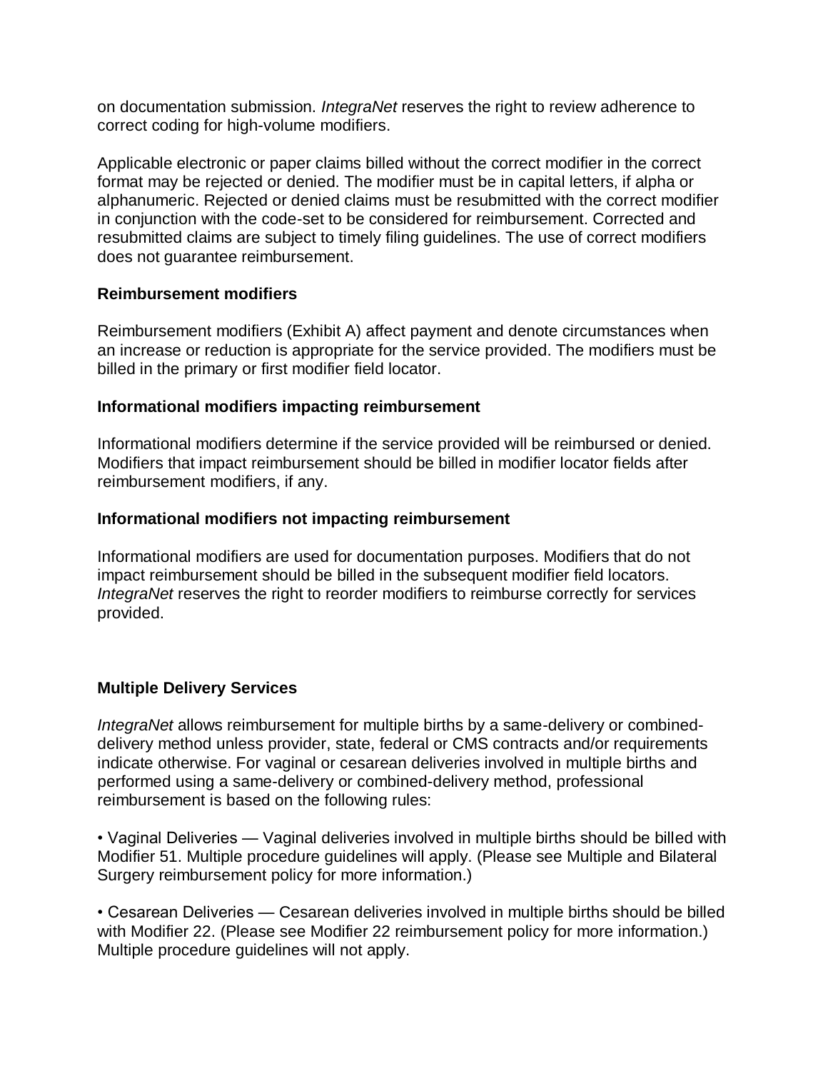on documentation submission. *IntegraNet* reserves the right to review adherence to correct coding for high-volume modifiers.

Applicable electronic or paper claims billed without the correct modifier in the correct format may be rejected or denied. The modifier must be in capital letters, if alpha or alphanumeric. Rejected or denied claims must be resubmitted with the correct modifier in conjunction with the code-set to be considered for reimbursement. Corrected and resubmitted claims are subject to timely filing guidelines. The use of correct modifiers does not guarantee reimbursement.

**Reimbursement modifiers**

Reimbursement modifiers (Exhibit A) affect payment and denote circumstances when an increase or reduction is appropriate for the service provided. The modifiers must be billed in the primary or first modifier field locator.

**Informational modifiers impacting reimbursement**

Informational modifiers determine if the service provided will be reimbursed or denied. Modifiers that impact reimbursement should be billed in modifier locator fields after reimbursement modifiers, if any.

**Informational modifiers not impacting reimbursement**

Informational modifiers are used for documentation purposes. Modifiers that do not impact reimbursement should be billed in the subsequent modifier field locators. *IntegraNet* reserves the right to reorder modifiers to reimburse correctly for services provided.

**Multiple Delivery Services**

*IntegraNet* allows reimbursement for multiple births by a same-delivery or combined-delivery method unless provider, state, federal or CMS contracts and/or requirements indicate otherwise. For vaginal or cesarean deliveries involved in multiple births and performed using a same-delivery or combined-delivery method, professional reimbursement is based on the following rules:

• Vaginal Deliveries — Vaginal deliveries involved in multiple births should be billed with Modifier 51. Multiple procedure guidelines will apply. (Please see Multiple and Bilateral Surgery reimbursement policy for more information.)

• Cesarean Deliveries — Cesarean deliveries involved in multiple births should be billed with Modifier 22. (Please see Modifier 22 reimbursement policy for more information.) Multiple procedure guidelines will not apply.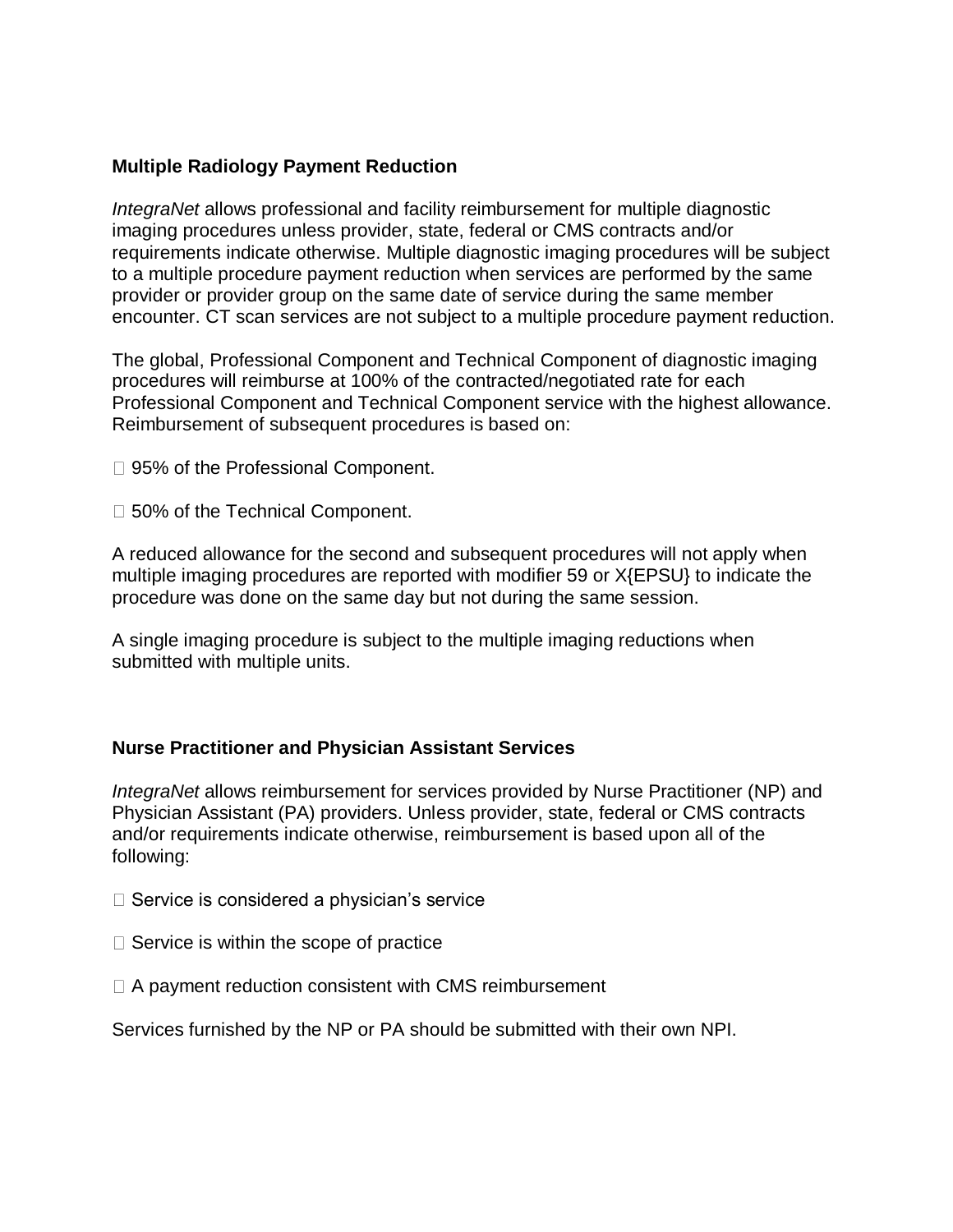**Multiple Radiology Payment Reduction**

*IntegraNet* allows professional and facility reimbursement for multiple diagnostic imaging procedures unless provider, state, federal or CMS contracts and/or requirements indicate otherwise. Multiple diagnostic imaging procedures will be subject to a multiple procedure payment reduction when services are performed by the same provider or provider group on the same date of service during the same member encounter. CT scan services are not subject to a multiple procedure payment reduction.

The global, Professional Component and Technical Component of diagnostic imaging procedures will reimburse at 100% of the contracted/negotiated rate for each Professional Component and Technical Component service with the highest allowance. Reimbursement of subsequent procedures is based on:

- 95% of the Professional Component.
- 50% of the Technical Component.

A reduced allowance for the second and subsequent procedures will not apply when multiple imaging procedures are reported with modifier 59 or X{EPSU} to indicate the procedure was done on the same day but not during the same session.

A single imaging procedure is subject to the multiple imaging reductions when submitted with multiple units.

**Nurse Practitioner and Physician Assistant Services**

*IntegraNet* allows reimbursement for services provided by Nurse Practitioner (NP) and Physician Assistant (PA) providers. Unless provider, state, federal or CMS contracts and/or requirements indicate otherwise, reimbursement is based upon all of the following:

- Service is considered a physician's service
- Service is within the scope of practice
- A payment reduction consistent with CMS reimbursement

Services furnished by the NP or PA should be submitted with their own NPI.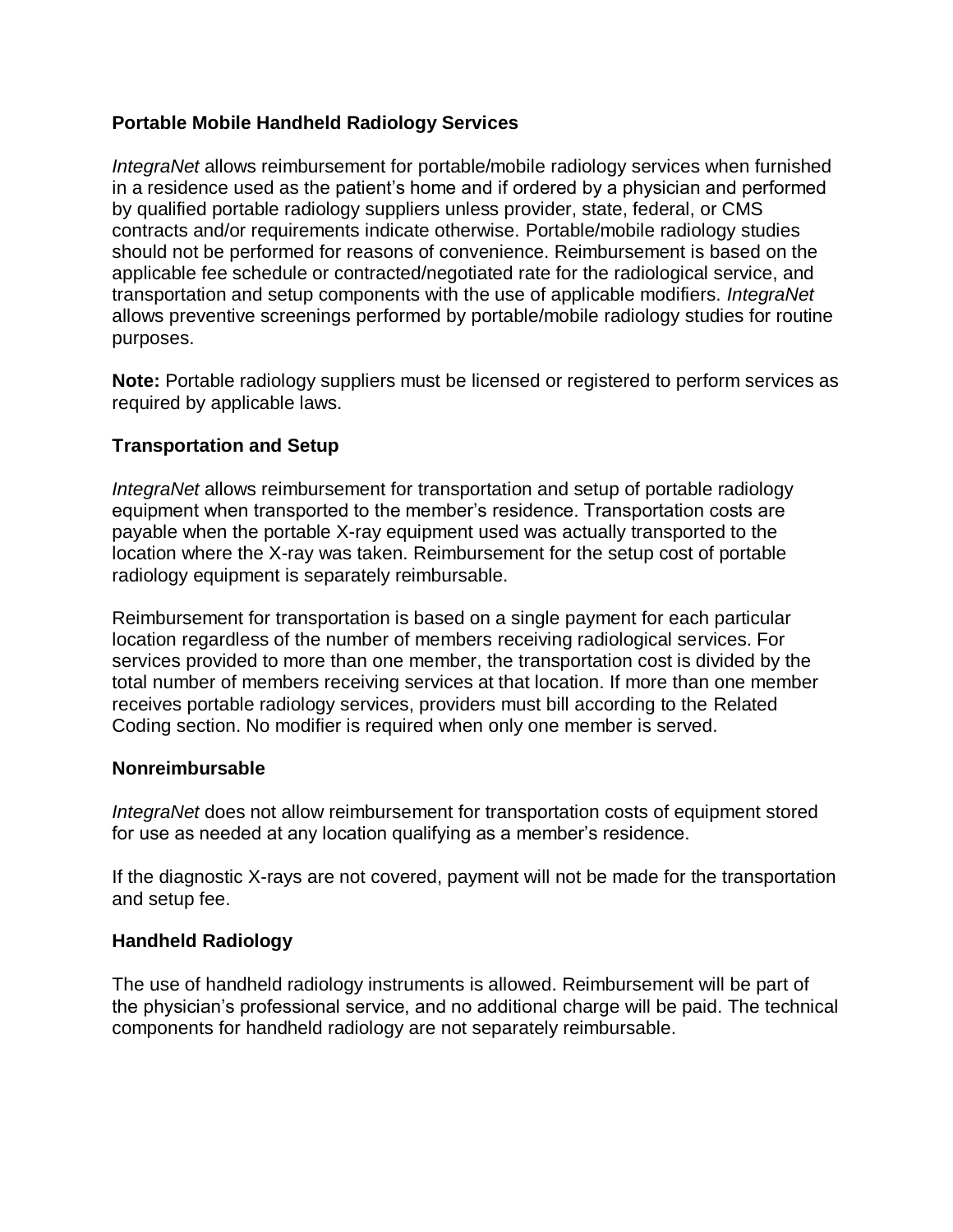### Portable Mobile Handheld Radiology Services

*IntegraNet* allows reimbursement for portable/mobile radiology services when furnished in a residence used as the patient's home and if ordered by a physician and performed by qualified portable radiology suppliers unless provider, state, federal, or CMS contracts and/or requirements indicate otherwise. Portable/mobile radiology studies should not be performed for reasons of convenience. Reimbursement is based on the applicable fee schedule or contracted/negotiated rate for the radiological service, and transportation and setup components with the use of applicable modifiers. *IntegraNet* allows preventive screenings performed by portable/mobile radiology studies for routine purposes.

**Note:** Portable radiology suppliers must be licensed or registered to perform services as required by applicable laws.

### Transportation and Setup

*IntegraNet* allows reimbursement for transportation and setup of portable radiology equipment when transported to the member's residence. Transportation costs are payable when the portable X-ray equipment used was actually transported to the location where the X-ray was taken. Reimbursement for the setup cost of portable radiology equipment is separately reimbursable.

Reimbursement for transportation is based on a single payment for each particular location regardless of the number of members receiving radiological services. For services provided to more than one member, the transportation cost is divided by the total number of members receiving services at that location. If more than one member receives portable radiology services, providers must bill according to the Related Coding section. No modifier is required when only one member is served.

### Nonreimbursable

*IntegraNet* does not allow reimbursement for transportation costs of equipment stored for use as needed at any location qualifying as a member's residence.

If the diagnostic X-rays are not covered, payment will not be made for the transportation and setup fee.

### Handheld Radiology

The use of handheld radiology instruments is allowed. Reimbursement will be part of the physician's professional service, and no additional charge will be paid. The technical components for handheld radiology are not separately reimbursable.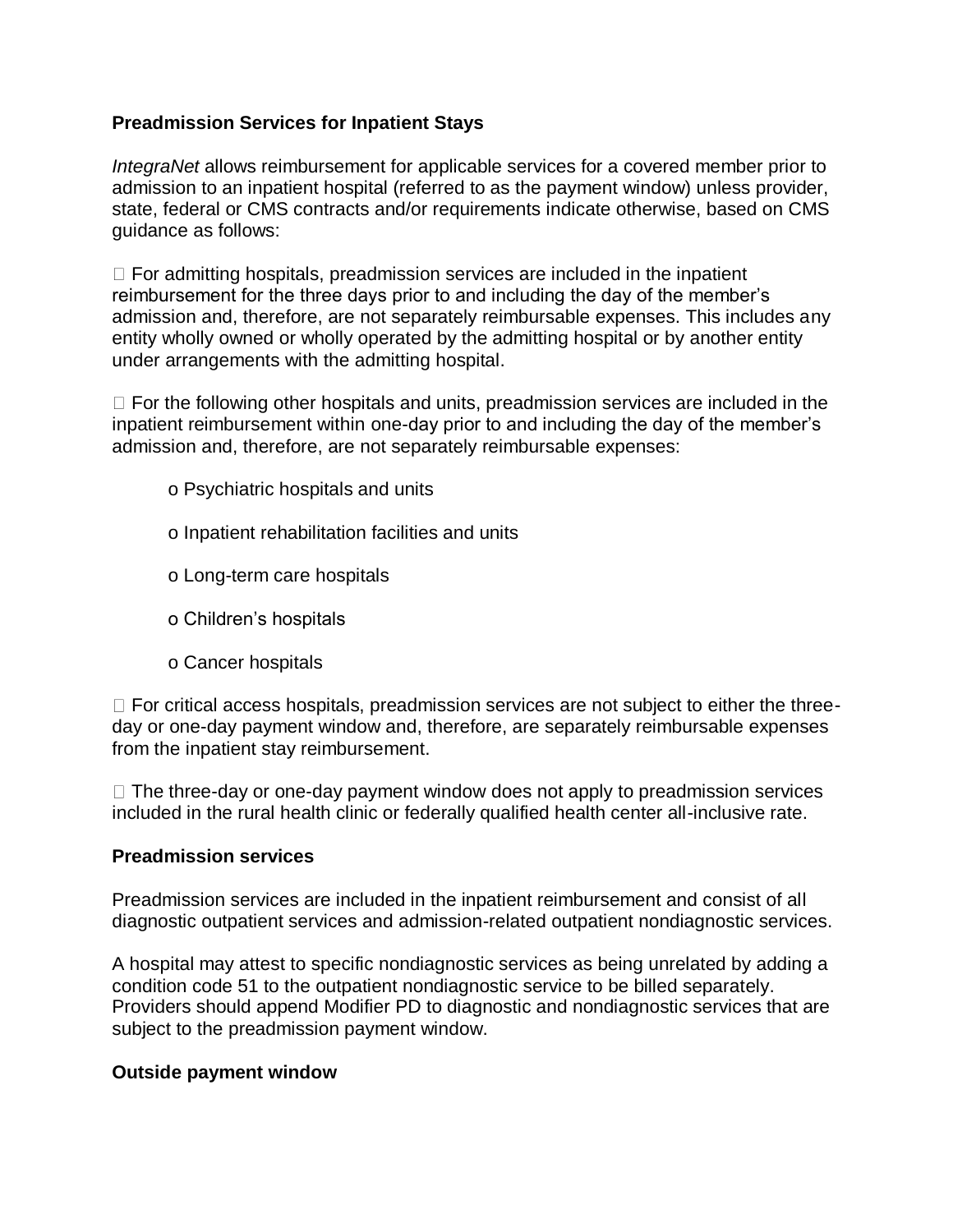**Preadmission Services for Inpatient Stays**

*IntegraNet* allows reimbursement for applicable services for a covered member prior to admission to an inpatient hospital (referred to as the payment window) unless provider, state, federal or CMS contracts and/or requirements indicate otherwise, based on CMS guidance as follows:

- For admitting hospitals, preadmission services are included in the inpatient reimbursement for the three days prior to and including the day of the member's admission and, therefore, are not separately reimbursable expenses. This includes any entity wholly owned or wholly operated by the admitting hospital or by another entity under arrangements with the admitting hospital.

- For the following other hospitals and units, preadmission services are included in the inpatient reimbursement within one-day prior to and including the day of the member's admission and, therefore, are not separately reimbursable expenses:

  - Psychiatric hospitals and units
  - Inpatient rehabilitation facilities and units
  - Long-term care hospitals
  - Children's hospitals
  - Cancer hospitals

- For critical access hospitals, preadmission services are not subject to either the three-day or one-day payment window and, therefore, are separately reimbursable expenses from the inpatient stay reimbursement.

- The three-day or one-day payment window does not apply to preadmission services included in the rural health clinic or federally qualified health center all-inclusive rate.

**Preadmission services**

Preadmission services are included in the inpatient reimbursement and consist of all diagnostic outpatient services and admission-related outpatient nondiagnostic services.

A hospital may attest to specific nondiagnostic services as being unrelated by adding a condition code 51 to the outpatient nondiagnostic service to be billed separately. Providers should append Modifier PD to diagnostic and nondiagnostic services that are subject to the preadmission payment window.

**Outside payment window**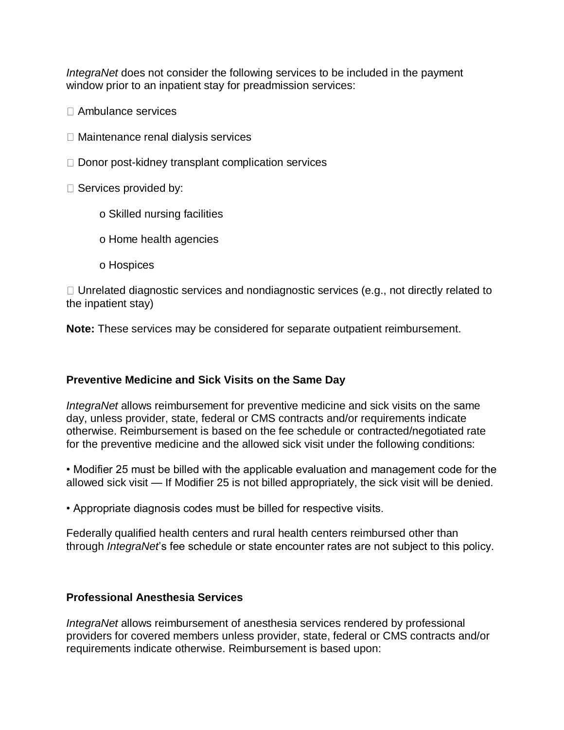*IntegraNet* does not consider the following services to be included in the payment window prior to an inpatient stay for preadmission services:

- Ambulance services
- Maintenance renal dialysis services
- Donor post-kidney transplant complication services
- Services provided by:
    - Skilled nursing facilities
    - Home health agencies
    - Hospices
- Unrelated diagnostic services and nondiagnostic services (e.g., not directly related to the inpatient stay)

**Note:** These services may be considered for separate outpatient reimbursement.

**Preventive Medicine and Sick Visits on the Same Day**

*IntegraNet* allows reimbursement for preventive medicine and sick visits on the same day, unless provider, state, federal or CMS contracts and/or requirements indicate otherwise. Reimbursement is based on the fee schedule or contracted/negotiated rate for the preventive medicine and the allowed sick visit under the following conditions:

- Modifier 25 must be billed with the applicable evaluation and management code for the allowed sick visit — If Modifier 25 is not billed appropriately, the sick visit will be denied.
- Appropriate diagnosis codes must be billed for respective visits.

Federally qualified health centers and rural health centers reimbursed other than through *IntegraNet*'s fee schedule or state encounter rates are not subject to this policy.

**Professional Anesthesia Services**

*IntegraNet* allows reimbursement of anesthesia services rendered by professional providers for covered members unless provider, state, federal or CMS contracts and/or requirements indicate otherwise. Reimbursement is based upon: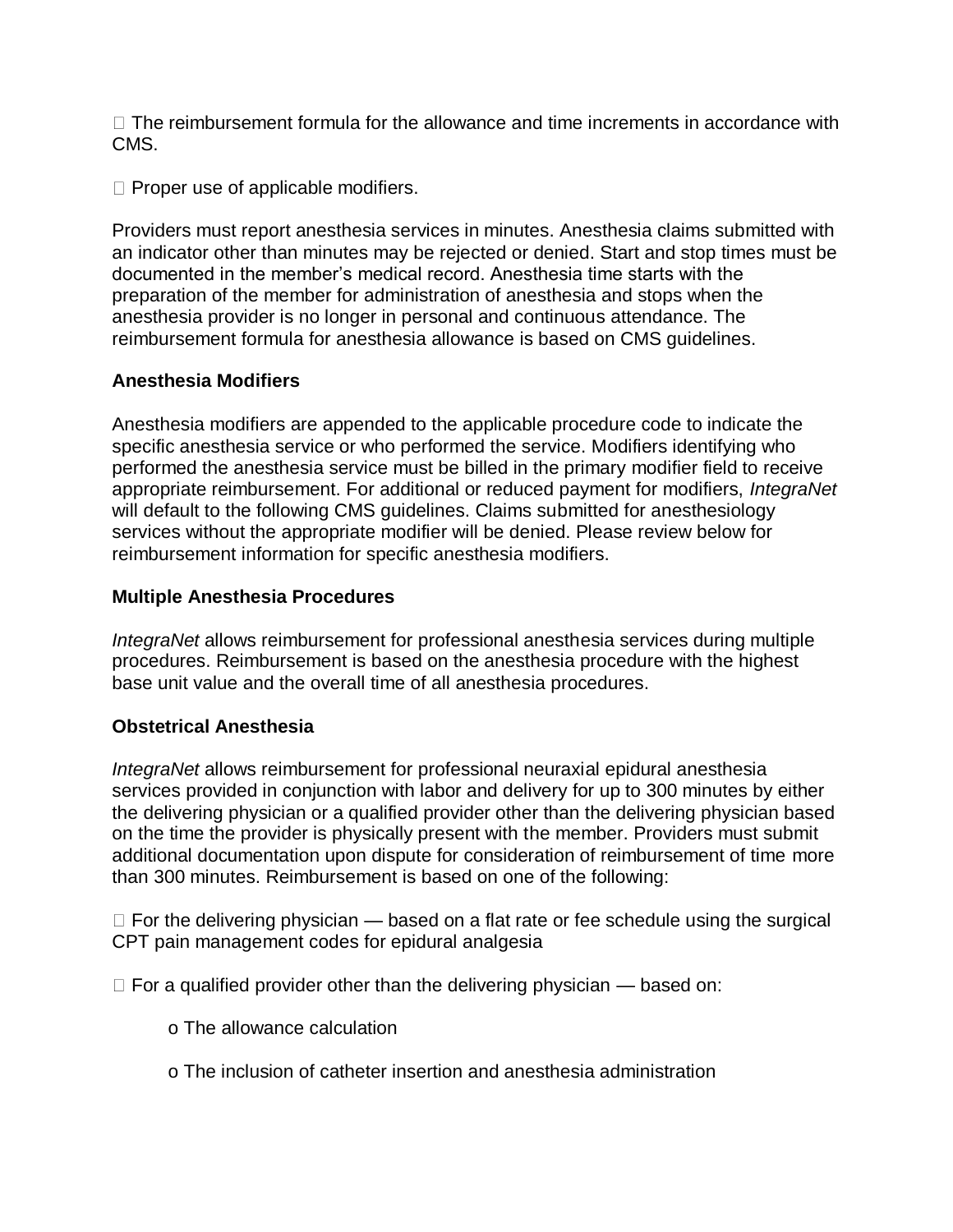- The reimbursement formula for the allowance and time increments in accordance with CMS.
- Proper use of applicable modifiers.

Providers must report anesthesia services in minutes. Anesthesia claims submitted with an indicator other than minutes may be rejected or denied. Start and stop times must be documented in the member's medical record. Anesthesia time starts with the preparation of the member for administration of anesthesia and stops when the anesthesia provider is no longer in personal and continuous attendance. The reimbursement formula for anesthesia allowance is based on CMS guidelines.

**Anesthesia Modifiers**

Anesthesia modifiers are appended to the applicable procedure code to indicate the specific anesthesia service or who performed the service. Modifiers identifying who performed the anesthesia service must be billed in the primary modifier field to receive appropriate reimbursement. For additional or reduced payment for modifiers, *IntegraNet* will default to the following CMS guidelines. Claims submitted for anesthesiology services without the appropriate modifier will be denied. Please review below for reimbursement information for specific anesthesia modifiers.

**Multiple Anesthesia Procedures**

*IntegraNet* allows reimbursement for professional anesthesia services during multiple procedures. Reimbursement is based on the anesthesia procedure with the highest base unit value and the overall time of all anesthesia procedures.

**Obstetrical Anesthesia**

*IntegraNet* allows reimbursement for professional neuraxial epidural anesthesia services provided in conjunction with labor and delivery for up to 300 minutes by either the delivering physician or a qualified provider other than the delivering physician based on the time the provider is physically present with the member. Providers must submit additional documentation upon dispute for consideration of reimbursement of time more than 300 minutes. Reimbursement is based on one of the following:

- For the delivering physician — based on a flat rate or fee schedule using the surgical CPT pain management codes for epidural analgesia
- For a qualified provider other than the delivering physician — based on:
  - The allowance calculation
  - The inclusion of catheter insertion and anesthesia administration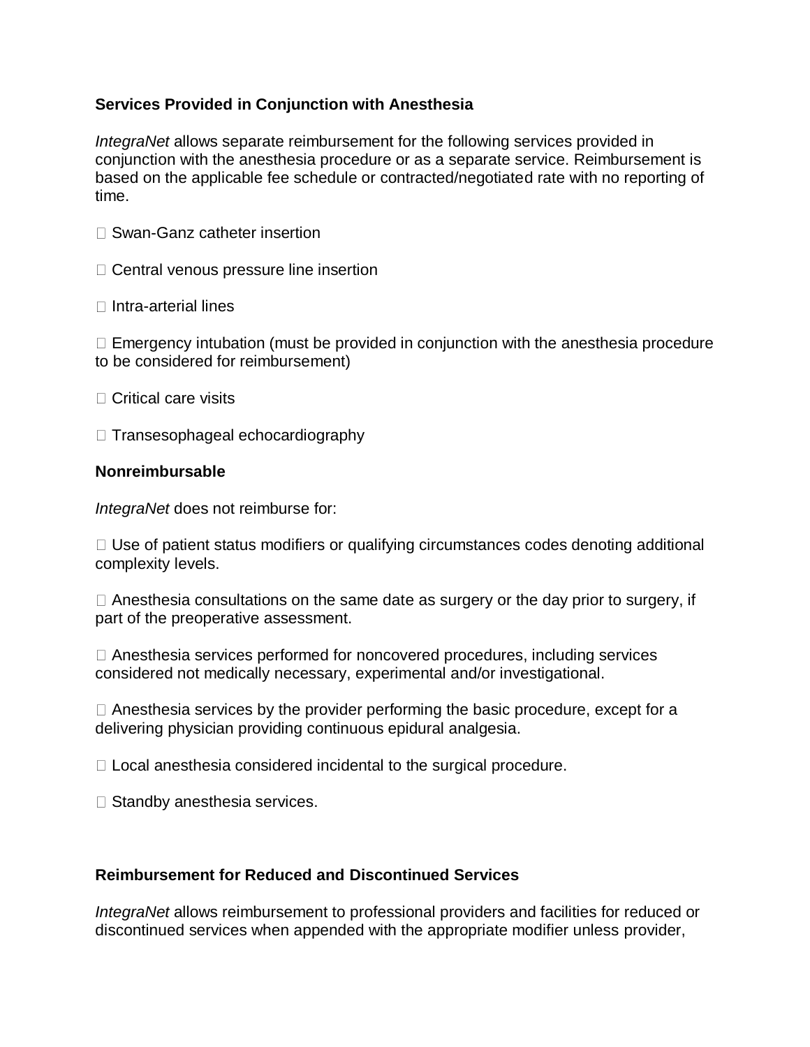**Services Provided in Conjunction with Anesthesia**

*IntegraNet* allows separate reimbursement for the following services provided in conjunction with the anesthesia procedure or as a separate service. Reimbursement is based on the applicable fee schedule or contracted/negotiated rate with no reporting of time.

- Swan-Ganz catheter insertion
- Central venous pressure line insertion
- Intra-arterial lines
- Emergency intubation (must be provided in conjunction with the anesthesia procedure to be considered for reimbursement)
- Critical care visits
- Transesophageal echocardiography

**Nonreimbursable**

*IntegraNet* does not reimburse for:

- Use of patient status modifiers or qualifying circumstances codes denoting additional complexity levels.
- Anesthesia consultations on the same date as surgery or the day prior to surgery, if part of the preoperative assessment.
- Anesthesia services performed for noncovered procedures, including services considered not medically necessary, experimental and/or investigational.
- Anesthesia services by the provider performing the basic procedure, except for a delivering physician providing continuous epidural analgesia.
- Local anesthesia considered incidental to the surgical procedure.
- Standby anesthesia services.

**Reimbursement for Reduced and Discontinued Services**

*IntegraNet* allows reimbursement to professional providers and facilities for reduced or discontinued services when appended with the appropriate modifier unless provider,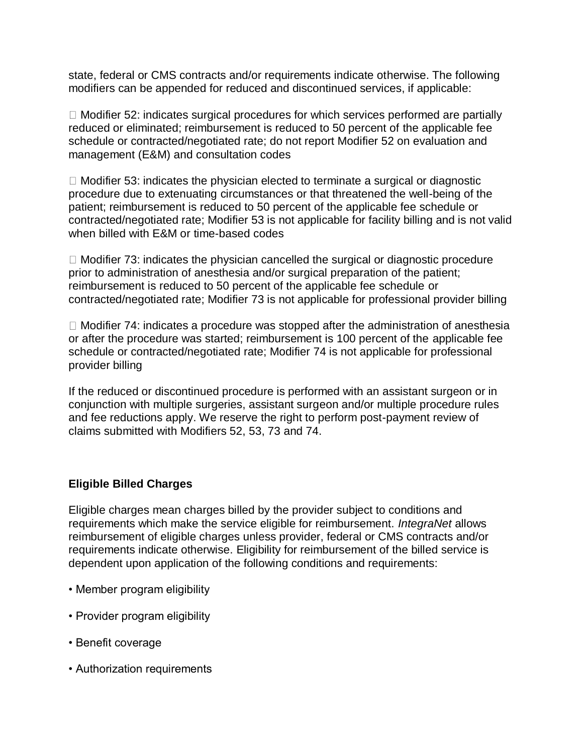state, federal or CMS contracts and/or requirements indicate otherwise. The following modifiers can be appended for reduced and discontinued services, if applicable:

- Modifier 52: indicates surgical procedures for which services performed are partially reduced or eliminated; reimbursement is reduced to 50 percent of the applicable fee schedule or contracted/negotiated rate; do not report Modifier 52 on evaluation and management (E&M) and consultation codes

- Modifier 53: indicates the physician elected to terminate a surgical or diagnostic procedure due to extenuating circumstances or that threatened the well-being of the patient; reimbursement is reduced to 50 percent of the applicable fee schedule or contracted/negotiated rate; Modifier 53 is not applicable for facility billing and is not valid when billed with E&M or time-based codes

- Modifier 73: indicates the physician cancelled the surgical or diagnostic procedure prior to administration of anesthesia and/or surgical preparation of the patient; reimbursement is reduced to 50 percent of the applicable fee schedule or contracted/negotiated rate; Modifier 73 is not applicable for professional provider billing

- Modifier 74: indicates a procedure was stopped after the administration of anesthesia or after the procedure was started; reimbursement is 100 percent of the applicable fee schedule or contracted/negotiated rate; Modifier 74 is not applicable for professional provider billing

If the reduced or discontinued procedure is performed with an assistant surgeon or in conjunction with multiple surgeries, assistant surgeon and/or multiple procedure rules and fee reductions apply. We reserve the right to perform post-payment review of claims submitted with Modifiers 52, 53, 73 and 74.

**Eligible Billed Charges**

Eligible charges mean charges billed by the provider subject to conditions and requirements which make the service eligible for reimbursement. *IntegraNet* allows reimbursement of eligible charges unless provider, federal or CMS contracts and/or requirements indicate otherwise. Eligibility for reimbursement of the billed service is dependent upon application of the following conditions and requirements:

- Member program eligibility
- Provider program eligibility
- Benefit coverage
- Authorization requirements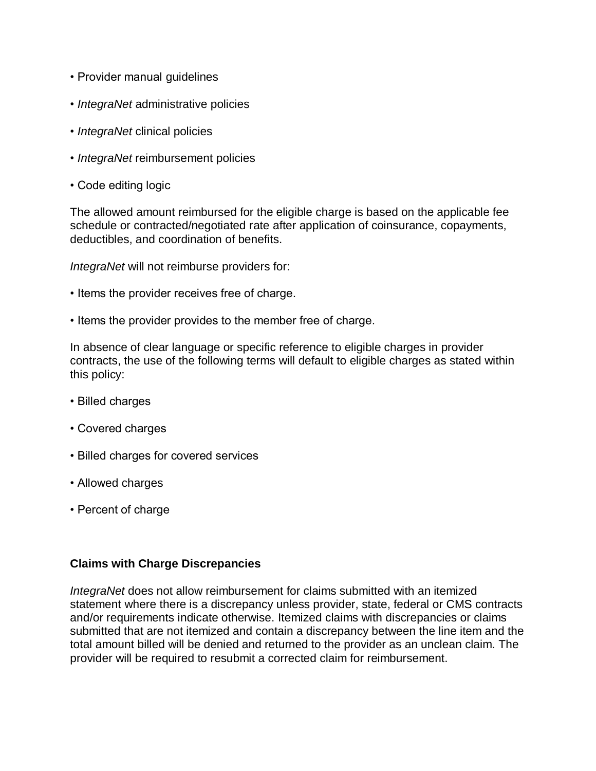- Provider manual guidelines
- *IntegraNet* administrative policies
- *IntegraNet* clinical policies
- *IntegraNet* reimbursement policies
- Code editing logic

The allowed amount reimbursed for the eligible charge is based on the applicable fee schedule or contracted/negotiated rate after application of coinsurance, copayments, deductibles, and coordination of benefits.

*IntegraNet* will not reimburse providers for:

- Items the provider receives free of charge.
- Items the provider provides to the member free of charge.

In absence of clear language or specific reference to eligible charges in provider contracts, the use of the following terms will default to eligible charges as stated within this policy:

- Billed charges
- Covered charges
- Billed charges for covered services
- Allowed charges
- Percent of charge

**Claims with Charge Discrepancies**

*IntegraNet* does not allow reimbursement for claims submitted with an itemized statement where there is a discrepancy unless provider, state, federal or CMS contracts and/or requirements indicate otherwise. Itemized claims with discrepancies or claims submitted that are not itemized and contain a discrepancy between the line item and the total amount billed will be denied and returned to the provider as an unclean claim. The provider will be required to resubmit a corrected claim for reimbursement.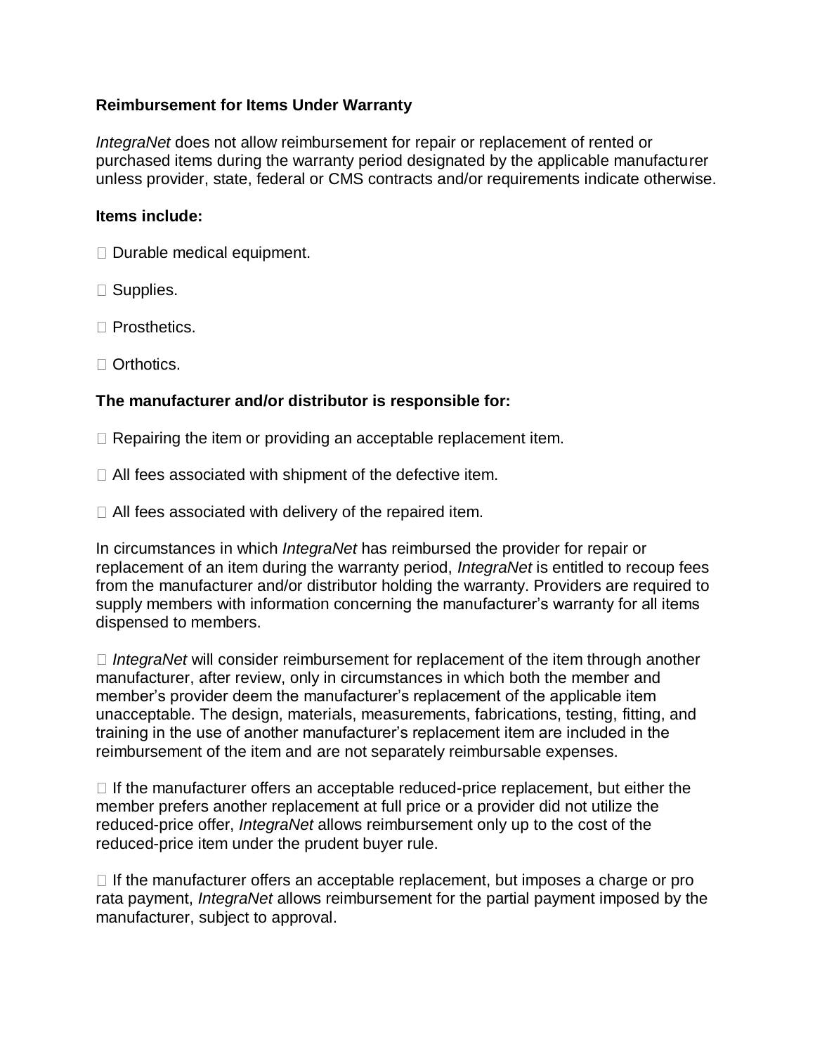**Reimbursement for Items Under Warranty**

*IntegraNet* does not allow reimbursement for repair or replacement of rented or purchased items during the warranty period designated by the applicable manufacturer unless provider, state, federal or CMS contracts and/or requirements indicate otherwise.

**Items include:**

- Durable medical equipment.
- Supplies.
- Prosthetics.
- Orthotics.

**The manufacturer and/or distributor is responsible for:**

- Repairing the item or providing an acceptable replacement item.
- All fees associated with shipment of the defective item.
- All fees associated with delivery of the repaired item.

In circumstances in which *IntegraNet* has reimbursed the provider for repair or replacement of an item during the warranty period, *IntegraNet* is entitled to recoup fees from the manufacturer and/or distributor holding the warranty. Providers are required to supply members with information concerning the manufacturer's warranty for all items dispensed to members.

- *IntegraNet* will consider reimbursement for replacement of the item through another manufacturer, after review, only in circumstances in which both the member and member's provider deem the manufacturer's replacement of the applicable item unacceptable. The design, materials, measurements, fabrications, testing, fitting, and training in the use of another manufacturer's replacement item are included in the reimbursement of the item and are not separately reimbursable expenses.

- If the manufacturer offers an acceptable reduced-price replacement, but either the member prefers another replacement at full price or a provider did not utilize the reduced-price offer, *IntegraNet* allows reimbursement only up to the cost of the reduced-price item under the prudent buyer rule.

- If the manufacturer offers an acceptable replacement, but imposes a charge or pro rata payment, *IntegraNet* allows reimbursement for the partial payment imposed by the manufacturer, subject to approval.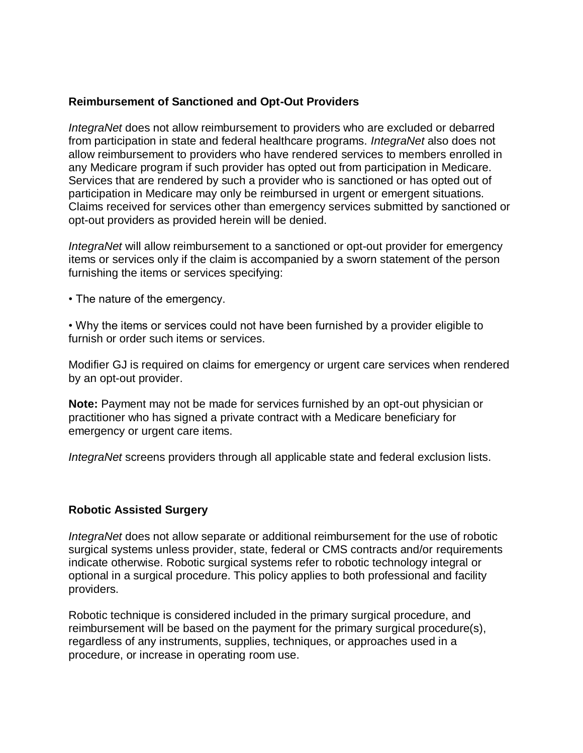## Reimbursement of Sanctioned and Opt-Out Providers

*IntegraNet* does not allow reimbursement to providers who are excluded or debarred from participation in state and federal healthcare programs. *IntegraNet* also does not allow reimbursement to providers who have rendered services to members enrolled in any Medicare program if such provider has opted out from participation in Medicare. Services that are rendered by such a provider who is sanctioned or has opted out of participation in Medicare may only be reimbursed in urgent or emergent situations. Claims received for services other than emergency services submitted by sanctioned or opt-out providers as provided herein will be denied.

*IntegraNet* will allow reimbursement to a sanctioned or opt-out provider for emergency items or services only if the claim is accompanied by a sworn statement of the person furnishing the items or services specifying:

- The nature of the emergency.
- Why the items or services could not have been furnished by a provider eligible to furnish or order such items or services.

Modifier GJ is required on claims for emergency or urgent care services when rendered by an opt-out provider.

**Note:** Payment may not be made for services furnished by an opt-out physician or practitioner who has signed a private contract with a Medicare beneficiary for emergency or urgent care items.

*IntegraNet* screens providers through all applicable state and federal exclusion lists.

## Robotic Assisted Surgery

*IntegraNet* does not allow separate or additional reimbursement for the use of robotic surgical systems unless provider, state, federal or CMS contracts and/or requirements indicate otherwise. Robotic surgical systems refer to robotic technology integral or optional in a surgical procedure. This policy applies to both professional and facility providers.

Robotic technique is considered included in the primary surgical procedure, and reimbursement will be based on the payment for the primary surgical procedure(s), regardless of any instruments, supplies, techniques, or approaches used in a procedure, or increase in operating room use.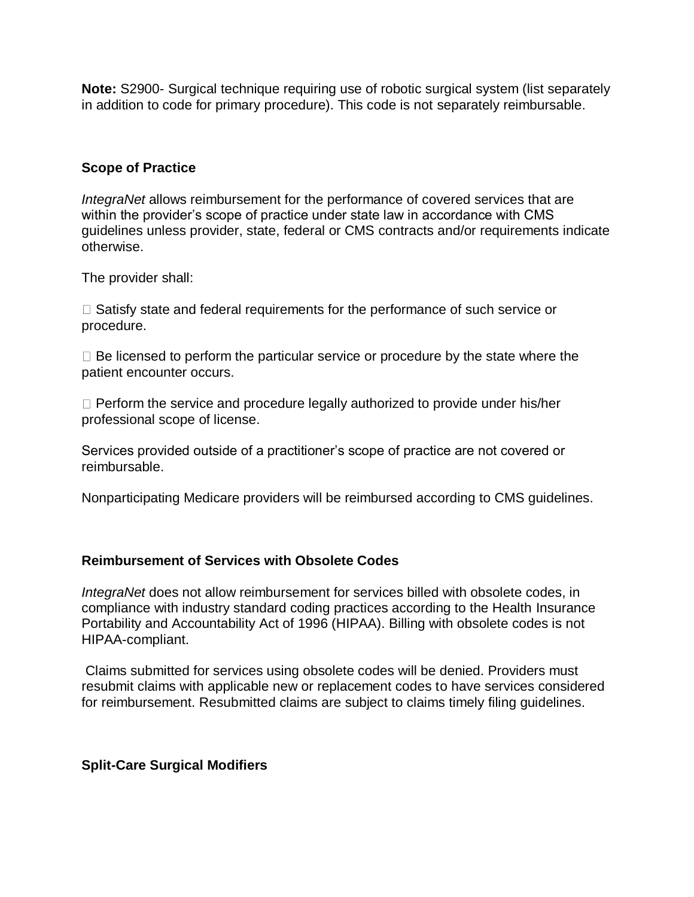**Note:** S2900- Surgical technique requiring use of robotic surgical system (list separately in addition to code for primary procedure). This code is not separately reimbursable.

### Scope of Practice

*IntegraNet* allows reimbursement for the performance of covered services that are within the provider's scope of practice under state law in accordance with CMS guidelines unless provider, state, federal or CMS contracts and/or requirements indicate otherwise.

The provider shall:

- Satisfy state and federal requirements for the performance of such service or procedure.
- Be licensed to perform the particular service or procedure by the state where the patient encounter occurs.
- Perform the service and procedure legally authorized to provide under his/her professional scope of license.

Services provided outside of a practitioner's scope of practice are not covered or reimbursable.

Nonparticipating Medicare providers will be reimbursed according to CMS guidelines.

### Reimbursement of Services with Obsolete Codes

*IntegraNet* does not allow reimbursement for services billed with obsolete codes, in compliance with industry standard coding practices according to the Health Insurance Portability and Accountability Act of 1996 (HIPAA). Billing with obsolete codes is not HIPAA-compliant.

Claims submitted for services using obsolete codes will be denied. Providers must resubmit claims with applicable new or replacement codes to have services considered for reimbursement. Resubmitted claims are subject to claims timely filing guidelines.

### Split-Care Surgical Modifiers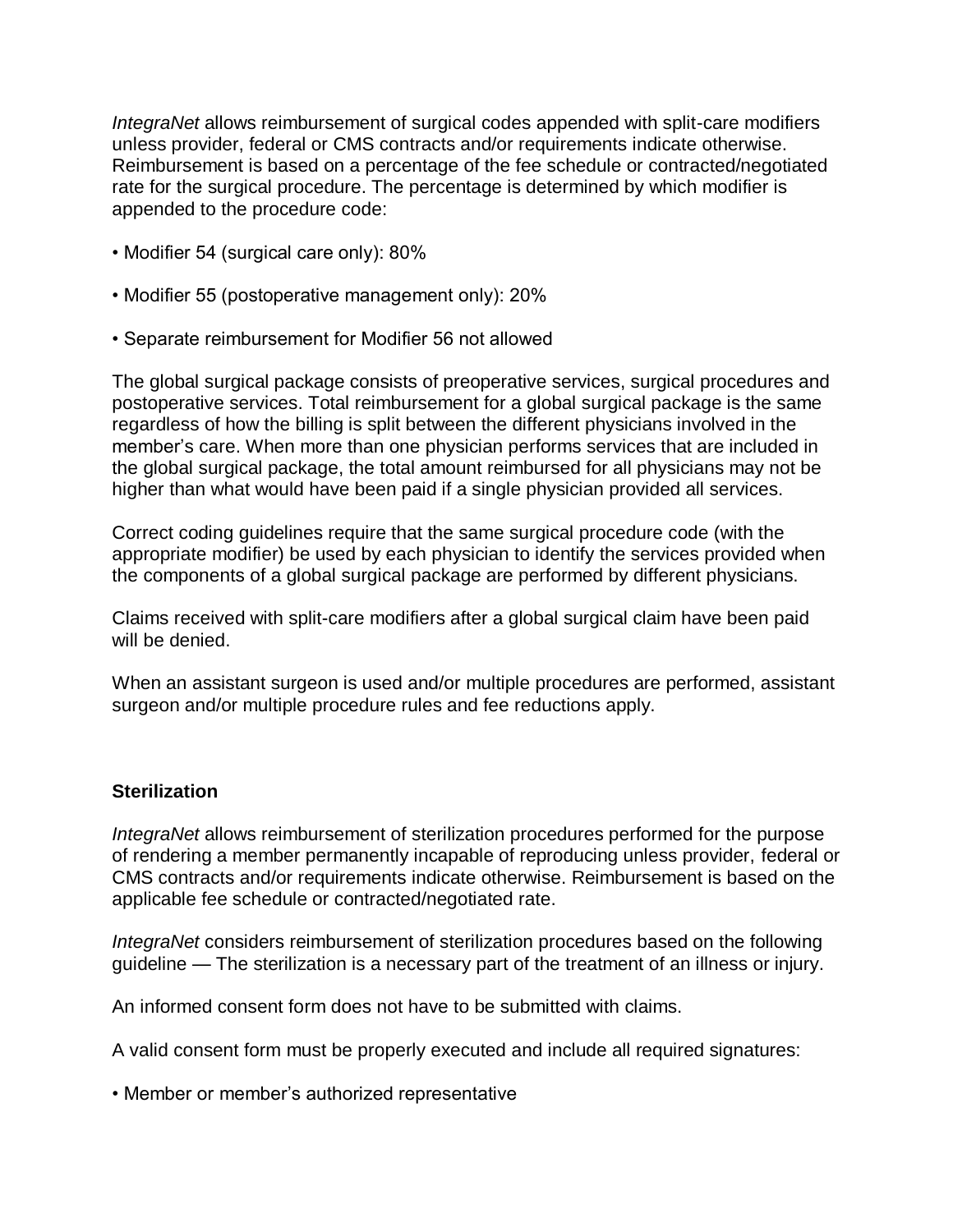*IntegraNet* allows reimbursement of surgical codes appended with split-care modifiers unless provider, federal or CMS contracts and/or requirements indicate otherwise. Reimbursement is based on a percentage of the fee schedule or contracted/negotiated rate for the surgical procedure. The percentage is determined by which modifier is appended to the procedure code:

- Modifier 54 (surgical care only): 80%
- Modifier 55 (postoperative management only): 20%
- Separate reimbursement for Modifier 56 not allowed

The global surgical package consists of preoperative services, surgical procedures and postoperative services. Total reimbursement for a global surgical package is the same regardless of how the billing is split between the different physicians involved in the member's care. When more than one physician performs services that are included in the global surgical package, the total amount reimbursed for all physicians may not be higher than what would have been paid if a single physician provided all services.

Correct coding guidelines require that the same surgical procedure code (with the appropriate modifier) be used by each physician to identify the services provided when the components of a global surgical package are performed by different physicians.

Claims received with split-care modifiers after a global surgical claim have been paid will be denied.

When an assistant surgeon is used and/or multiple procedures are performed, assistant surgeon and/or multiple procedure rules and fee reductions apply.

**Sterilization**

*IntegraNet* allows reimbursement of sterilization procedures performed for the purpose of rendering a member permanently incapable of reproducing unless provider, federal or CMS contracts and/or requirements indicate otherwise. Reimbursement is based on the applicable fee schedule or contracted/negotiated rate.

*IntegraNet* considers reimbursement of sterilization procedures based on the following guideline — The sterilization is a necessary part of the treatment of an illness or injury.

An informed consent form does not have to be submitted with claims.

A valid consent form must be properly executed and include all required signatures:

- Member or member's authorized representative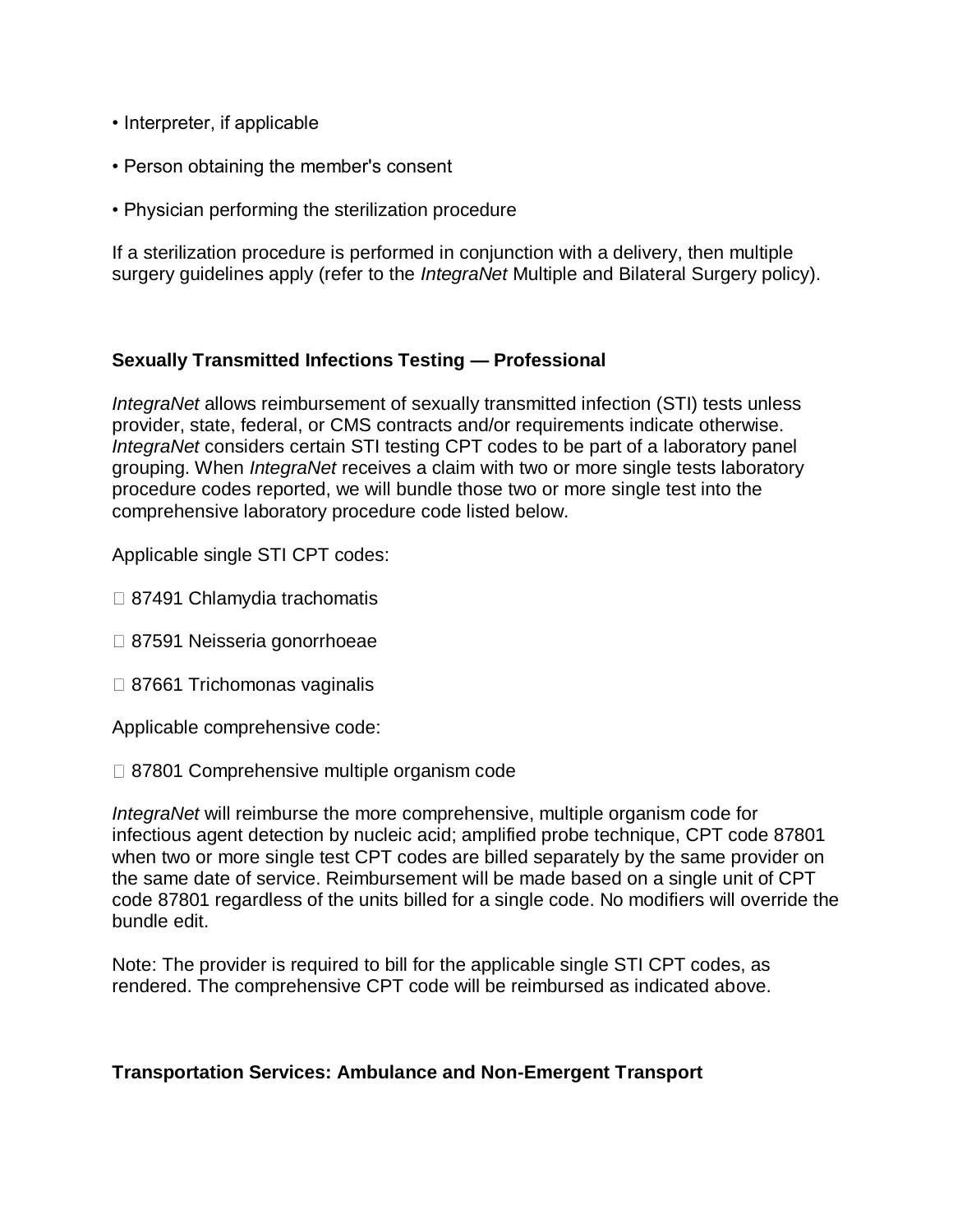- Interpreter, if applicable
- Person obtaining the member's consent
- Physician performing the sterilization procedure

If a sterilization procedure is performed in conjunction with a delivery, then multiple surgery guidelines apply (refer to the *IntegraNet* Multiple and Bilateral Surgery policy).

### Sexually Transmitted Infections Testing — Professional

*IntegraNet* allows reimbursement of sexually transmitted infection (STI) tests unless provider, state, federal, or CMS contracts and/or requirements indicate otherwise. *IntegraNet* considers certain STI testing CPT codes to be part of a laboratory panel grouping. When *IntegraNet* receives a claim with two or more single tests laboratory procedure codes reported, we will bundle those two or more single test into the comprehensive laboratory procedure code listed below.

Applicable single STI CPT codes:

- 87491 Chlamydia trachomatis
- 87591 Neisseria gonorrhoeae
- 87661 Trichomonas vaginalis

Applicable comprehensive code:

- 87801 Comprehensive multiple organism code

*IntegraNet* will reimburse the more comprehensive, multiple organism code for infectious agent detection by nucleic acid; amplified probe technique, CPT code 87801 when two or more single test CPT codes are billed separately by the same provider on the same date of service. Reimbursement will be made based on a single unit of CPT code 87801 regardless of the units billed for a single code. No modifiers will override the bundle edit.

Note: The provider is required to bill for the applicable single STI CPT codes, as rendered. The comprehensive CPT code will be reimbursed as indicated above.

### Transportation Services: Ambulance and Non-Emergent Transport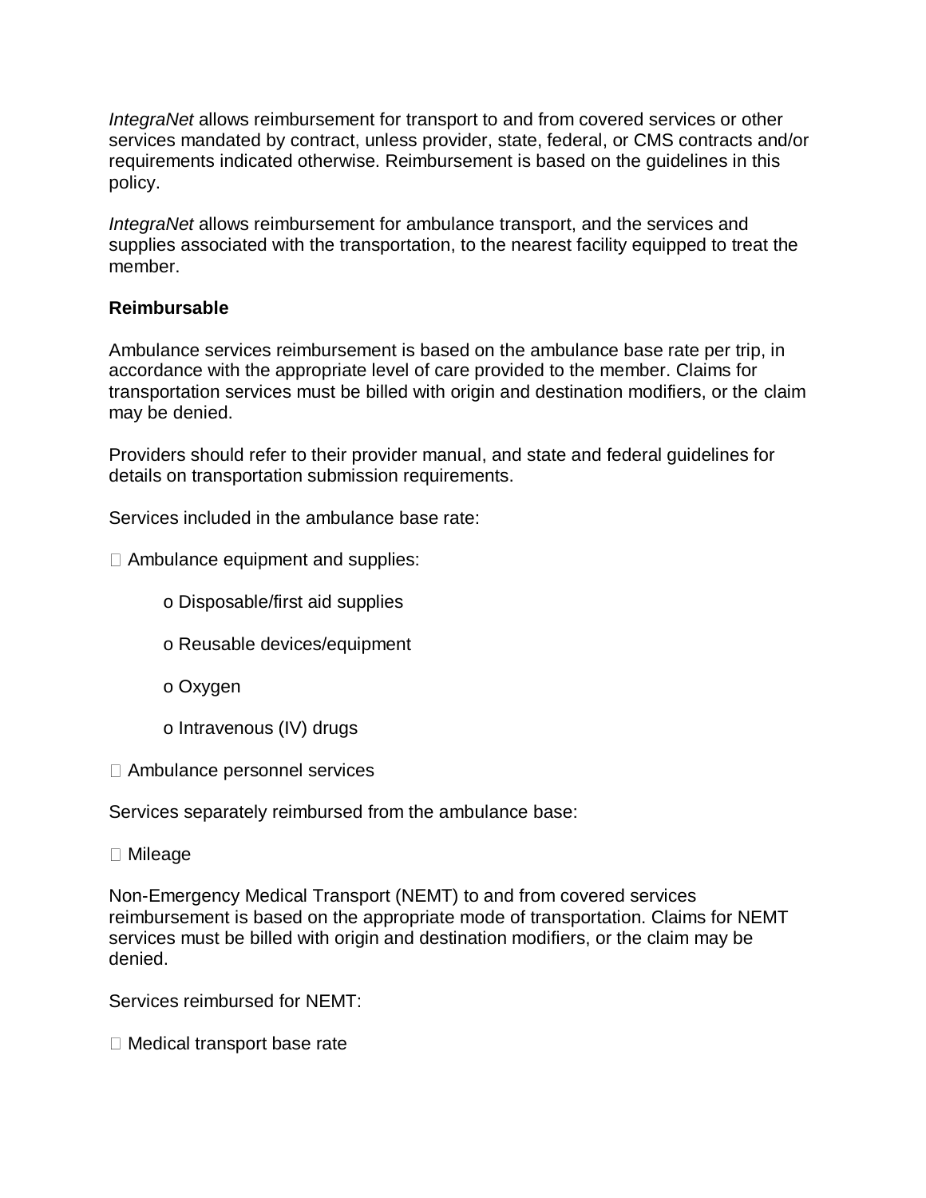*IntegraNet* allows reimbursement for transport to and from covered services or other services mandated by contract, unless provider, state, federal, or CMS contracts and/or requirements indicated otherwise. Reimbursement is based on the guidelines in this policy.

*IntegraNet* allows reimbursement for ambulance transport, and the services and supplies associated with the transportation, to the nearest facility equipped to treat the member.

**Reimbursable**

Ambulance services reimbursement is based on the ambulance base rate per trip, in accordance with the appropriate level of care provided to the member. Claims for transportation services must be billed with origin and destination modifiers, or the claim may be denied.

Providers should refer to their provider manual, and state and federal guidelines for details on transportation submission requirements.

Services included in the ambulance base rate:

- Ambulance equipment and supplies:
  - Disposable/first aid supplies
  - Reusable devices/equipment
  - Oxygen
  - Intravenous (IV) drugs
- Ambulance personnel services

Services separately reimbursed from the ambulance base:

- Mileage

Non-Emergency Medical Transport (NEMT) to and from covered services reimbursement is based on the appropriate mode of transportation. Claims for NEMT services must be billed with origin and destination modifiers, or the claim may be denied.

Services reimbursed for NEMT:

- Medical transport base rate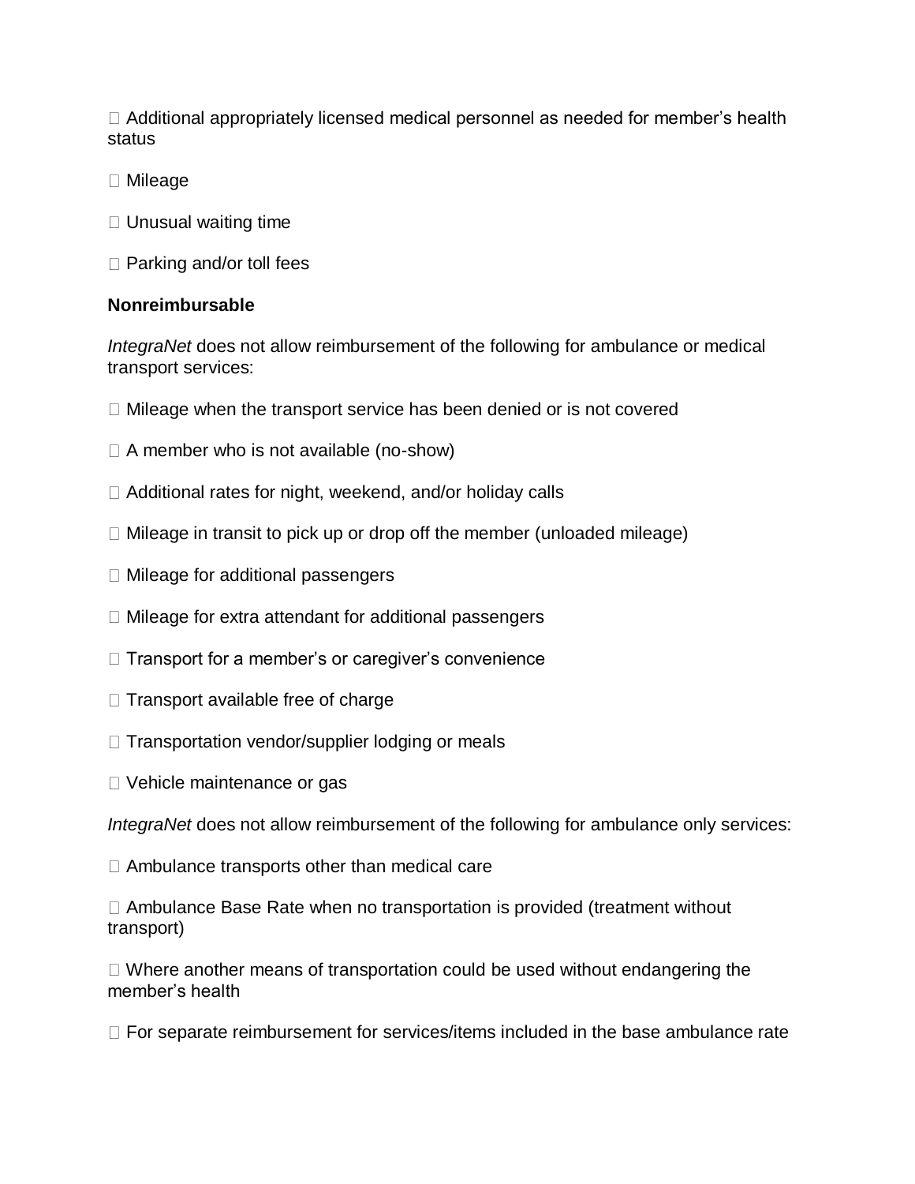- Additional appropriately licensed medical personnel as needed for member's health status
- Mileage
- Unusual waiting time
- Parking and/or toll fees

**Nonreimbursable**

*IntegraNet* does not allow reimbursement of the following for ambulance or medical transport services:

- Mileage when the transport service has been denied or is not covered
- A member who is not available (no-show)
- Additional rates for night, weekend, and/or holiday calls
- Mileage in transit to pick up or drop off the member (unloaded mileage)
- Mileage for additional passengers
- Mileage for extra attendant for additional passengers
- Transport for a member's or caregiver's convenience
- Transport available free of charge
- Transportation vendor/supplier lodging or meals
- Vehicle maintenance or gas

*IntegraNet* does not allow reimbursement of the following for ambulance only services:

- Ambulance transports other than medical care
- Ambulance Base Rate when no transportation is provided (treatment without transport)
- Where another means of transportation could be used without endangering the member's health
- For separate reimbursement for services/items included in the base ambulance rate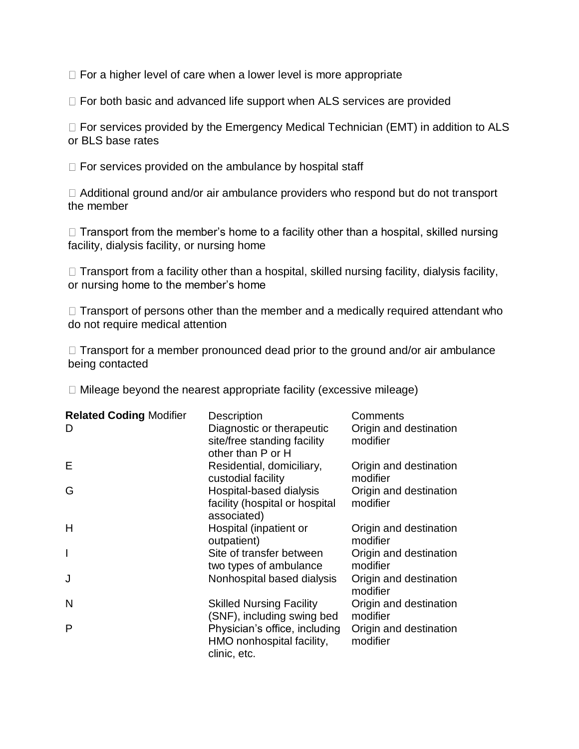- For a higher level of care when a lower level is more appropriate
- For both basic and advanced life support when ALS services are provided
- For services provided by the Emergency Medical Technician (EMT) in addition to ALS or BLS base rates
- For services provided on the ambulance by hospital staff
- Additional ground and/or air ambulance providers who respond but do not transport the member
- Transport from the member's home to a facility other than a hospital, skilled nursing facility, dialysis facility, or nursing home
- Transport from a facility other than a hospital, skilled nursing facility, dialysis facility, or nursing home to the member's home
- Transport of persons other than the member and a medically required attendant who do not require medical attention
- Transport for a member pronounced dead prior to the ground and/or air ambulance being contacted
- Mileage beyond the nearest appropriate facility (excessive mileage)

| **Related Coding** Modifier | Description | Comments |
|---|---|---|
| D | Diagnostic or therapeutic site/free standing facility other than P or H | Origin and destination modifier |
| E | Residential, domiciliary, custodial facility | Origin and destination modifier |
| G | Hospital-based dialysis facility (hospital or hospital associated) | Origin and destination modifier |
| H | Hospital (inpatient or outpatient) | Origin and destination modifier |
| I | Site of transfer between two types of ambulance | Origin and destination modifier |
| J | Nonhospital based dialysis | Origin and destination modifier |
| N | Skilled Nursing Facility (SNF), including swing bed | Origin and destination modifier |
| P | Physician's office, including HMO nonhospital facility, clinic, etc. | Origin and destination modifier |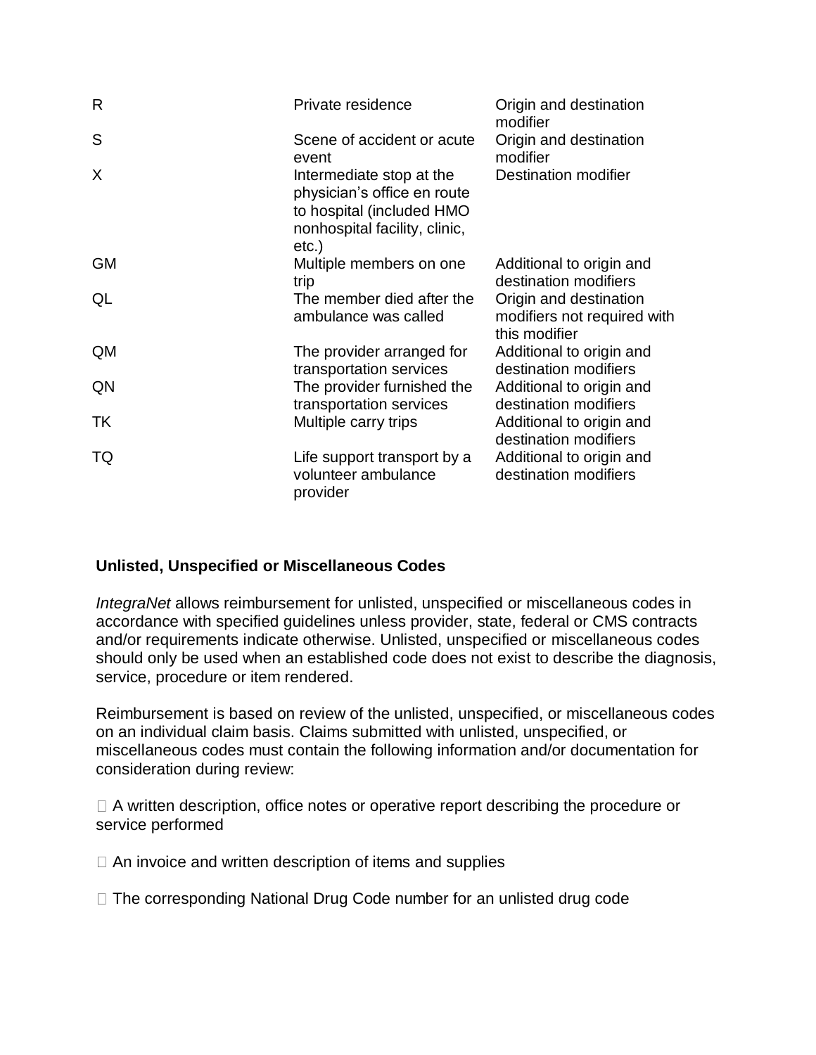| | | |
|---|---|---|
| R | Private residence | Origin and destination modifier |
| S | Scene of accident or acute event | Origin and destination modifier |
| X | Intermediate stop at the physician's office en route to hospital (included HMO nonhospital facility, clinic, etc.) | Destination modifier |
| GM | Multiple members on one trip | Additional to origin and destination modifiers |
| QL | The member died after the ambulance was called | Origin and destination modifiers not required with this modifier |
| QM | The provider arranged for transportation services | Additional to origin and destination modifiers |
| QN | The provider furnished the transportation services | Additional to origin and destination modifiers |
| TK | Multiple carry trips | Additional to origin and destination modifiers |
| TQ | Life support transport by a volunteer ambulance provider | Additional to origin and destination modifiers |

**Unlisted, Unspecified or Miscellaneous Codes**

*IntegraNet* allows reimbursement for unlisted, unspecified or miscellaneous codes in accordance with specified guidelines unless provider, state, federal or CMS contracts and/or requirements indicate otherwise. Unlisted, unspecified or miscellaneous codes should only be used when an established code does not exist to describe the diagnosis, service, procedure or item rendered.

Reimbursement is based on review of the unlisted, unspecified, or miscellaneous codes on an individual claim basis. Claims submitted with unlisted, unspecified, or miscellaneous codes must contain the following information and/or documentation for consideration during review:

- A written description, office notes or operative report describing the procedure or service performed
- An invoice and written description of items and supplies
- The corresponding National Drug Code number for an unlisted drug code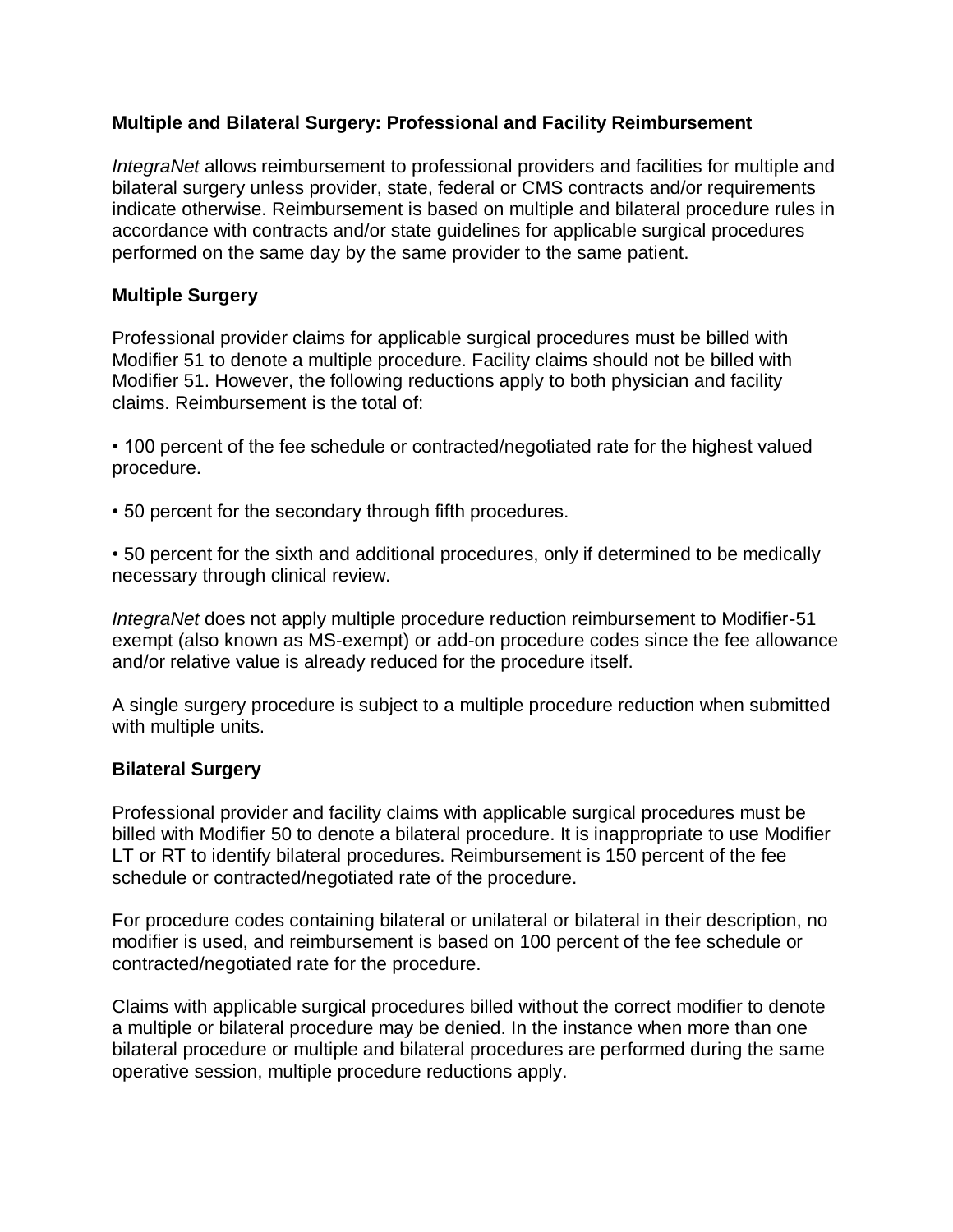**Multiple and Bilateral Surgery: Professional and Facility Reimbursement**

*IntegraNet* allows reimbursement to professional providers and facilities for multiple and bilateral surgery unless provider, state, federal or CMS contracts and/or requirements indicate otherwise. Reimbursement is based on multiple and bilateral procedure rules in accordance with contracts and/or state guidelines for applicable surgical procedures performed on the same day by the same provider to the same patient.

**Multiple Surgery**

Professional provider claims for applicable surgical procedures must be billed with Modifier 51 to denote a multiple procedure. Facility claims should not be billed with Modifier 51. However, the following reductions apply to both physician and facility claims. Reimbursement is the total of:

- 100 percent of the fee schedule or contracted/negotiated rate for the highest valued procedure.
- 50 percent for the secondary through fifth procedures.
- 50 percent for the sixth and additional procedures, only if determined to be medically necessary through clinical review.

*IntegraNet* does not apply multiple procedure reduction reimbursement to Modifier-51 exempt (also known as MS-exempt) or add-on procedure codes since the fee allowance and/or relative value is already reduced for the procedure itself.

A single surgery procedure is subject to a multiple procedure reduction when submitted with multiple units.

**Bilateral Surgery**

Professional provider and facility claims with applicable surgical procedures must be billed with Modifier 50 to denote a bilateral procedure. It is inappropriate to use Modifier LT or RT to identify bilateral procedures. Reimbursement is 150 percent of the fee schedule or contracted/negotiated rate of the procedure.

For procedure codes containing bilateral or unilateral or bilateral in their description, no modifier is used, and reimbursement is based on 100 percent of the fee schedule or contracted/negotiated rate for the procedure.

Claims with applicable surgical procedures billed without the correct modifier to denote a multiple or bilateral procedure may be denied. In the instance when more than one bilateral procedure or multiple and bilateral procedures are performed during the same operative session, multiple procedure reductions apply.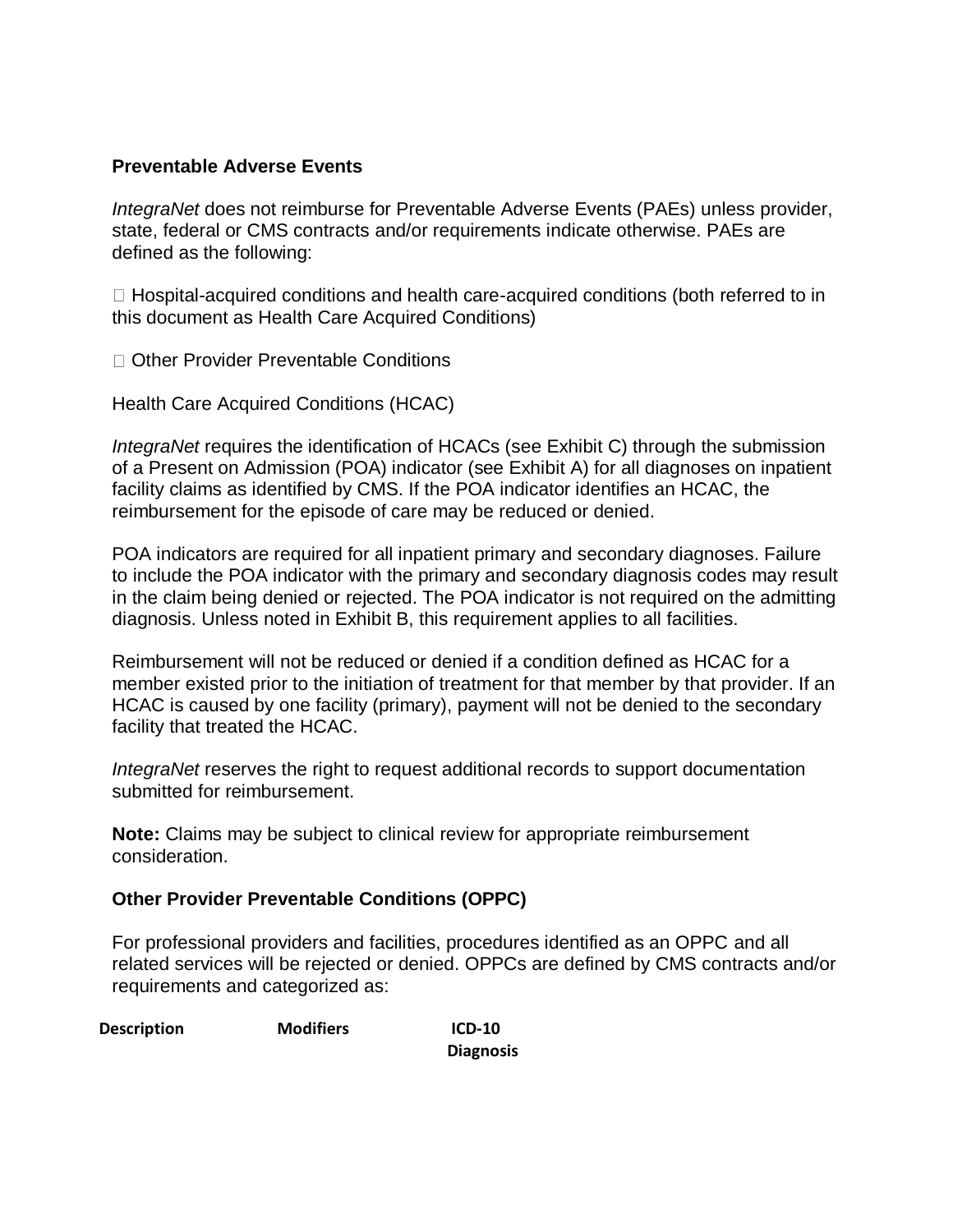**Preventable Adverse Events**

*IntegraNet* does not reimburse for Preventable Adverse Events (PAEs) unless provider, state, federal or CMS contracts and/or requirements indicate otherwise. PAEs are defined as the following:

- Hospital-acquired conditions and health care-acquired conditions (both referred to in this document as Health Care Acquired Conditions)
- Other Provider Preventable Conditions

Health Care Acquired Conditions (HCAC)

*IntegraNet* requires the identification of HCACs (see Exhibit C) through the submission of a Present on Admission (POA) indicator (see Exhibit A) for all diagnoses on inpatient facility claims as identified by CMS. If the POA indicator identifies an HCAC, the reimbursement for the episode of care may be reduced or denied.

POA indicators are required for all inpatient primary and secondary diagnoses. Failure to include the POA indicator with the primary and secondary diagnosis codes may result in the claim being denied or rejected. The POA indicator is not required on the admitting diagnosis. Unless noted in Exhibit B, this requirement applies to all facilities.

Reimbursement will not be reduced or denied if a condition defined as HCAC for a member existed prior to the initiation of treatment for that member by that provider. If an HCAC is caused by one facility (primary), payment will not be denied to the secondary facility that treated the HCAC.

*IntegraNet* reserves the right to request additional records to support documentation submitted for reimbursement.

**Note:** Claims may be subject to clinical review for appropriate reimbursement consideration.

**Other Provider Preventable Conditions (OPPC)**

For professional providers and facilities, procedures identified as an OPPC and all related services will be rejected or denied. OPPCs are defined by CMS contracts and/or requirements and categorized as:

| Description | Modifiers | ICD-10 Diagnosis |
|---|---|---|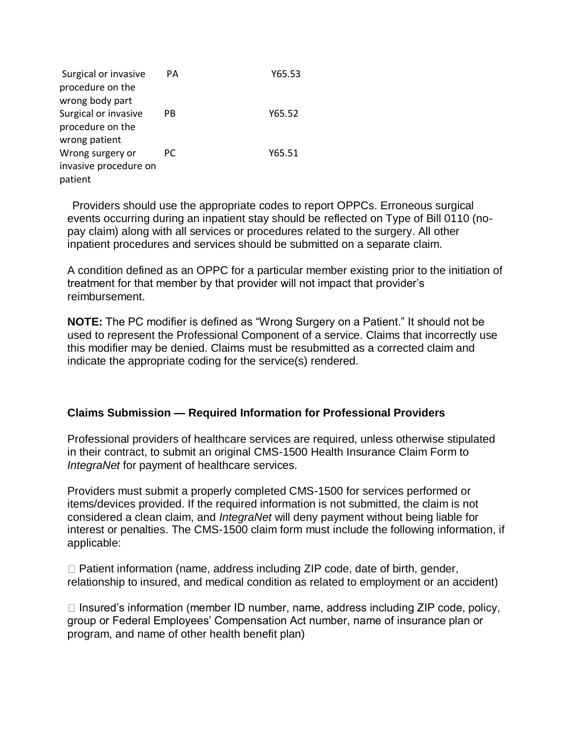| | | |
|---|---|---|
| Surgical or invasive procedure on the wrong body part | PA | Y65.53 |
| Surgical or invasive procedure on the wrong patient | PB | Y65.52 |
| Wrong surgery or invasive procedure on patient | PC | Y65.51 |

Providers should use the appropriate codes to report OPPCs. Erroneous surgical events occurring during an inpatient stay should be reflected on Type of Bill 0110 (no-pay claim) along with all services or procedures related to the surgery. All other inpatient procedures and services should be submitted on a separate claim.

A condition defined as an OPPC for a particular member existing prior to the initiation of treatment for that member by that provider will not impact that provider's reimbursement.

**NOTE:** The PC modifier is defined as "Wrong Surgery on a Patient." It should not be used to represent the Professional Component of a service. Claims that incorrectly use this modifier may be denied. Claims must be resubmitted as a corrected claim and indicate the appropriate coding for the service(s) rendered.

### Claims Submission — Required Information for Professional Providers

Professional providers of healthcare services are required, unless otherwise stipulated in their contract, to submit an original CMS-1500 Health Insurance Claim Form to *IntegraNet* for payment of healthcare services.

Providers must submit a properly completed CMS-1500 for services performed or items/devices provided. If the required information is not submitted, the claim is not considered a clean claim, and *IntegraNet* will deny payment without being liable for interest or penalties. The CMS-1500 claim form must include the following information, if applicable:

- Patient information (name, address including ZIP code, date of birth, gender, relationship to insured, and medical condition as related to employment or an accident)
- Insured's information (member ID number, name, address including ZIP code, policy, group or Federal Employees' Compensation Act number, name of insurance plan or program, and name of other health benefit plan)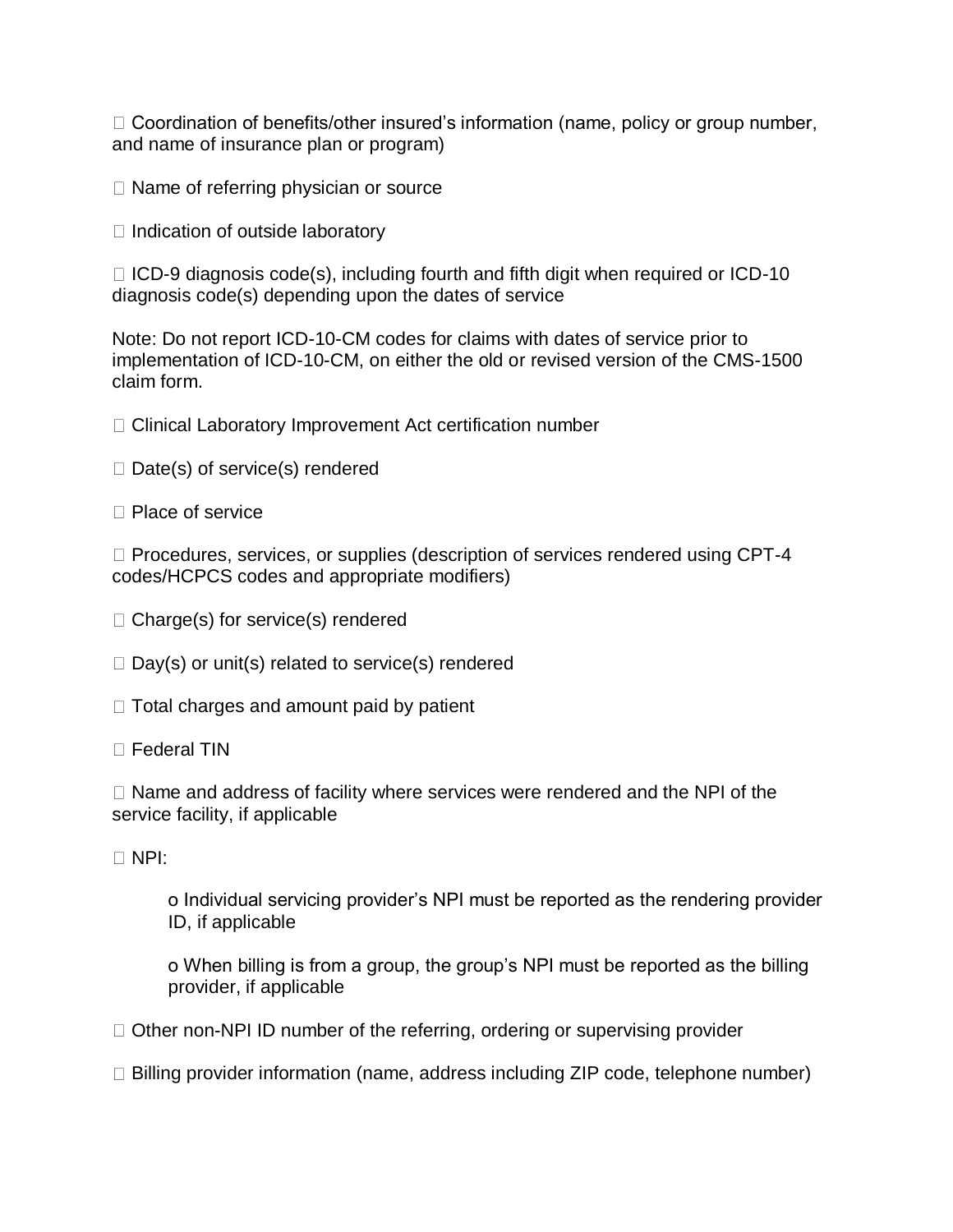- Coordination of benefits/other insured's information (name, policy or group number, and name of insurance plan or program)
- Name of referring physician or source
- Indication of outside laboratory
- ICD-9 diagnosis code(s), including fourth and fifth digit when required or ICD-10 diagnosis code(s) depending upon the dates of service

Note: Do not report ICD-10-CM codes for claims with dates of service prior to implementation of ICD-10-CM, on either the old or revised version of the CMS-1500 claim form.

- Clinical Laboratory Improvement Act certification number
- Date(s) of service(s) rendered
- Place of service
- Procedures, services, or supplies (description of services rendered using CPT-4 codes/HCPCS codes and appropriate modifiers)
- Charge(s) for service(s) rendered
- Day(s) or unit(s) related to service(s) rendered
- Total charges and amount paid by patient
- Federal TIN
- Name and address of facility where services were rendered and the NPI of the service facility, if applicable
- NPI:
    - Individual servicing provider's NPI must be reported as the rendering provider ID, if applicable
    - When billing is from a group, the group's NPI must be reported as the billing provider, if applicable
- Other non-NPI ID number of the referring, ordering or supervising provider
- Billing provider information (name, address including ZIP code, telephone number)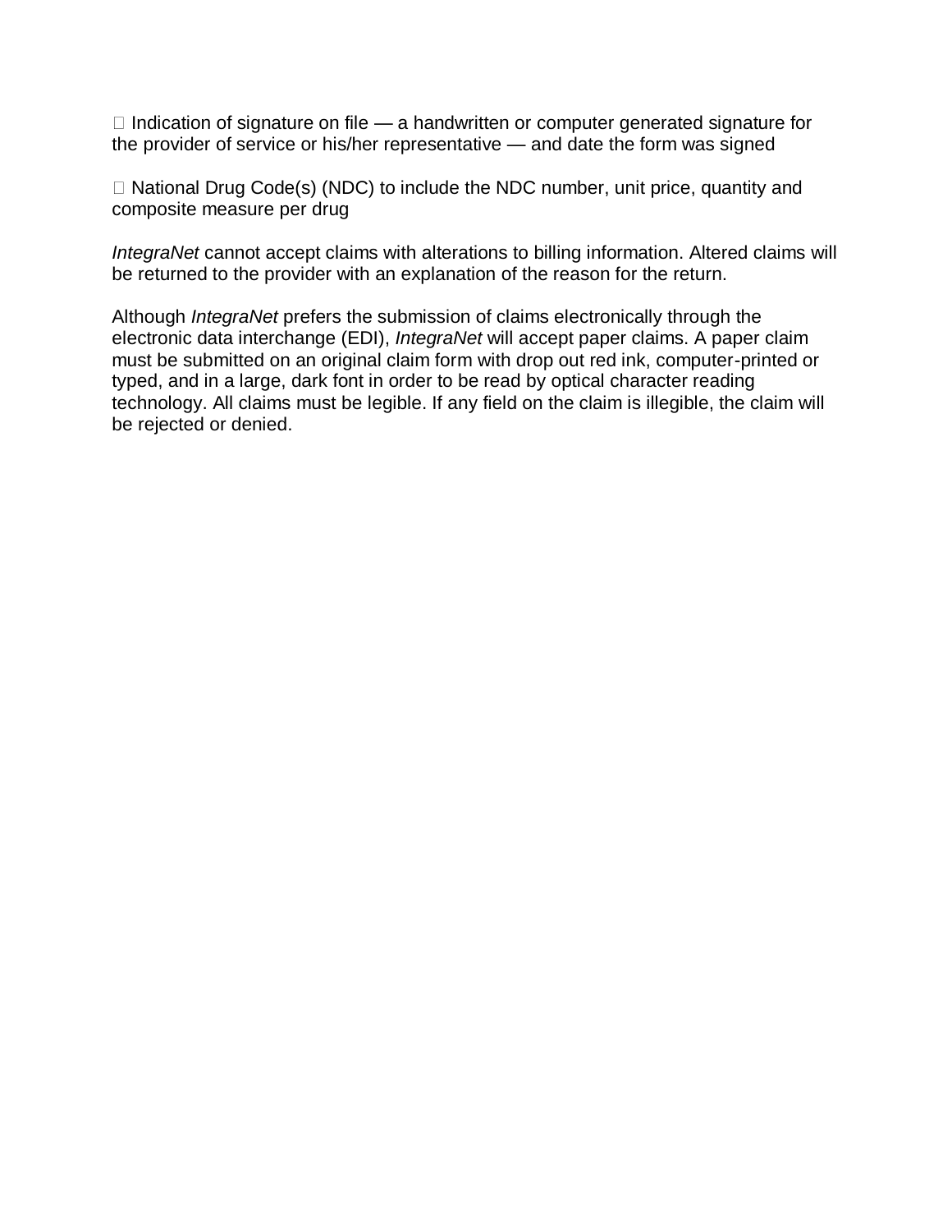- Indication of signature on file — a handwritten or computer generated signature for the provider of service or his/her representative — and date the form was signed

- National Drug Code(s) (NDC) to include the NDC number, unit price, quantity and composite measure per drug

*IntegraNet* cannot accept claims with alterations to billing information. Altered claims will be returned to the provider with an explanation of the reason for the return.

Although *IntegraNet* prefers the submission of claims electronically through the electronic data interchange (EDI), *IntegraNet* will accept paper claims. A paper claim must be submitted on an original claim form with drop out red ink, computer-printed or typed, and in a large, dark font in order to be read by optical character reading technology. All claims must be legible. If any field on the claim is illegible, the claim will be rejected or denied.